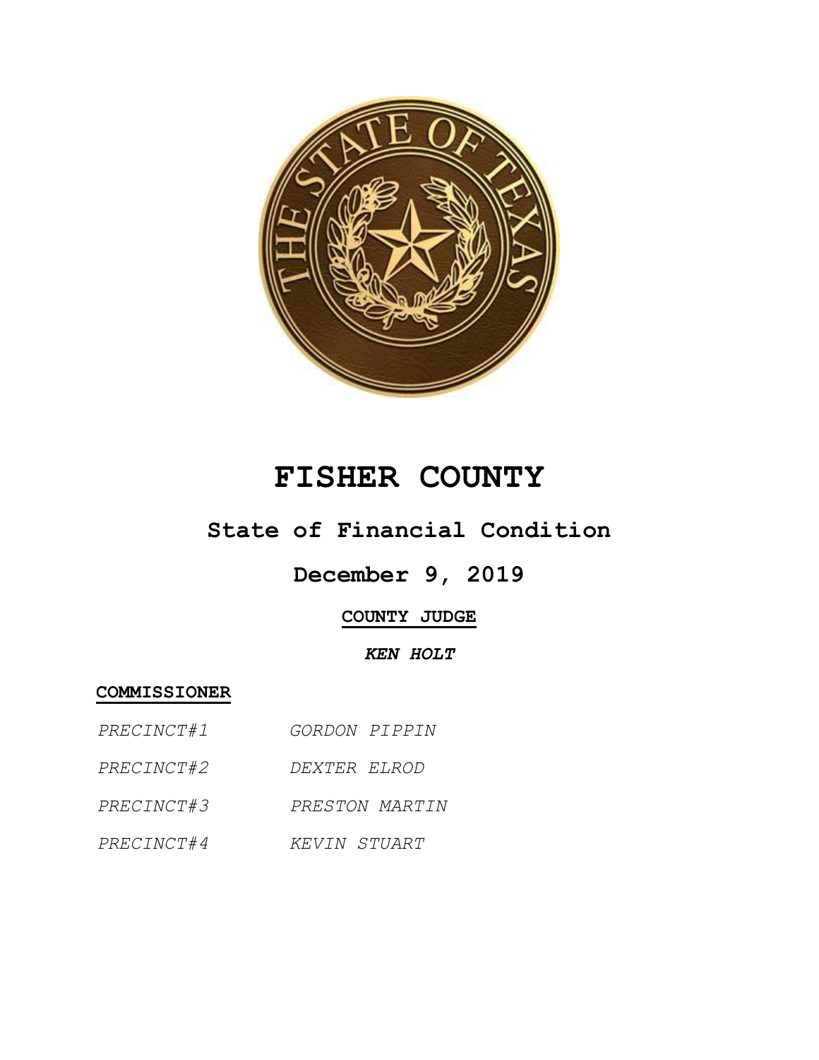# FISHER COUNTY

## State of Financial Condition

## December 9, 2019

**COUNTY JUDGE**

***KEN HOLT***

**COMMISSIONER**

| | |
|---|---|
| *PRECINCT#1* | *GORDON PIPPIN* |
| *PRECINCT#2* | *DEXTER ELROD* |
| *PRECINCT#3* | *PRESTON MARTIN* |
| *PRECINCT#4* | *KEVIN STUART* |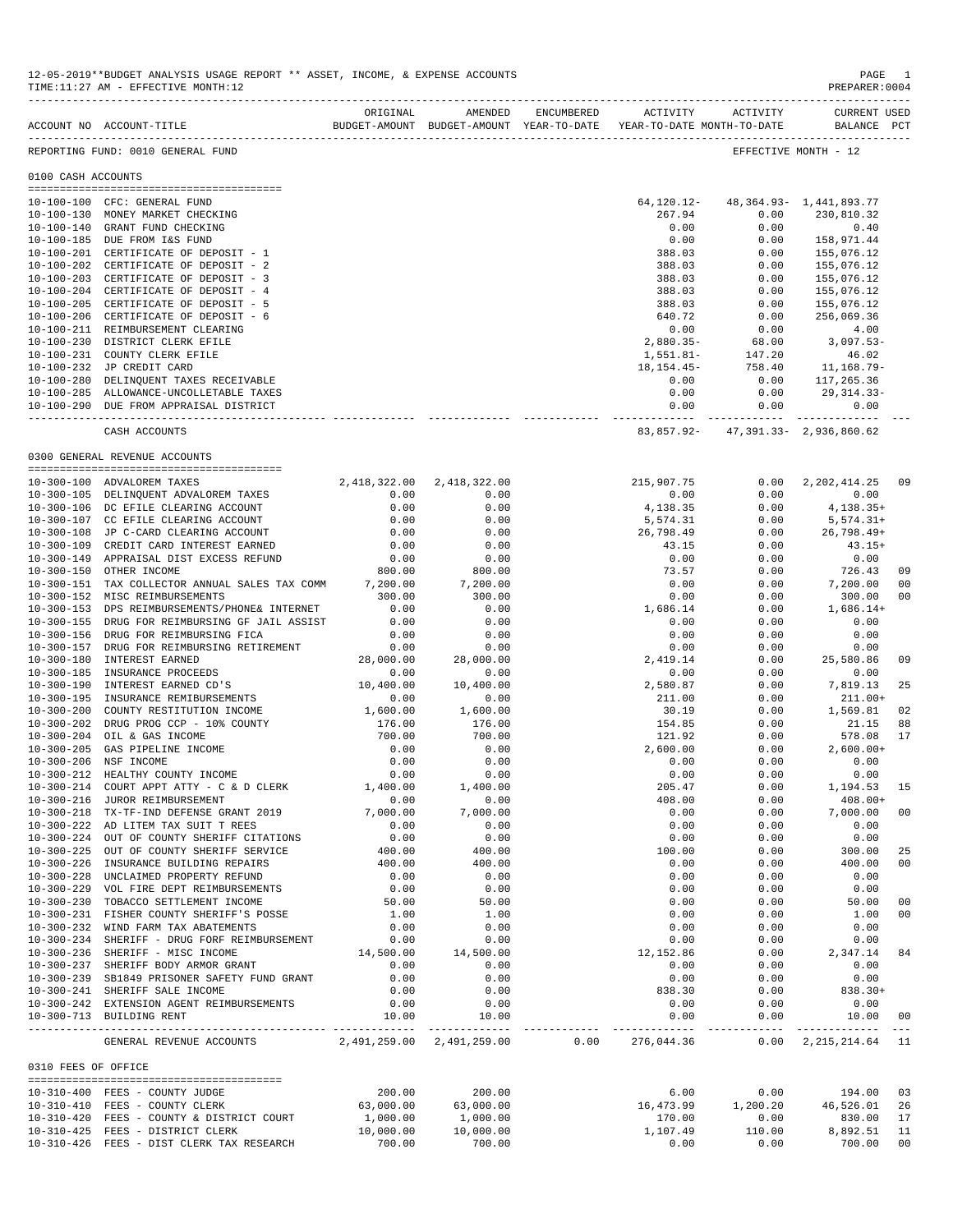12-05-2019**BUDGET ANALYSIS USAGE REPORT ** ASSET, INCOME, & EXPENSE ACCOUNTS
TIME:11:27 AM - EFFECTIVE MONTH:12

PREPARER:0004

| ACCOUNT NO | ACCOUNT-TITLE | ORIGINAL BUDGET-AMOUNT | AMENDED BUDGET-AMOUNT | ENCUMBERED YEAR-TO-DATE | ACTIVITY YEAR-TO-DATE | ACTIVITY MONTH-TO-DATE | CURRENT USED BALANCE | PCT |
|---|---|---|---|---|---|---|---|---|

REPORTING FUND: 0010 GENERAL FUND — EFFECTIVE MONTH - 12

## 0100 CASH ACCOUNTS

| ACCOUNT NO | ACCOUNT-TITLE | ORIGINAL BUDGET-AMOUNT | AMENDED BUDGET-AMOUNT | ENCUMBERED YEAR-TO-DATE | ACTIVITY YEAR-TO-DATE | ACTIVITY MONTH-TO-DATE | CURRENT BALANCE | USED PCT |
|---|---|---|---|---|---|---|---|---|
| 10-100-100 | CFC: GENERAL FUND | | | | 64,120.12- | 48,364.93- | 1,441,893.77 | |
| 10-100-130 | MONEY MARKET CHECKING | | | | 267.94 | 0.00 | 230,810.32 | |
| 10-100-140 | GRANT FUND CHECKING | | | | 0.00 | 0.00 | 0.40 | |
| 10-100-185 | DUE FROM I&S FUND | | | | 0.00 | 0.00 | 158,971.44 | |
| 10-100-201 | CERTIFICATE OF DEPOSIT - 1 | | | | 388.03 | 0.00 | 155,076.12 | |
| 10-100-202 | CERTIFICATE OF DEPOSIT - 2 | | | | 388.03 | 0.00 | 155,076.12 | |
| 10-100-203 | CERTIFICATE OF DEPOSIT - 3 | | | | 388.03 | 0.00 | 155,076.12 | |
| 10-100-204 | CERTIFICATE OF DEPOSIT - 4 | | | | 388.03 | 0.00 | 155,076.12 | |
| 10-100-205 | CERTIFICATE OF DEPOSIT - 5 | | | | 388.03 | 0.00 | 155,076.12 | |
| 10-100-206 | CERTIFICATE OF DEPOSIT - 6 | | | | 640.72 | 0.00 | 256,069.36 | |
| 10-100-211 | REIMBURSEMENT CLEARING | | | | 0.00 | 0.00 | 4.00 | |
| 10-100-230 | DISTRICT CLERK EFILE | | | | 2,880.35- | 68.00 | 3,097.53- | |
| 10-100-231 | COUNTY CLERK EFILE | | | | 1,551.81- | 147.20 | 46.02 | |
| 10-100-232 | JP CREDIT CARD | | | | 18,154.45- | 758.40 | 11,168.79- | |
| 10-100-280 | DELINQUENT TAXES RECEIVABLE | | | | 0.00 | 0.00 | 117,265.36 | |
| 10-100-285 | ALLOWANCE-UNCOLLETABLE TAXES | | | | 0.00 | 0.00 | 29,314.33- | |
| 10-100-290 | DUE FROM APPRAISAL DISTRICT | | | | 0.00 | 0.00 | 0.00 | |
| | CASH ACCOUNTS | | | | 83,857.92- | 47,391.33- | 2,936,860.62 | |

## 0300 GENERAL REVENUE ACCOUNTS

| ACCOUNT NO | ACCOUNT-TITLE | ORIGINAL BUDGET-AMOUNT | AMENDED BUDGET-AMOUNT | ENCUMBERED YEAR-TO-DATE | ACTIVITY YEAR-TO-DATE | ACTIVITY MONTH-TO-DATE | CURRENT BALANCE | USED PCT |
|---|---|---|---|---|---|---|---|---|
| 10-300-100 | ADVALOREM TAXES | 2,418,322.00 | 2,418,322.00 | | 215,907.75 | 0.00 | 2,202,414.25 | 09 |
| 10-300-105 | DELINQUENT ADVALOREM TAXES | 0.00 | 0.00 | | 0.00 | 0.00 | 0.00 | |
| 10-300-106 | DC EFILE CLEARING ACCOUNT | 0.00 | 0.00 | | 4,138.35 | 0.00 | 4,138.35+ | |
| 10-300-107 | CC EFILE CLEARING ACCOUNT | 0.00 | 0.00 | | 5,574.31 | 0.00 | 5,574.31+ | |
| 10-300-108 | JP C-CARD CLEARING ACCOUNT | 0.00 | 0.00 | | 26,798.49 | 0.00 | 26,798.49+ | |
| 10-300-109 | CREDIT CARD INTEREST EARNED | 0.00 | 0.00 | | 43.15 | 0.00 | 43.15+ | |
| 10-300-149 | APPRAISAL DIST EXCESS REFUND | 0.00 | 0.00 | | 0.00 | 0.00 | 0.00 | |
| 10-300-150 | OTHER INCOME | 800.00 | 800.00 | | 73.57 | 0.00 | 726.43 | 09 |
| 10-300-151 | TAX COLLECTOR ANNUAL SALES TAX COMM | 7,200.00 | 7,200.00 | | 0.00 | 0.00 | 7,200.00 | 00 |
| 10-300-152 | MISC REIMBURSEMENTS | 300.00 | 300.00 | | 0.00 | 0.00 | 300.00 | 00 |
| 10-300-153 | DPS REIMBURSEMENTS/PHONE& INTERNET | 0.00 | 0.00 | | 1,686.14 | 0.00 | 1,686.14+ | |
| 10-300-155 | DRUG FOR REIMBURSING GF JAIL ASSIST | 0.00 | 0.00 | | 0.00 | 0.00 | 0.00 | |
| 10-300-156 | DRUG FOR REIMBURSING FICA | 0.00 | 0.00 | | 0.00 | 0.00 | 0.00 | |
| 10-300-157 | DRUG FOR REIMBURSING RETIREMENT | 0.00 | 0.00 | | 0.00 | 0.00 | 0.00 | |
| 10-300-180 | INTEREST EARNED | 28,000.00 | 28,000.00 | | 2,419.14 | 0.00 | 25,580.86 | 09 |
| 10-300-185 | INSURANCE PROCEEDS | 0.00 | 0.00 | | 0.00 | 0.00 | 0.00 | |
| 10-300-190 | INTEREST EARNED CD'S | 10,400.00 | 10,400.00 | | 2,580.87 | 0.00 | 7,819.13 | 25 |
| 10-300-195 | INSURANCE REMIBURSEMENTS | 0.00 | 0.00 | | 211.00 | 0.00 | 211.00+ | |
| 10-300-200 | COUNTY RESTITUTION INCOME | 1,600.00 | 1,600.00 | | 30.19 | 0.00 | 1,569.81 | 02 |
| 10-300-202 | DRUG PROG CCP - 10% COUNTY | 176.00 | 176.00 | | 154.85 | 0.00 | 21.15 | 88 |
| 10-300-204 | OIL & GAS INCOME | 700.00 | 700.00 | | 121.92 | 0.00 | 578.08 | 17 |
| 10-300-205 | GAS PIPELINE INCOME | 0.00 | 0.00 | | 2,600.00 | 0.00 | 2,600.00+ | |
| 10-300-206 | NSF INCOME | 0.00 | 0.00 | | 0.00 | 0.00 | 0.00 | |
| 10-300-212 | HEALTHY COUNTY INCOME | 0.00 | 0.00 | | 0.00 | 0.00 | 0.00 | |
| 10-300-214 | COURT APPT ATTY - C & D CLERK | 1,400.00 | 1,400.00 | | 205.47 | 0.00 | 1,194.53 | 15 |
| 10-300-216 | JUROR REIMBURSEMENT | 0.00 | 0.00 | | 408.00 | 0.00 | 408.00+ | |
| 10-300-218 | TX-TF-IND DEFENSE GRANT 2019 | 7,000.00 | 7,000.00 | | 0.00 | 0.00 | 7,000.00 | 00 |
| 10-300-222 | AD LITEM TAX SUIT T REES | 0.00 | 0.00 | | 0.00 | 0.00 | 0.00 | |
| 10-300-224 | OUT OF COUNTY SHERIFF CITATIONS | 0.00 | 0.00 | | 0.00 | 0.00 | 0.00 | |
| 10-300-225 | OUT OF COUNTY SHERIFF SERVICE | 400.00 | 400.00 | | 100.00 | 0.00 | 300.00 | 25 |
| 10-300-226 | INSURANCE BUILDING REPAIRS | 400.00 | 400.00 | | 0.00 | 0.00 | 400.00 | 00 |
| 10-300-228 | UNCLAIMED PROPERTY REFUND | 0.00 | 0.00 | | 0.00 | 0.00 | 0.00 | |
| 10-300-229 | VOL FIRE DEPT REIMBURSEMENTS | 0.00 | 0.00 | | 0.00 | 0.00 | 0.00 | |
| 10-300-230 | TOBACCO SETTLEMENT INCOME | 50.00 | 50.00 | | 0.00 | 0.00 | 50.00 | 00 |
| 10-300-231 | FISHER COUNTY SHERIFF'S POSSE | 1.00 | 1.00 | | 0.00 | 0.00 | 1.00 | 00 |
| 10-300-232 | WIND FARM TAX ABATEMENTS | 0.00 | 0.00 | | 0.00 | 0.00 | 0.00 | |
| 10-300-234 | SHERIFF - DRUG FORF REIMBURSEMENT | 0.00 | 0.00 | | 0.00 | 0.00 | 0.00 | |
| 10-300-236 | SHERIFF - MISC INCOME | 14,500.00 | 14,500.00 | | 12,152.86 | 0.00 | 2,347.14 | 84 |
| 10-300-237 | SHERIFF BODY ARMOR GRANT | 0.00 | 0.00 | | 0.00 | 0.00 | 0.00 | |
| 10-300-239 | SB1849 PRISONER SAFETY FUND GRANT | 0.00 | 0.00 | | 0.00 | 0.00 | 0.00 | |
| 10-300-241 | SHERIFF SALE INCOME | 0.00 | 0.00 | | 838.30 | 0.00 | 838.30+ | |
| 10-300-242 | EXTENSION AGENT REIMBURSEMENTS | 0.00 | 0.00 | | 0.00 | 0.00 | 0.00 | |
| 10-300-713 | BUILDING RENT | 10.00 | 10.00 | | 0.00 | 0.00 | 10.00 | 00 |
| | GENERAL REVENUE ACCOUNTS | 2,491,259.00 | 2,491,259.00 | 0.00 | 276,044.36 | 0.00 | 2,215,214.64 | 11 |

## 0310 FEES OF OFFICE

| ACCOUNT NO | ACCOUNT-TITLE | ORIGINAL BUDGET-AMOUNT | AMENDED BUDGET-AMOUNT | ENCUMBERED YEAR-TO-DATE | ACTIVITY YEAR-TO-DATE | ACTIVITY MONTH-TO-DATE | CURRENT BALANCE | USED PCT |
|---|---|---|---|---|---|---|---|---|
| 10-310-400 | FEES - COUNTY JUDGE | 200.00 | 200.00 | | 6.00 | 0.00 | 194.00 | 03 |
| 10-310-410 | FEES - COUNTY CLERK | 63,000.00 | 63,000.00 | | 16,473.99 | 1,200.20 | 46,526.01 | 26 |
| 10-310-420 | FEES - COUNTY & DISTRICT COURT | 1,000.00 | 1,000.00 | | 170.00 | 0.00 | 830.00 | 17 |
| 10-310-425 | FEES - DISTRICT CLERK | 10,000.00 | 10,000.00 | | 1,107.49 | 110.00 | 8,892.51 | 11 |
| 10-310-426 | FEES - DIST CLERK TAX RESEARCH | 700.00 | 700.00 | | 0.00 | 0.00 | 700.00 | 00 |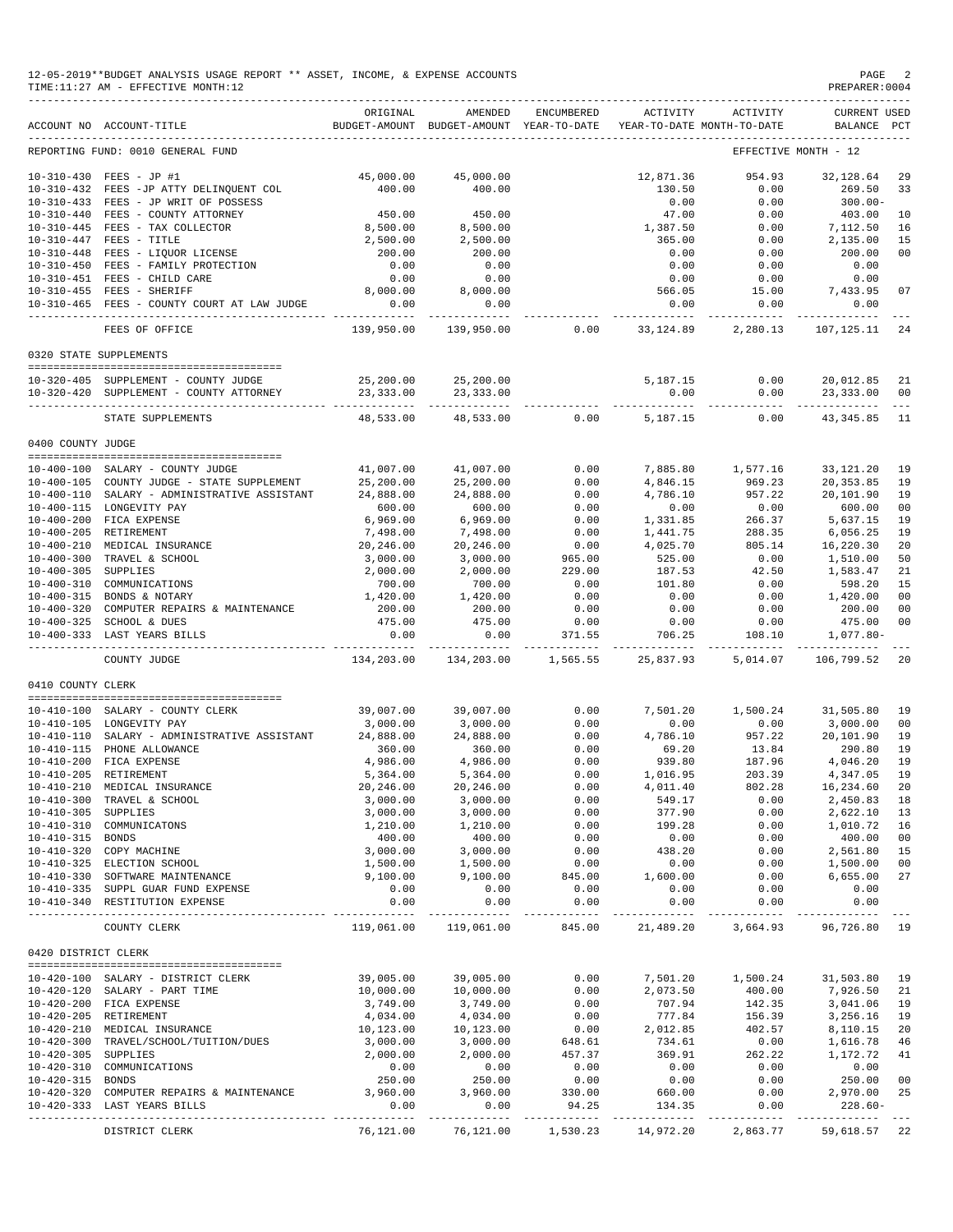12-05-2019**BUDGET ANALYSIS USAGE REPORT ** ASSET, INCOME, & EXPENSE ACCOUNTS
TIME:11:27 AM - EFFECTIVE MONTH:12
PREPARER:0004

| ACCOUNT NO | ACCOUNT-TITLE | ORIGINAL BUDGET-AMOUNT | AMENDED BUDGET-AMOUNT | ENCUMBERED YEAR-TO-DATE | ACTIVITY YEAR-TO-DATE | ACTIVITY MONTH-TO-DATE | CURRENT USED BALANCE | PCT |
|---|---|---|---|---|---|---|---|---|
| REPORTING FUND: 0010 GENERAL FUND | | | | | | EFFECTIVE MONTH - 12 | | |
| 10-310-430 | FEES - JP #1 | 45,000.00 | 45,000.00 | | 12,871.36 | 954.93 | 32,128.64 | 29 |
| 10-310-432 | FEES -JP ATTY DELINQUENT COL | 400.00 | 400.00 | | 130.50 | 0.00 | 269.50 | 33 |
| 10-310-433 | FEES - JP WRIT OF POSSESS | | | | 0.00 | 0.00 | 300.00- | |
| 10-310-440 | FEES - COUNTY ATTORNEY | 450.00 | 450.00 | | 47.00 | 0.00 | 403.00 | 10 |
| 10-310-445 | FEES - TAX COLLECTOR | 8,500.00 | 8,500.00 | | 1,387.50 | 0.00 | 7,112.50 | 16 |
| 10-310-447 | FEES - TITLE | 2,500.00 | 2,500.00 | | 365.00 | 0.00 | 2,135.00 | 15 |
| 10-310-448 | FEES - LIQUOR LICENSE | 200.00 | 200.00 | | 0.00 | 0.00 | 200.00 | 00 |
| 10-310-450 | FEES - FAMILY PROTECTION | 0.00 | 0.00 | | 0.00 | 0.00 | 0.00 | |
| 10-310-451 | FEES - CHILD CARE | 0.00 | 0.00 | | 0.00 | 0.00 | 0.00 | |
| 10-310-455 | FEES - SHERIFF | 8,000.00 | 8,000.00 | | 566.05 | 15.00 | 7,433.95 | 07 |
| 10-310-465 | FEES - COUNTY COURT AT LAW JUDGE | 0.00 | 0.00 | | 0.00 | 0.00 | 0.00 | |
| | FEES OF OFFICE | 139,950.00 | 139,950.00 | 0.00 | 33,124.89 | 2,280.13 | 107,125.11 | 24 |
| 0320 STATE SUPPLEMENTS | | | | | | | | |
| 10-320-405 | SUPPLEMENT - COUNTY JUDGE | 25,200.00 | 25,200.00 | | 5,187.15 | 0.00 | 20,012.85 | 21 |
| 10-320-420 | SUPPLEMENT - COUNTY ATTORNEY | 23,333.00 | 23,333.00 | | 0.00 | 0.00 | 23,333.00 | 00 |
| | STATE SUPPLEMENTS | 48,533.00 | 48,533.00 | 0.00 | 5,187.15 | 0.00 | 43,345.85 | 11 |
| 0400 COUNTY JUDGE | | | | | | | | |
| 10-400-100 | SALARY - COUNTY JUDGE | 41,007.00 | 41,007.00 | 0.00 | 7,885.80 | 1,577.16 | 33,121.20 | 19 |
| 10-400-105 | COUNTY JUDGE - STATE SUPPLEMENT | 25,200.00 | 25,200.00 | 0.00 | 4,846.15 | 969.23 | 20,353.85 | 19 |
| 10-400-110 | SALARY - ADMINISTRATIVE ASSISTANT | 24,888.00 | 24,888.00 | 0.00 | 4,786.10 | 957.22 | 20,101.90 | 19 |
| 10-400-115 | LONGEVITY PAY | 600.00 | 600.00 | 0.00 | 0.00 | 0.00 | 600.00 | 00 |
| 10-400-200 | FICA EXPENSE | 6,969.00 | 6,969.00 | 0.00 | 1,331.85 | 266.37 | 5,637.15 | 19 |
| 10-400-205 | RETIREMENT | 7,498.00 | 7,498.00 | 0.00 | 1,441.75 | 288.35 | 6,056.25 | 19 |
| 10-400-210 | MEDICAL INSURANCE | 20,246.00 | 20,246.00 | 0.00 | 4,025.70 | 805.14 | 16,220.30 | 20 |
| 10-400-300 | TRAVEL & SCHOOL | 3,000.00 | 3,000.00 | 965.00 | 525.00 | 0.00 | 1,510.00 | 50 |
| 10-400-305 | SUPPLIES | 2,000.00 | 2,000.00 | 229.00 | 187.53 | 42.50 | 1,583.47 | 21 |
| 10-400-310 | COMMUNICATIONS | 700.00 | 700.00 | 0.00 | 101.80 | 0.00 | 598.20 | 15 |
| 10-400-315 | BONDS & NOTARY | 1,420.00 | 1,420.00 | 0.00 | 0.00 | 0.00 | 1,420.00 | 00 |
| 10-400-320 | COMPUTER REPAIRS & MAINTENANCE | 200.00 | 200.00 | 0.00 | 0.00 | 0.00 | 200.00 | 00 |
| 10-400-325 | SCHOOL & DUES | 475.00 | 475.00 | 0.00 | 0.00 | 0.00 | 475.00 | 00 |
| 10-400-333 | LAST YEARS BILLS | 0.00 | 0.00 | 371.55 | 706.25 | 108.10 | 1,077.80- | |
| | COUNTY JUDGE | 134,203.00 | 134,203.00 | 1,565.55 | 25,837.93 | 5,014.07 | 106,799.52 | 20 |
| 0410 COUNTY CLERK | | | | | | | | |
| 10-410-100 | SALARY - COUNTY CLERK | 39,007.00 | 39,007.00 | 0.00 | 7,501.20 | 1,500.24 | 31,505.80 | 19 |
| 10-410-105 | LONGEVITY PAY | 3,000.00 | 3,000.00 | 0.00 | 0.00 | 0.00 | 3,000.00 | 00 |
| 10-410-110 | SALARY - ADMINISTRATIVE ASSISTANT | 24,888.00 | 24,888.00 | 0.00 | 4,786.10 | 957.22 | 20,101.90 | 19 |
| 10-410-115 | PHONE ALLOWANCE | 360.00 | 360.00 | 0.00 | 69.20 | 13.84 | 290.80 | 19 |
| 10-410-200 | FICA EXPENSE | 4,986.00 | 4,986.00 | 0.00 | 939.80 | 187.96 | 4,046.20 | 19 |
| 10-410-205 | RETIREMENT | 5,364.00 | 5,364.00 | 0.00 | 1,016.95 | 203.39 | 4,347.05 | 19 |
| 10-410-210 | MEDICAL INSURANCE | 20,246.00 | 20,246.00 | 0.00 | 4,011.40 | 802.28 | 16,234.60 | 20 |
| 10-410-300 | TRAVEL & SCHOOL | 3,000.00 | 3,000.00 | 0.00 | 549.17 | 0.00 | 2,450.83 | 18 |
| 10-410-305 | SUPPLIES | 3,000.00 | 3,000.00 | 0.00 | 377.90 | 0.00 | 2,622.10 | 13 |
| 10-410-310 | COMMUNICATONS | 1,210.00 | 1,210.00 | 0.00 | 199.28 | 0.00 | 1,010.72 | 16 |
| 10-410-315 | BONDS | 400.00 | 400.00 | 0.00 | 0.00 | 0.00 | 400.00 | 00 |
| 10-410-320 | COPY MACHINE | 3,000.00 | 3,000.00 | 0.00 | 438.20 | 0.00 | 2,561.80 | 15 |
| 10-410-325 | ELECTION SCHOOL | 1,500.00 | 1,500.00 | 0.00 | 0.00 | 0.00 | 1,500.00 | 00 |
| 10-410-330 | SOFTWARE MAINTENANCE | 9,100.00 | 9,100.00 | 845.00 | 1,600.00 | 0.00 | 6,655.00 | 27 |
| 10-410-335 | SUPPL GUAR FUND EXPENSE | 0.00 | 0.00 | 0.00 | 0.00 | 0.00 | 0.00 | |
| 10-410-340 | RESTITUTION EXPENSE | 0.00 | 0.00 | 0.00 | 0.00 | 0.00 | 0.00 | |
| | COUNTY CLERK | 119,061.00 | 119,061.00 | 845.00 | 21,489.20 | 3,664.93 | 96,726.80 | 19 |
| 0420 DISTRICT CLERK | | | | | | | | |
| 10-420-100 | SALARY - DISTRICT CLERK | 39,005.00 | 39,005.00 | 0.00 | 7,501.20 | 1,500.24 | 31,503.80 | 19 |
| 10-420-120 | SALARY - PART TIME | 10,000.00 | 10,000.00 | 0.00 | 2,073.50 | 400.00 | 7,926.50 | 21 |
| 10-420-200 | FICA EXPENSE | 3,749.00 | 3,749.00 | 0.00 | 707.94 | 142.35 | 3,041.06 | 19 |
| 10-420-205 | RETIREMENT | 4,034.00 | 4,034.00 | 0.00 | 777.84 | 156.39 | 3,256.16 | 19 |
| 10-420-210 | MEDICAL INSURANCE | 10,123.00 | 10,123.00 | 0.00 | 2,012.85 | 402.57 | 8,110.15 | 20 |
| 10-420-300 | TRAVEL/SCHOOL/TUITION/DUES | 3,000.00 | 3,000.00 | 648.61 | 734.61 | 0.00 | 1,616.78 | 46 |
| 10-420-305 | SUPPLIES | 2,000.00 | 2,000.00 | 457.37 | 369.91 | 262.22 | 1,172.72 | 41 |
| 10-420-310 | COMMUNICATIONS | 0.00 | 0.00 | 0.00 | 0.00 | 0.00 | 0.00 | |
| 10-420-315 | BONDS | 250.00 | 250.00 | 0.00 | 0.00 | 0.00 | 250.00 | 00 |
| 10-420-320 | COMPUTER REPAIRS & MAINTENANCE | 3,960.00 | 3,960.00 | 330.00 | 660.00 | 0.00 | 2,970.00 | 25 |
| 10-420-333 | LAST YEARS BILLS | 0.00 | 0.00 | 94.25 | 134.35 | 0.00 | 228.60- | |
| | DISTRICT CLERK | 76,121.00 | 76,121.00 | 1,530.23 | 14,972.20 | 2,863.77 | 59,618.57 | 22 |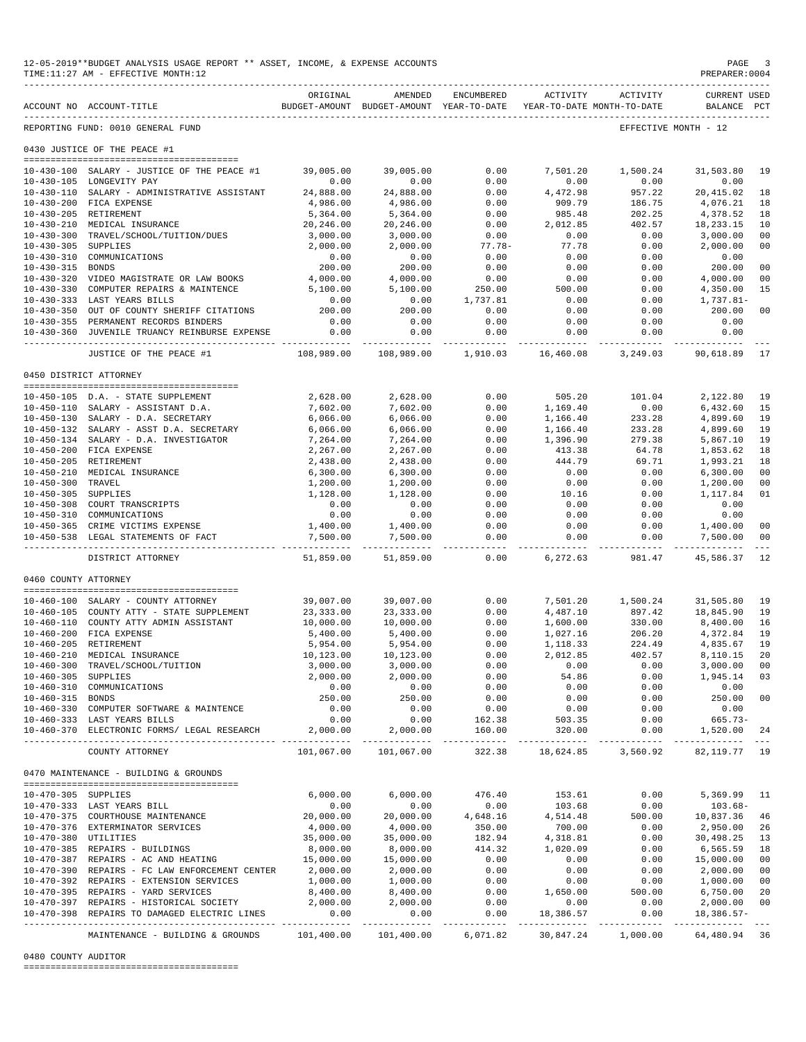12-05-2019**BUDGET ANALYSIS USAGE REPORT ** ASSET, INCOME, & EXPENSE ACCOUNTS
TIME:11:27 AM - EFFECTIVE MONTH:12

PREPARER:0004

REPORTING FUND: 0010 GENERAL FUND — EFFECTIVE MONTH - 12

## 0430 JUSTICE OF THE PEACE #1

| ACCOUNT NO | ACCOUNT-TITLE | ORIGINAL BUDGET-AMOUNT | AMENDED BUDGET-AMOUNT | ENCUMBERED YEAR-TO-DATE | ACTIVITY YEAR-TO-DATE | ACTIVITY MONTH-TO-DATE | CURRENT BALANCE | USED PCT |
|---|---|---|---|---|---|---|---|---|
| 10-430-100 | SALARY - JUSTICE OF THE PEACE #1 | 39,005.00 | 39,005.00 | 0.00 | 7,501.20 | 1,500.24 | 31,503.80 | 19 |
| 10-430-105 | LONGEVITY PAY | 0.00 | 0.00 | 0.00 | 0.00 | 0.00 | 0.00 | |
| 10-430-110 | SALARY - ADMINISTRATIVE ASSISTANT | 24,888.00 | 24,888.00 | 0.00 | 4,472.98 | 957.22 | 20,415.02 | 18 |
| 10-430-200 | FICA EXPENSE | 4,986.00 | 4,986.00 | 0.00 | 909.79 | 186.75 | 4,076.21 | 18 |
| 10-430-205 | RETIREMENT | 5,364.00 | 5,364.00 | 0.00 | 985.48 | 202.25 | 4,378.52 | 18 |
| 10-430-210 | MEDICAL INSURANCE | 20,246.00 | 20,246.00 | 0.00 | 2,012.85 | 402.57 | 18,233.15 | 10 |
| 10-430-300 | TRAVEL/SCHOOL/TUITION/DUES | 3,000.00 | 3,000.00 | 0.00 | 0.00 | 0.00 | 3,000.00 | 00 |
| 10-430-305 | SUPPLIES | 2,000.00 | 2,000.00 | 77.78- | 77.78 | 0.00 | 2,000.00 | 00 |
| 10-430-310 | COMMUNICATIONS | 0.00 | 0.00 | 0.00 | 0.00 | 0.00 | 0.00 | |
| 10-430-315 | BONDS | 200.00 | 200.00 | 0.00 | 0.00 | 0.00 | 200.00 | 00 |
| 10-430-320 | VIDEO MAGISTRATE OR LAW BOOKS | 4,000.00 | 4,000.00 | 0.00 | 0.00 | 0.00 | 4,000.00 | 00 |
| 10-430-330 | COMPUTER REPAIRS & MAINTENCE | 5,100.00 | 5,100.00 | 250.00 | 500.00 | 0.00 | 4,350.00 | 15 |
| 10-430-333 | LAST YEARS BILLS | 0.00 | 0.00 | 1,737.81 | 0.00 | 0.00 | 1,737.81- | |
| 10-430-350 | OUT OF COUNTY SHERIFF CITATIONS | 200.00 | 200.00 | 0.00 | 0.00 | 0.00 | 200.00 | 00 |
| 10-430-355 | PERMANENT RECORDS BINDERS | 0.00 | 0.00 | 0.00 | 0.00 | 0.00 | 0.00 | |
| 10-430-360 | JUVENILE TRUANCY REINBURSE EXPENSE | 0.00 | 0.00 | 0.00 | 0.00 | 0.00 | 0.00 | |
| | JUSTICE OF THE PEACE #1 | 108,989.00 | 108,989.00 | 1,910.03 | 16,460.08 | 3,249.03 | 90,618.89 | 17 |

## 0450 DISTRICT ATTORNEY

| ACCOUNT NO | ACCOUNT-TITLE | ORIGINAL BUDGET-AMOUNT | AMENDED BUDGET-AMOUNT | ENCUMBERED YEAR-TO-DATE | ACTIVITY YEAR-TO-DATE | ACTIVITY MONTH-TO-DATE | CURRENT BALANCE | USED PCT |
|---|---|---|---|---|---|---|---|---|
| 10-450-105 | D.A. - STATE SUPPLEMENT | 2,628.00 | 2,628.00 | 0.00 | 505.20 | 101.04 | 2,122.80 | 19 |
| 10-450-110 | SALARY - ASSISTANT D.A. | 7,602.00 | 7,602.00 | 0.00 | 1,169.40 | 0.00 | 6,432.60 | 15 |
| 10-450-130 | SALARY - D.A. SECRETARY | 6,066.00 | 6,066.00 | 0.00 | 1,166.40 | 233.28 | 4,899.60 | 19 |
| 10-450-132 | SALARY - ASST D.A. SECRETARY | 6,066.00 | 6,066.00 | 0.00 | 1,166.40 | 233.28 | 4,899.60 | 19 |
| 10-450-134 | SALARY - D.A. INVESTIGATOR | 7,264.00 | 7,264.00 | 0.00 | 1,396.90 | 279.38 | 5,867.10 | 19 |
| 10-450-200 | FICA EXPENSE | 2,267.00 | 2,267.00 | 0.00 | 413.38 | 64.78 | 1,853.62 | 18 |
| 10-450-205 | RETIREMENT | 2,438.00 | 2,438.00 | 0.00 | 444.79 | 69.71 | 1,993.21 | 18 |
| 10-450-210 | MEDICAL INSURANCE | 6,300.00 | 6,300.00 | 0.00 | 0.00 | 0.00 | 6,300.00 | 00 |
| 10-450-300 | TRAVEL | 1,200.00 | 1,200.00 | 0.00 | 0.00 | 0.00 | 1,200.00 | 00 |
| 10-450-305 | SUPPLIES | 1,128.00 | 1,128.00 | 0.00 | 10.16 | 0.00 | 1,117.84 | 01 |
| 10-450-308 | COURT TRANSCRIPTS | 0.00 | 0.00 | 0.00 | 0.00 | 0.00 | 0.00 | |
| 10-450-310 | COMMUNICATIONS | 0.00 | 0.00 | 0.00 | 0.00 | 0.00 | 0.00 | |
| 10-450-365 | CRIME VICTIMS EXPENSE | 1,400.00 | 1,400.00 | 0.00 | 0.00 | 0.00 | 1,400.00 | 00 |
| 10-450-538 | LEGAL STATEMENTS OF FACT | 7,500.00 | 7,500.00 | 0.00 | 0.00 | 0.00 | 7,500.00 | 00 |
| | DISTRICT ATTORNEY | 51,859.00 | 51,859.00 | 0.00 | 6,272.63 | 981.47 | 45,586.37 | 12 |

## 0460 COUNTY ATTORNEY

| ACCOUNT NO | ACCOUNT-TITLE | ORIGINAL BUDGET-AMOUNT | AMENDED BUDGET-AMOUNT | ENCUMBERED YEAR-TO-DATE | ACTIVITY YEAR-TO-DATE | ACTIVITY MONTH-TO-DATE | CURRENT BALANCE | USED PCT |
|---|---|---|---|---|---|---|---|---|
| 10-460-100 | SALARY - COUNTY ATTORNEY | 39,007.00 | 39,007.00 | 0.00 | 7,501.20 | 1,500.24 | 31,505.80 | 19 |
| 10-460-105 | COUNTY ATTY - STATE SUPPLEMENT | 23,333.00 | 23,333.00 | 0.00 | 4,487.10 | 897.42 | 18,845.90 | 19 |
| 10-460-110 | COUNTY ATTY ADMIN ASSISTANT | 10,000.00 | 10,000.00 | 0.00 | 1,600.00 | 330.00 | 8,400.00 | 16 |
| 10-460-200 | FICA EXPENSE | 5,400.00 | 5,400.00 | 0.00 | 1,027.16 | 206.20 | 4,372.84 | 19 |
| 10-460-205 | RETIREMENT | 5,954.00 | 5,954.00 | 0.00 | 1,118.33 | 224.49 | 4,835.67 | 19 |
| 10-460-210 | MEDICAL INSURANCE | 10,123.00 | 10,123.00 | 0.00 | 2,012.85 | 402.57 | 8,110.15 | 20 |
| 10-460-300 | TRAVEL/SCHOOL/TUITION | 3,000.00 | 3,000.00 | 0.00 | 0.00 | 0.00 | 3,000.00 | 00 |
| 10-460-305 | SUPPLIES | 2,000.00 | 2,000.00 | 0.00 | 54.86 | 0.00 | 1,945.14 | 03 |
| 10-460-310 | COMMUNICATIONS | 0.00 | 0.00 | 0.00 | 0.00 | 0.00 | 0.00 | |
| 10-460-315 | BONDS | 250.00 | 250.00 | 0.00 | 0.00 | 0.00 | 250.00 | 00 |
| 10-460-330 | COMPUTER SOFTWARE & MAINTENCE | 0.00 | 0.00 | 0.00 | 0.00 | 0.00 | 0.00 | |
| 10-460-333 | LAST YEARS BILLS | 0.00 | 0.00 | 162.38 | 503.35 | 0.00 | 665.73- | |
| 10-460-370 | ELECTRONIC FORMS/ LEGAL RESEARCH | 2,000.00 | 2,000.00 | 160.00 | 320.00 | 0.00 | 1,520.00 | 24 |
| | COUNTY ATTORNEY | 101,067.00 | 101,067.00 | 322.38 | 18,624.85 | 3,560.92 | 82,119.77 | 19 |

## 0470 MAINTENANCE - BUILDING & GROUNDS

| ACCOUNT NO | ACCOUNT-TITLE | ORIGINAL BUDGET-AMOUNT | AMENDED BUDGET-AMOUNT | ENCUMBERED YEAR-TO-DATE | ACTIVITY YEAR-TO-DATE | ACTIVITY MONTH-TO-DATE | CURRENT BALANCE | USED PCT |
|---|---|---|---|---|---|---|---|---|
| 10-470-305 | SUPPLIES | 6,000.00 | 6,000.00 | 476.40 | 153.61 | 0.00 | 5,369.99 | 11 |
| 10-470-333 | LAST YEARS BILL | 0.00 | 0.00 | 0.00 | 103.68 | 0.00 | 103.68- | |
| 10-470-375 | COURTHOUSE MAINTENANCE | 20,000.00 | 20,000.00 | 4,648.16 | 4,514.48 | 500.00 | 10,837.36 | 46 |
| 10-470-376 | EXTERMINATOR SERVICES | 4,000.00 | 4,000.00 | 350.00 | 700.00 | 0.00 | 2,950.00 | 26 |
| 10-470-380 | UTILITIES | 35,000.00 | 35,000.00 | 182.94 | 4,318.81 | 0.00 | 30,498.25 | 13 |
| 10-470-385 | REPAIRS - BUILDINGS | 8,000.00 | 8,000.00 | 414.32 | 1,020.09 | 0.00 | 6,565.59 | 18 |
| 10-470-387 | REPAIRS - AC AND HEATING | 15,000.00 | 15,000.00 | 0.00 | 0.00 | 0.00 | 15,000.00 | 00 |
| 10-470-390 | REPAIRS - FC LAW ENFORCEMENT CENTER | 2,000.00 | 2,000.00 | 0.00 | 0.00 | 0.00 | 2,000.00 | 00 |
| 10-470-392 | REPAIRS - EXTENSION SERVICES | 1,000.00 | 1,000.00 | 0.00 | 0.00 | 0.00 | 1,000.00 | 00 |
| 10-470-395 | REPAIRS - YARD SERVICES | 8,400.00 | 8,400.00 | 0.00 | 1,650.00 | 500.00 | 6,750.00 | 20 |
| 10-470-397 | REPAIRS - HISTORICAL SOCIETY | 2,000.00 | 2,000.00 | 0.00 | 0.00 | 0.00 | 2,000.00 | 00 |
| 10-470-398 | REPAIRS TO DAMAGED ELECTRIC LINES | 0.00 | 0.00 | 0.00 | 18,386.57 | 0.00 | 18,386.57- | |
| | MAINTENANCE - BUILDING & GROUNDS | 101,400.00 | 101,400.00 | 6,071.82 | 30,847.24 | 1,000.00 | 64,480.94 | 36 |

## 0480 COUNTY AUDITOR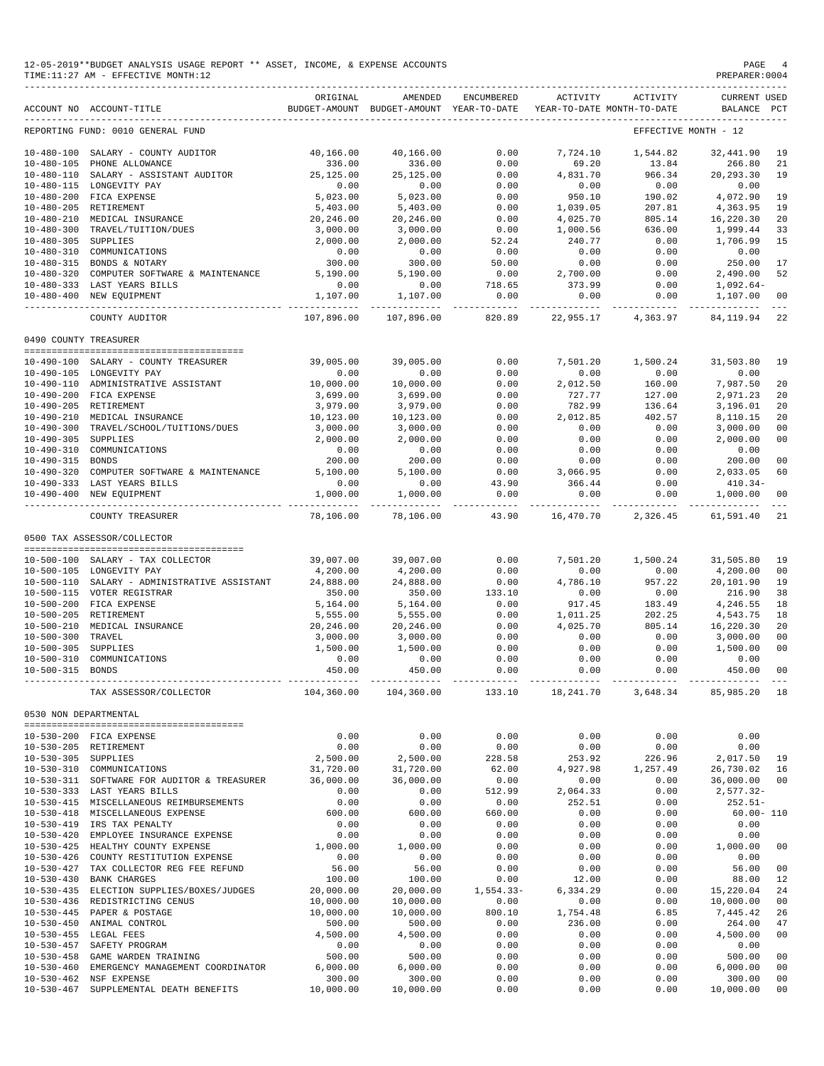12-05-2019**BUDGET ANALYSIS USAGE REPORT ** ASSET, INCOME, & EXPENSE ACCOUNTS
TIME:11:27 AM - EFFECTIVE MONTH:12
PREPARER:0004

REPORTING FUND: 0010 GENERAL FUND — EFFECTIVE MONTH - 12

| ACCOUNT NO | ACCOUNT-TITLE | ORIGINAL BUDGET-AMOUNT | AMENDED BUDGET-AMOUNT | ENCUMBERED YEAR-TO-DATE | ACTIVITY YEAR-TO-DATE | ACTIVITY MONTH-TO-DATE | CURRENT BALANCE | USED PCT |
|---|---|---|---|---|---|---|---|---|
| 10-480-100 | SALARY - COUNTY AUDITOR | 40,166.00 | 40,166.00 | 0.00 | 7,724.10 | 1,544.82 | 32,441.90 | 19 |
| 10-480-105 | PHONE ALLOWANCE | 336.00 | 336.00 | 0.00 | 69.20 | 13.84 | 266.80 | 21 |
| 10-480-110 | SALARY - ASSISTANT AUDITOR | 25,125.00 | 25,125.00 | 0.00 | 4,831.70 | 966.34 | 20,293.30 | 19 |
| 10-480-115 | LONGEVITY PAY | 0.00 | 0.00 | 0.00 | 0.00 | 0.00 | 0.00 | |
| 10-480-200 | FICA EXPENSE | 5,023.00 | 5,023.00 | 0.00 | 950.10 | 190.02 | 4,072.90 | 19 |
| 10-480-205 | RETIREMENT | 5,403.00 | 5,403.00 | 0.00 | 1,039.05 | 207.81 | 4,363.95 | 19 |
| 10-480-210 | MEDICAL INSURANCE | 20,246.00 | 20,246.00 | 0.00 | 4,025.70 | 805.14 | 16,220.30 | 20 |
| 10-480-300 | TRAVEL/TUITION/DUES | 3,000.00 | 3,000.00 | 0.00 | 1,000.56 | 636.00 | 1,999.44 | 33 |
| 10-480-305 | SUPPLIES | 2,000.00 | 2,000.00 | 52.24 | 240.77 | 0.00 | 1,706.99 | 15 |
| 10-480-310 | COMMUNICATIONS | 0.00 | 0.00 | 0.00 | 0.00 | 0.00 | 0.00 | |
| 10-480-315 | BONDS & NOTARY | 300.00 | 300.00 | 50.00 | 0.00 | 0.00 | 250.00 | 17 |
| 10-480-320 | COMPUTER SOFTWARE & MAINTENANCE | 5,190.00 | 5,190.00 | 0.00 | 2,700.00 | 0.00 | 2,490.00 | 52 |
| 10-480-333 | LAST YEARS BILLS | 0.00 | 0.00 | 718.65 | 373.99 | 0.00 | 1,092.64- | |
| 10-480-400 | NEW EQUIPMENT | 1,107.00 | 1,107.00 | 0.00 | 0.00 | 0.00 | 1,107.00 | 00 |
| | COUNTY AUDITOR | 107,896.00 | 107,896.00 | 820.89 | 22,955.17 | 4,363.97 | 84,119.94 | 22 |
| | **0490 COUNTY TREASURER** | | | | | | | |
| 10-490-100 | SALARY - COUNTY TREASURER | 39,005.00 | 39,005.00 | 0.00 | 7,501.20 | 1,500.24 | 31,503.80 | 19 |
| 10-490-105 | LONGEVITY PAY | 0.00 | 0.00 | 0.00 | 0.00 | 0.00 | 0.00 | |
| 10-490-110 | ADMINISTRATIVE ASSISTANT | 10,000.00 | 10,000.00 | 0.00 | 2,012.50 | 160.00 | 7,987.50 | 20 |
| 10-490-200 | FICA EXPENSE | 3,699.00 | 3,699.00 | 0.00 | 727.77 | 127.00 | 2,971.23 | 20 |
| 10-490-205 | RETIREMENT | 3,979.00 | 3,979.00 | 0.00 | 782.99 | 136.64 | 3,196.01 | 20 |
| 10-490-210 | MEDICAL INSURANCE | 10,123.00 | 10,123.00 | 0.00 | 2,012.85 | 402.57 | 8,110.15 | 20 |
| 10-490-300 | TRAVEL/SCHOOL/TUITIONS/DUES | 3,000.00 | 3,000.00 | 0.00 | 0.00 | 0.00 | 3,000.00 | 00 |
| 10-490-305 | SUPPLIES | 2,000.00 | 2,000.00 | 0.00 | 0.00 | 0.00 | 2,000.00 | 00 |
| 10-490-310 | COMMUNICATIONS | 0.00 | 0.00 | 0.00 | 0.00 | 0.00 | 0.00 | |
| 10-490-315 | BONDS | 200.00 | 200.00 | 0.00 | 0.00 | 0.00 | 200.00 | 00 |
| 10-490-320 | COMPUTER SOFTWARE & MAINTENANCE | 5,100.00 | 5,100.00 | 0.00 | 3,066.95 | 0.00 | 2,033.05 | 60 |
| 10-490-333 | LAST YEARS BILLS | 0.00 | 0.00 | 43.90 | 366.44 | 0.00 | 410.34- | |
| 10-490-400 | NEW EQUIPMENT | 1,000.00 | 1,000.00 | 0.00 | 0.00 | 0.00 | 1,000.00 | 00 |
| | COUNTY TREASURER | 78,106.00 | 78,106.00 | 43.90 | 16,470.70 | 2,326.45 | 61,591.40 | 21 |
| | **0500 TAX ASSESSOR/COLLECTOR** | | | | | | | |
| 10-500-100 | SALARY - TAX COLLECTOR | 39,007.00 | 39,007.00 | 0.00 | 7,501.20 | 1,500.24 | 31,505.80 | 19 |
| 10-500-105 | LONGEVITY PAY | 4,200.00 | 4,200.00 | 0.00 | 0.00 | 0.00 | 4,200.00 | 00 |
| 10-500-110 | SALARY - ADMINISTRATIVE ASSISTANT | 24,888.00 | 24,888.00 | 0.00 | 4,786.10 | 957.22 | 20,101.90 | 19 |
| 10-500-115 | VOTER REGISTRAR | 350.00 | 350.00 | 133.10 | 0.00 | 0.00 | 216.90 | 38 |
| 10-500-200 | FICA EXPENSE | 5,164.00 | 5,164.00 | 0.00 | 917.45 | 183.49 | 4,246.55 | 18 |
| 10-500-205 | RETIREMENT | 5,555.00 | 5,555.00 | 0.00 | 1,011.25 | 202.25 | 4,543.75 | 18 |
| 10-500-210 | MEDICAL INSURANCE | 20,246.00 | 20,246.00 | 0.00 | 4,025.70 | 805.14 | 16,220.30 | 20 |
| 10-500-300 | TRAVEL | 3,000.00 | 3,000.00 | 0.00 | 0.00 | 0.00 | 3,000.00 | 00 |
| 10-500-305 | SUPPLIES | 1,500.00 | 1,500.00 | 0.00 | 0.00 | 0.00 | 1,500.00 | 00 |
| 10-500-310 | COMMUNICATIONS | 0.00 | 0.00 | 0.00 | 0.00 | 0.00 | 0.00 | |
| 10-500-315 | BONDS | 450.00 | 450.00 | 0.00 | 0.00 | 0.00 | 450.00 | 00 |
| | TAX ASSESSOR/COLLECTOR | 104,360.00 | 104,360.00 | 133.10 | 18,241.70 | 3,648.34 | 85,985.20 | 18 |
| | **0530 NON DEPARTMENTAL** | | | | | | | |
| 10-530-200 | FICA EXPENSE | 0.00 | 0.00 | 0.00 | 0.00 | 0.00 | 0.00 | |
| 10-530-205 | RETIREMENT | 0.00 | 0.00 | 0.00 | 0.00 | 0.00 | 0.00 | |
| 10-530-305 | SUPPLIES | 2,500.00 | 2,500.00 | 228.58 | 253.92 | 226.96 | 2,017.50 | 19 |
| 10-530-310 | COMMUNICATIONS | 31,720.00 | 31,720.00 | 62.00 | 4,927.98 | 1,257.49 | 26,730.02 | 16 |
| 10-530-311 | SOFTWARE FOR AUDITOR & TREASURER | 36,000.00 | 36,000.00 | 0.00 | 0.00 | 0.00 | 36,000.00 | 00 |
| 10-530-333 | LAST YEARS BILLS | 0.00 | 0.00 | 512.99 | 2,064.33 | 0.00 | 2,577.32- | |
| 10-530-415 | MISCELLANEOUS REIMBURSEMENTS | 0.00 | 0.00 | 0.00 | 252.51 | 0.00 | 252.51- | |
| 10-530-418 | MISCELLANEOUS EXPENSE | 600.00 | 600.00 | 660.00 | 0.00 | 0.00 | 60.00- | 110 |
| 10-530-419 | IRS TAX PENALTY | 0.00 | 0.00 | 0.00 | 0.00 | 0.00 | 0.00 | |
| 10-530-420 | EMPLOYEE INSURANCE EXPENSE | 0.00 | 0.00 | 0.00 | 0.00 | 0.00 | 0.00 | |
| 10-530-425 | HEALTHY COUNTY EXPENSE | 1,000.00 | 1,000.00 | 0.00 | 0.00 | 0.00 | 1,000.00 | 00 |
| 10-530-426 | COUNTY RESTITUTION EXPENSE | 0.00 | 0.00 | 0.00 | 0.00 | 0.00 | 0.00 | |
| 10-530-427 | TAX COLLECTOR REG FEE REFUND | 56.00 | 56.00 | 0.00 | 0.00 | 0.00 | 56.00 | 00 |
| 10-530-430 | BANK CHARGES | 100.00 | 100.00 | 0.00 | 12.00 | 0.00 | 88.00 | 12 |
| 10-530-435 | ELECTION SUPPLIES/BOXES/JUDGES | 20,000.00 | 20,000.00 | 1,554.33- | 6,334.29 | 0.00 | 15,220.04 | 24 |
| 10-530-436 | REDISTRICTING CENUS | 10,000.00 | 10,000.00 | 0.00 | 0.00 | 0.00 | 10,000.00 | 00 |
| 10-530-445 | PAPER & POSTAGE | 10,000.00 | 10,000.00 | 800.10 | 1,754.48 | 6.85 | 7,445.42 | 26 |
| 10-530-450 | ANIMAL CONTROL | 500.00 | 500.00 | 0.00 | 236.00 | 0.00 | 264.00 | 47 |
| 10-530-455 | LEGAL FEES | 4,500.00 | 4,500.00 | 0.00 | 0.00 | 0.00 | 4,500.00 | 00 |
| 10-530-457 | SAFETY PROGRAM | 0.00 | 0.00 | 0.00 | 0.00 | 0.00 | 0.00 | |
| 10-530-458 | GAME WARDEN TRAINING | 500.00 | 500.00 | 0.00 | 0.00 | 0.00 | 500.00 | 00 |
| 10-530-460 | EMERGENCY MANAGEMENT COORDINATOR | 6,000.00 | 6,000.00 | 0.00 | 0.00 | 0.00 | 6,000.00 | 00 |
| 10-530-462 | NSF EXPENSE | 300.00 | 300.00 | 0.00 | 0.00 | 0.00 | 300.00 | 00 |
| 10-530-467 | SUPPLEMENTAL DEATH BENEFITS | 10,000.00 | 10,000.00 | 0.00 | 0.00 | 0.00 | 10,000.00 | 00 |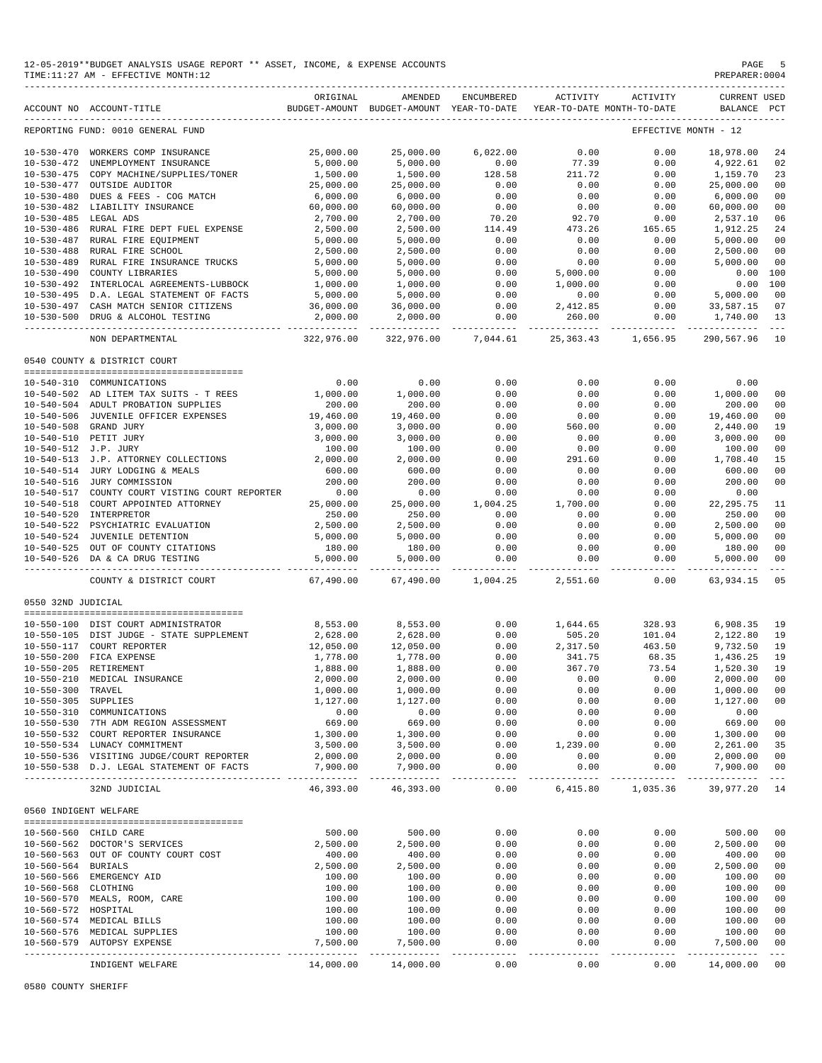12-05-2019**BUDGET ANALYSIS USAGE REPORT ** ASSET, INCOME, & EXPENSE ACCOUNTS

TIME:11:27 AM - EFFECTIVE MONTH:12

PREPARER:0004

| ACCOUNT NO | ACCOUNT-TITLE | ORIGINAL BUDGET-AMOUNT | AMENDED BUDGET-AMOUNT | ENCUMBERED YEAR-TO-DATE | ACTIVITY YEAR-TO-DATE | ACTIVITY MONTH-TO-DATE | CURRENT BALANCE | USED PCT |
|---|---|---|---|---|---|---|---|---|
| REPORTING FUND: 0010 GENERAL FUND | | | | | | EFFECTIVE MONTH - 12 | | |
| 10-530-470 | WORKERS COMP INSURANCE | 25,000.00 | 25,000.00 | 6,022.00 | 0.00 | 0.00 | 18,978.00 | 24 |
| 10-530-472 | UNEMPLOYMENT INSURANCE | 5,000.00 | 5,000.00 | 0.00 | 77.39 | 0.00 | 4,922.61 | 02 |
| 10-530-475 | COPY MACHINE/SUPPLIES/TONER | 1,500.00 | 1,500.00 | 128.58 | 211.72 | 0.00 | 1,159.70 | 23 |
| 10-530-477 | OUTSIDE AUDITOR | 25,000.00 | 25,000.00 | 0.00 | 0.00 | 0.00 | 25,000.00 | 00 |
| 10-530-480 | DUES & FEES - COG MATCH | 6,000.00 | 6,000.00 | 0.00 | 0.00 | 0.00 | 6,000.00 | 00 |
| 10-530-482 | LIABILITY INSURANCE | 60,000.00 | 60,000.00 | 0.00 | 0.00 | 0.00 | 60,000.00 | 00 |
| 10-530-485 | LEGAL ADS | 2,700.00 | 2,700.00 | 70.20 | 92.70 | 0.00 | 2,537.10 | 06 |
| 10-530-486 | RURAL FIRE DEPT FUEL EXPENSE | 2,500.00 | 2,500.00 | 114.49 | 473.26 | 165.65 | 1,912.25 | 24 |
| 10-530-487 | RURAL FIRE EQUIPMENT | 5,000.00 | 5,000.00 | 0.00 | 0.00 | 0.00 | 5,000.00 | 00 |
| 10-530-488 | RURAL FIRE SCHOOL | 2,500.00 | 2,500.00 | 0.00 | 0.00 | 0.00 | 2,500.00 | 00 |
| 10-530-489 | RURAL FIRE INSURANCE TRUCKS | 5,000.00 | 5,000.00 | 0.00 | 0.00 | 0.00 | 5,000.00 | 00 |
| 10-530-490 | COUNTY LIBRARIES | 5,000.00 | 5,000.00 | 0.00 | 5,000.00 | 0.00 | 0.00 | 100 |
| 10-530-492 | INTERLOCAL AGREEMENTS-LUBBOCK | 1,000.00 | 1,000.00 | 0.00 | 1,000.00 | 0.00 | 0.00 | 100 |
| 10-530-495 | D.A. LEGAL STATEMENT OF FACTS | 5,000.00 | 5,000.00 | 0.00 | 0.00 | 0.00 | 5,000.00 | 00 |
| 10-530-497 | CASH MATCH SENIOR CITIZENS | 36,000.00 | 36,000.00 | 0.00 | 2,412.85 | 0.00 | 33,587.15 | 07 |
| 10-530-500 | DRUG & ALCOHOL TESTING | 2,000.00 | 2,000.00 | 0.00 | 260.00 | 0.00 | 1,740.00 | 13 |
| | NON DEPARTMENTAL | 322,976.00 | 322,976.00 | 7,044.61 | 25,363.43 | 1,656.95 | 290,567.96 | 10 |
| 0540 COUNTY & DISTRICT COURT | | | | | | | | |
| 10-540-310 | COMMUNICATIONS | 0.00 | 0.00 | 0.00 | 0.00 | 0.00 | 0.00 | |
| 10-540-502 | AD LITEM TAX SUITS - T REES | 1,000.00 | 1,000.00 | 0.00 | 0.00 | 0.00 | 1,000.00 | 00 |
| 10-540-504 | ADULT PROBATION SUPPLIES | 200.00 | 200.00 | 0.00 | 0.00 | 0.00 | 200.00 | 00 |
| 10-540-506 | JUVENILE OFFICER EXPENSES | 19,460.00 | 19,460.00 | 0.00 | 0.00 | 0.00 | 19,460.00 | 00 |
| 10-540-508 | GRAND JURY | 3,000.00 | 3,000.00 | 0.00 | 560.00 | 0.00 | 2,440.00 | 19 |
| 10-540-510 | PETIT JURY | 3,000.00 | 3,000.00 | 0.00 | 0.00 | 0.00 | 3,000.00 | 00 |
| 10-540-512 | J.P. JURY | 100.00 | 100.00 | 0.00 | 0.00 | 0.00 | 100.00 | 00 |
| 10-540-513 | J.P. ATTORNEY COLLECTIONS | 2,000.00 | 2,000.00 | 0.00 | 291.60 | 0.00 | 1,708.40 | 15 |
| 10-540-514 | JURY LODGING & MEALS | 600.00 | 600.00 | 0.00 | 0.00 | 0.00 | 600.00 | 00 |
| 10-540-516 | JURY COMMISSION | 200.00 | 200.00 | 0.00 | 0.00 | 0.00 | 200.00 | 00 |
| 10-540-517 | COUNTY COURT VISTING COURT REPORTER | 0.00 | 0.00 | 0.00 | 0.00 | 0.00 | 0.00 | |
| 10-540-518 | COURT APPOINTED ATTORNEY | 25,000.00 | 25,000.00 | 1,004.25 | 1,700.00 | 0.00 | 22,295.75 | 11 |
| 10-540-520 | INTERPRETOR | 250.00 | 250.00 | 0.00 | 0.00 | 0.00 | 250.00 | 00 |
| 10-540-522 | PSYCHIATRIC EVALUATION | 2,500.00 | 2,500.00 | 0.00 | 0.00 | 0.00 | 2,500.00 | 00 |
| 10-540-524 | JUVENILE DETENTION | 5,000.00 | 5,000.00 | 0.00 | 0.00 | 0.00 | 5,000.00 | 00 |
| 10-540-525 | OUT OF COUNTY CITATIONS | 180.00 | 180.00 | 0.00 | 0.00 | 0.00 | 180.00 | 00 |
| 10-540-526 | DA & CA DRUG TESTING | 5,000.00 | 5,000.00 | 0.00 | 0.00 | 0.00 | 5,000.00 | 00 |
| | COUNTY & DISTRICT COURT | 67,490.00 | 67,490.00 | 1,004.25 | 2,551.60 | 0.00 | 63,934.15 | 05 |
| 0550 32ND JUDICIAL | | | | | | | | |
| 10-550-100 | DIST COURT ADMINISTRATOR | 8,553.00 | 8,553.00 | 0.00 | 1,644.65 | 328.93 | 6,908.35 | 19 |
| 10-550-105 | DIST JUDGE - STATE SUPPLEMENT | 2,628.00 | 2,628.00 | 0.00 | 505.20 | 101.04 | 2,122.80 | 19 |
| 10-550-117 | COURT REPORTER | 12,050.00 | 12,050.00 | 0.00 | 2,317.50 | 463.50 | 9,732.50 | 19 |
| 10-550-200 | FICA EXPENSE | 1,778.00 | 1,778.00 | 0.00 | 341.75 | 68.35 | 1,436.25 | 19 |
| 10-550-205 | RETIREMENT | 1,888.00 | 1,888.00 | 0.00 | 367.70 | 73.54 | 1,520.30 | 19 |
| 10-550-210 | MEDICAL INSURANCE | 2,000.00 | 2,000.00 | 0.00 | 0.00 | 0.00 | 2,000.00 | 00 |
| 10-550-300 | TRAVEL | 1,000.00 | 1,000.00 | 0.00 | 0.00 | 0.00 | 1,000.00 | 00 |
| 10-550-305 | SUPPLIES | 1,127.00 | 1,127.00 | 0.00 | 0.00 | 0.00 | 1,127.00 | 00 |
| 10-550-310 | COMMUNICATIONS | 0.00 | 0.00 | 0.00 | 0.00 | 0.00 | 0.00 | |
| 10-550-530 | 7TH ADM REGION ASSESSMENT | 669.00 | 669.00 | 0.00 | 0.00 | 0.00 | 669.00 | 00 |
| 10-550-532 | COURT REPORTER INSURANCE | 1,300.00 | 1,300.00 | 0.00 | 0.00 | 0.00 | 1,300.00 | 00 |
| 10-550-534 | LUNACY COMMITMENT | 3,500.00 | 3,500.00 | 0.00 | 1,239.00 | 0.00 | 2,261.00 | 35 |
| 10-550-536 | VISITING JUDGE/COURT REPORTER | 2,000.00 | 2,000.00 | 0.00 | 0.00 | 0.00 | 2,000.00 | 00 |
| 10-550-538 | D.J. LEGAL STATEMENT OF FACTS | 7,900.00 | 7,900.00 | 0.00 | 0.00 | 0.00 | 7,900.00 | 00 |
| | 32ND JUDICIAL | 46,393.00 | 46,393.00 | 0.00 | 6,415.80 | 1,035.36 | 39,977.20 | 14 |
| 0560 INDIGENT WELFARE | | | | | | | | |
| 10-560-560 | CHILD CARE | 500.00 | 500.00 | 0.00 | 0.00 | 0.00 | 500.00 | 00 |
| 10-560-562 | DOCTOR'S SERVICES | 2,500.00 | 2,500.00 | 0.00 | 0.00 | 0.00 | 2,500.00 | 00 |
| 10-560-563 | OUT OF COUNTY COURT COST | 400.00 | 400.00 | 0.00 | 0.00 | 0.00 | 400.00 | 00 |
| 10-560-564 | BURIALS | 2,500.00 | 2,500.00 | 0.00 | 0.00 | 0.00 | 2,500.00 | 00 |
| 10-560-566 | EMERGENCY AID | 100.00 | 100.00 | 0.00 | 0.00 | 0.00 | 100.00 | 00 |
| 10-560-568 | CLOTHING | 100.00 | 100.00 | 0.00 | 0.00 | 0.00 | 100.00 | 00 |
| 10-560-570 | MEALS, ROOM, CARE | 100.00 | 100.00 | 0.00 | 0.00 | 0.00 | 100.00 | 00 |
| 10-560-572 | HOSPITAL | 100.00 | 100.00 | 0.00 | 0.00 | 0.00 | 100.00 | 00 |
| 10-560-574 | MEDICAL BILLS | 100.00 | 100.00 | 0.00 | 0.00 | 0.00 | 100.00 | 00 |
| 10-560-576 | MEDICAL SUPPLIES | 100.00 | 100.00 | 0.00 | 0.00 | 0.00 | 100.00 | 00 |
| 10-560-579 | AUTOPSY EXPENSE | 7,500.00 | 7,500.00 | 0.00 | 0.00 | 0.00 | 7,500.00 | 00 |
| | INDIGENT WELFARE | 14,000.00 | 14,000.00 | 0.00 | 0.00 | 0.00 | 14,000.00 | 00 |

0580 COUNTY SHERIFF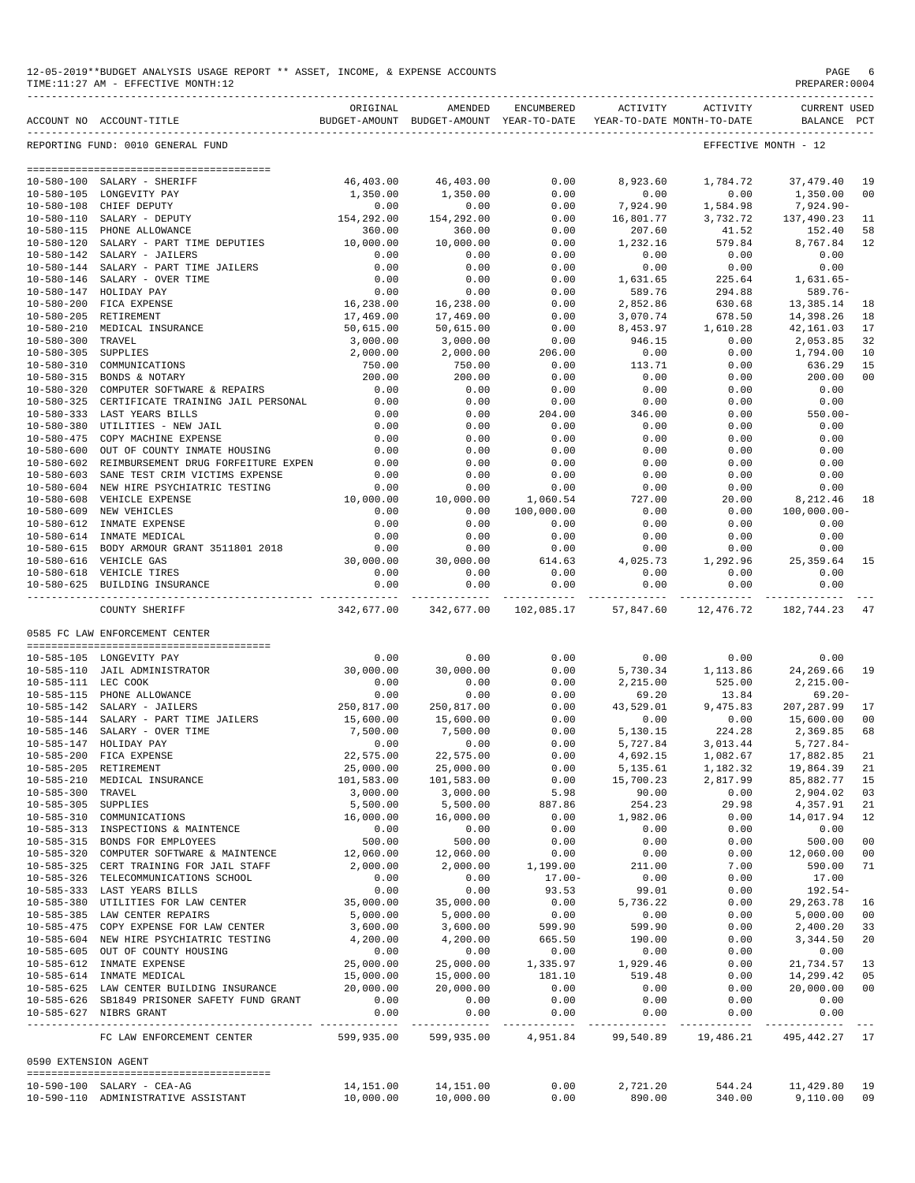12-05-2019**BUDGET ANALYSIS USAGE REPORT ** ASSET, INCOME, & EXPENSE ACCOUNTS
TIME:11:27 AM - EFFECTIVE MONTH:12

PREPARER:0004

| ACCOUNT NO | ACCOUNT-TITLE | ORIGINAL BUDGET-AMOUNT | AMENDED BUDGET-AMOUNT | ENCUMBERED YEAR-TO-DATE | ACTIVITY YEAR-TO-DATE | ACTIVITY MONTH-TO-DATE | CURRENT BALANCE | USED PCT |
|---|---|---|---|---|---|---|---|---|
| REPORTING FUND: 0010 GENERAL FUND | | | | | | EFFECTIVE MONTH - 12 | | |
| 10-580-100 | SALARY - SHERIFF | 46,403.00 | 46,403.00 | 0.00 | 8,923.60 | 1,784.72 | 37,479.40 | 19 |
| 10-580-105 | LONGEVITY PAY | 1,350.00 | 1,350.00 | 0.00 | 0.00 | 0.00 | 1,350.00 | 00 |
| 10-580-108 | CHIEF DEPUTY | 0.00 | 0.00 | 0.00 | 7,924.90 | 1,584.98 | 7,924.90- | |
| 10-580-110 | SALARY - DEPUTY | 154,292.00 | 154,292.00 | 0.00 | 16,801.77 | 3,732.72 | 137,490.23 | 11 |
| 10-580-115 | PHONE ALLOWANCE | 360.00 | 360.00 | 0.00 | 207.60 | 41.52 | 152.40 | 58 |
| 10-580-120 | SALARY - PART TIME DEPUTIES | 10,000.00 | 10,000.00 | 0.00 | 1,232.16 | 579.84 | 8,767.84 | 12 |
| 10-580-142 | SALARY - JAILERS | 0.00 | 0.00 | 0.00 | 0.00 | 0.00 | 0.00 | |
| 10-580-144 | SALARY - PART TIME JAILERS | 0.00 | 0.00 | 0.00 | 0.00 | 0.00 | 0.00 | |
| 10-580-146 | SALARY - OVER TIME | 0.00 | 0.00 | 0.00 | 1,631.65 | 225.64 | 1,631.65- | |
| 10-580-147 | HOLIDAY PAY | 0.00 | 0.00 | 0.00 | 589.76 | 294.88 | 589.76- | |
| 10-580-200 | FICA EXPENSE | 16,238.00 | 16,238.00 | 0.00 | 2,852.86 | 630.68 | 13,385.14 | 18 |
| 10-580-205 | RETIREMENT | 17,469.00 | 17,469.00 | 0.00 | 3,070.74 | 678.50 | 14,398.26 | 18 |
| 10-580-210 | MEDICAL INSURANCE | 50,615.00 | 50,615.00 | 0.00 | 8,453.97 | 1,610.28 | 42,161.03 | 17 |
| 10-580-300 | TRAVEL | 3,000.00 | 3,000.00 | 0.00 | 946.15 | 0.00 | 2,053.85 | 32 |
| 10-580-305 | SUPPLIES | 2,000.00 | 2,000.00 | 206.00 | 0.00 | 0.00 | 1,794.00 | 10 |
| 10-580-310 | COMMUNICATIONS | 750.00 | 750.00 | 0.00 | 113.71 | 0.00 | 636.29 | 15 |
| 10-580-315 | BONDS & NOTARY | 200.00 | 200.00 | 0.00 | 0.00 | 0.00 | 200.00 | 00 |
| 10-580-320 | COMPUTER SOFTWARE & REPAIRS | 0.00 | 0.00 | 0.00 | 0.00 | 0.00 | 0.00 | |
| 10-580-325 | CERTIFICATE TRAINING JAIL PERSONAL | 0.00 | 0.00 | 0.00 | 0.00 | 0.00 | 0.00 | |
| 10-580-333 | LAST YEARS BILLS | 0.00 | 0.00 | 204.00 | 346.00 | 0.00 | 550.00- | |
| 10-580-380 | UTILITIES - NEW JAIL | 0.00 | 0.00 | 0.00 | 0.00 | 0.00 | 0.00 | |
| 10-580-475 | COPY MACHINE EXPENSE | 0.00 | 0.00 | 0.00 | 0.00 | 0.00 | 0.00 | |
| 10-580-600 | OUT OF COUNTY INMATE HOUSING | 0.00 | 0.00 | 0.00 | 0.00 | 0.00 | 0.00 | |
| 10-580-602 | REIMBURSEMENT DRUG FORFEITURE EXPEN | 0.00 | 0.00 | 0.00 | 0.00 | 0.00 | 0.00 | |
| 10-580-603 | SANE TEST CRIM VICTIMS EXPENSE | 0.00 | 0.00 | 0.00 | 0.00 | 0.00 | 0.00 | |
| 10-580-604 | NEW HIRE PSYCHIATRIC TESTING | 0.00 | 0.00 | 0.00 | 0.00 | 0.00 | 0.00 | |
| 10-580-608 | VEHICLE EXPENSE | 10,000.00 | 10,000.00 | 1,060.54 | 727.00 | 20.00 | 8,212.46 | 18 |
| 10-580-609 | NEW VEHICLES | 0.00 | 0.00 | 100,000.00 | 0.00 | 0.00 | 100,000.00- | |
| 10-580-612 | INMATE EXPENSE | 0.00 | 0.00 | 0.00 | 0.00 | 0.00 | 0.00 | |
| 10-580-614 | INMATE MEDICAL | 0.00 | 0.00 | 0.00 | 0.00 | 0.00 | 0.00 | |
| 10-580-615 | BODY ARMOUR GRANT 3511801 2018 | 0.00 | 0.00 | 0.00 | 0.00 | 0.00 | 0.00 | |
| 10-580-616 | VEHICLE GAS | 30,000.00 | 30,000.00 | 614.63 | 4,025.73 | 1,292.96 | 25,359.64 | 15 |
| 10-580-618 | VEHICLE TIRES | 0.00 | 0.00 | 0.00 | 0.00 | 0.00 | 0.00 | |
| 10-580-625 | BUILDING INSURANCE | 0.00 | 0.00 | 0.00 | 0.00 | 0.00 | 0.00 | |
| | COUNTY SHERIFF | 342,677.00 | 342,677.00 | 102,085.17 | 57,847.60 | 12,476.72 | 182,744.23 | 47 |
| 0585 FC LAW ENFORCEMENT CENTER | | | | | | | | |
| 10-585-105 | LONGEVITY PAY | 0.00 | 0.00 | 0.00 | 0.00 | 0.00 | 0.00 | |
| 10-585-110 | JAIL ADMINISTRATOR | 30,000.00 | 30,000.00 | 0.00 | 5,730.34 | 1,113.86 | 24,269.66 | 19 |
| 10-585-111 | LEC COOK | 0.00 | 0.00 | 0.00 | 2,215.00 | 525.00 | 2,215.00- | |
| 10-585-115 | PHONE ALLOWANCE | 0.00 | 0.00 | 0.00 | 69.20 | 13.84 | 69.20- | |
| 10-585-142 | SALARY - JAILERS | 250,817.00 | 250,817.00 | 0.00 | 43,529.01 | 9,475.83 | 207,287.99 | 17 |
| 10-585-144 | SALARY - PART TIME JAILERS | 15,600.00 | 15,600.00 | 0.00 | 0.00 | 0.00 | 15,600.00 | 00 |
| 10-585-146 | SALARY - OVER TIME | 7,500.00 | 7,500.00 | 0.00 | 5,130.15 | 224.28 | 2,369.85 | 68 |
| 10-585-147 | HOLIDAY PAY | 0.00 | 0.00 | 0.00 | 5,727.84 | 3,013.44 | 5,727.84- | |
| 10-585-200 | FICA EXPENSE | 22,575.00 | 22,575.00 | 0.00 | 4,692.15 | 1,082.67 | 17,882.85 | 21 |
| 10-585-205 | RETIREMENT | 25,000.00 | 25,000.00 | 0.00 | 5,135.61 | 1,182.32 | 19,864.39 | 21 |
| 10-585-210 | MEDICAL INSURANCE | 101,583.00 | 101,583.00 | 0.00 | 15,700.23 | 2,817.99 | 85,882.77 | 15 |
| 10-585-300 | TRAVEL | 3,000.00 | 3,000.00 | 5.98 | 90.00 | 0.00 | 2,904.02 | 03 |
| 10-585-305 | SUPPLIES | 5,500.00 | 5,500.00 | 887.86 | 254.23 | 29.98 | 4,357.91 | 21 |
| 10-585-310 | COMMUNICATIONS | 16,000.00 | 16,000.00 | 0.00 | 1,982.06 | 0.00 | 14,017.94 | 12 |
| 10-585-313 | INSPECTIONS & MAINTENCE | 0.00 | 0.00 | 0.00 | 0.00 | 0.00 | 0.00 | |
| 10-585-315 | BONDS FOR EMPLOYEES | 500.00 | 500.00 | 0.00 | 0.00 | 0.00 | 500.00 | 00 |
| 10-585-320 | COMPUTER SOFTWARE & MAINTENCE | 12,060.00 | 12,060.00 | 0.00 | 0.00 | 0.00 | 12,060.00 | 00 |
| 10-585-325 | CERT TRAINING FOR JAIL STAFF | 2,000.00 | 2,000.00 | 1,199.00 | 211.00 | 7.00 | 590.00 | 71 |
| 10-585-326 | TELECOMMUNICATIONS SCHOOL | 0.00 | 0.00 | 17.00- | 0.00 | 0.00 | 17.00 | |
| 10-585-333 | LAST YEARS BILLS | 0.00 | 0.00 | 93.53 | 99.01 | 0.00 | 192.54- | |
| 10-585-380 | UTILITIES FOR LAW CENTER | 35,000.00 | 35,000.00 | 0.00 | 5,736.22 | 0.00 | 29,263.78 | 16 |
| 10-585-385 | LAW CENTER REPAIRS | 5,000.00 | 5,000.00 | 0.00 | 0.00 | 0.00 | 5,000.00 | 00 |
| 10-585-475 | COPY EXPENSE FOR LAW CENTER | 3,600.00 | 3,600.00 | 599.90 | 599.90 | 0.00 | 2,400.20 | 33 |
| 10-585-604 | NEW HIRE PSYCHIATRIC TESTING | 4,200.00 | 4,200.00 | 665.50 | 190.00 | 0.00 | 3,344.50 | 20 |
| 10-585-605 | OUT OF COUNTY HOUSING | 0.00 | 0.00 | 0.00 | 0.00 | 0.00 | 0.00 | |
| 10-585-612 | INMATE EXPENSE | 25,000.00 | 25,000.00 | 1,335.97 | 1,929.46 | 0.00 | 21,734.57 | 13 |
| 10-585-614 | INMATE MEDICAL | 15,000.00 | 15,000.00 | 181.10 | 519.48 | 0.00 | 14,299.42 | 05 |
| 10-585-625 | LAW CENTER BUILDING INSURANCE | 20,000.00 | 20,000.00 | 0.00 | 0.00 | 0.00 | 20,000.00 | 00 |
| 10-585-626 | SB1849 PRISONER SAFETY FUND GRANT | 0.00 | 0.00 | 0.00 | 0.00 | 0.00 | 0.00 | |
| 10-585-627 | NIBRS GRANT | 0.00 | 0.00 | 0.00 | 0.00 | 0.00 | 0.00 | |
| | FC LAW ENFORCEMENT CENTER | 599,935.00 | 599,935.00 | 4,951.84 | 99,540.89 | 19,486.21 | 495,442.27 | 17 |
| 0590 EXTENSION AGENT | | | | | | | | |
| 10-590-100 | SALARY - CEA-AG | 14,151.00 | 14,151.00 | 0.00 | 2,721.20 | 544.24 | 11,429.80 | 19 |
| 10-590-110 | ADMINISTRATIVE ASSISTANT | 10,000.00 | 10,000.00 | 0.00 | 890.00 | 340.00 | 9,110.00 | 09 |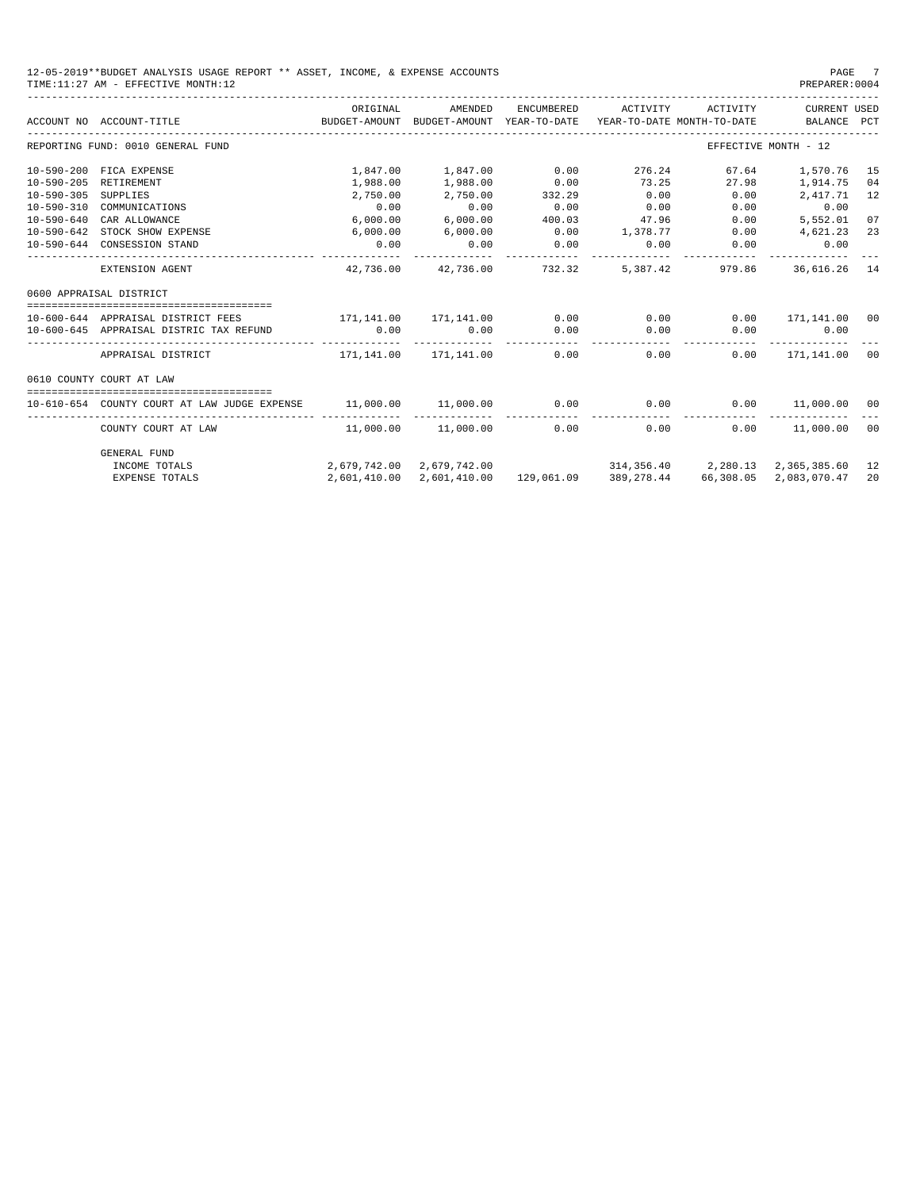12-05-2019**BUDGET ANALYSIS USAGE REPORT ** ASSET, INCOME, & EXPENSE ACCOUNTS
TIME:11:27 AM - EFFECTIVE MONTH:12
PREPARER:0004

| ACCOUNT NO | ACCOUNT-TITLE | ORIGINAL BUDGET-AMOUNT | AMENDED BUDGET-AMOUNT | ENCUMBERED YEAR-TO-DATE | ACTIVITY YEAR-TO-DATE | ACTIVITY MONTH-TO-DATE | CURRENT BALANCE | USED PCT |
|---|---|---|---|---|---|---|---|---|
| REPORTING FUND: 0010 GENERAL FUND | | | | | | | EFFECTIVE MONTH - 12 | |
| 10-590-200 | FICA EXPENSE | 1,847.00 | 1,847.00 | 0.00 | 276.24 | 67.64 | 1,570.76 | 15 |
| 10-590-205 | RETIREMENT | 1,988.00 | 1,988.00 | 0.00 | 73.25 | 27.98 | 1,914.75 | 04 |
| 10-590-305 | SUPPLIES | 2,750.00 | 2,750.00 | 332.29 | 0.00 | 0.00 | 2,417.71 | 12 |
| 10-590-310 | COMMUNICATIONS | 0.00 | 0.00 | 0.00 | 0.00 | 0.00 | 0.00 | |
| 10-590-640 | CAR ALLOWANCE | 6,000.00 | 6,000.00 | 400.03 | 47.96 | 0.00 | 5,552.01 | 07 |
| 10-590-642 | STOCK SHOW EXPENSE | 6,000.00 | 6,000.00 | 0.00 | 1,378.77 | 0.00 | 4,621.23 | 23 |
| 10-590-644 | CONSESSION STAND | 0.00 | 0.00 | 0.00 | 0.00 | 0.00 | 0.00 | |
| | EXTENSION AGENT | 42,736.00 | 42,736.00 | 732.32 | 5,387.42 | 979.86 | 36,616.26 | 14 |
| 0600 APPRAISAL DISTRICT | | | | | | | | |
| 10-600-644 | APPRAISAL DISTRICT FEES | 171,141.00 | 171,141.00 | 0.00 | 0.00 | 0.00 | 171,141.00 | 00 |
| 10-600-645 | APPRAISAL DISTRIC TAX REFUND | 0.00 | 0.00 | 0.00 | 0.00 | 0.00 | 0.00 | |
| | APPRAISAL DISTRICT | 171,141.00 | 171,141.00 | 0.00 | 0.00 | 0.00 | 171,141.00 | 00 |
| 0610 COUNTY COURT AT LAW | | | | | | | | |
| 10-610-654 | COUNTY COURT AT LAW JUDGE EXPENSE | 11,000.00 | 11,000.00 | 0.00 | 0.00 | 0.00 | 11,000.00 | 00 |
| | COUNTY COURT AT LAW | 11,000.00 | 11,000.00 | 0.00 | 0.00 | 0.00 | 11,000.00 | 00 |
| | GENERAL FUND | | | | | | | |
| | INCOME TOTALS | 2,679,742.00 | 2,679,742.00 | | 314,356.40 | 2,280.13 | 2,365,385.60 | 12 |
| | EXPENSE TOTALS | 2,601,410.00 | 2,601,410.00 | 129,061.09 | 389,278.44 | 66,308.05 | 2,083,070.47 | 20 |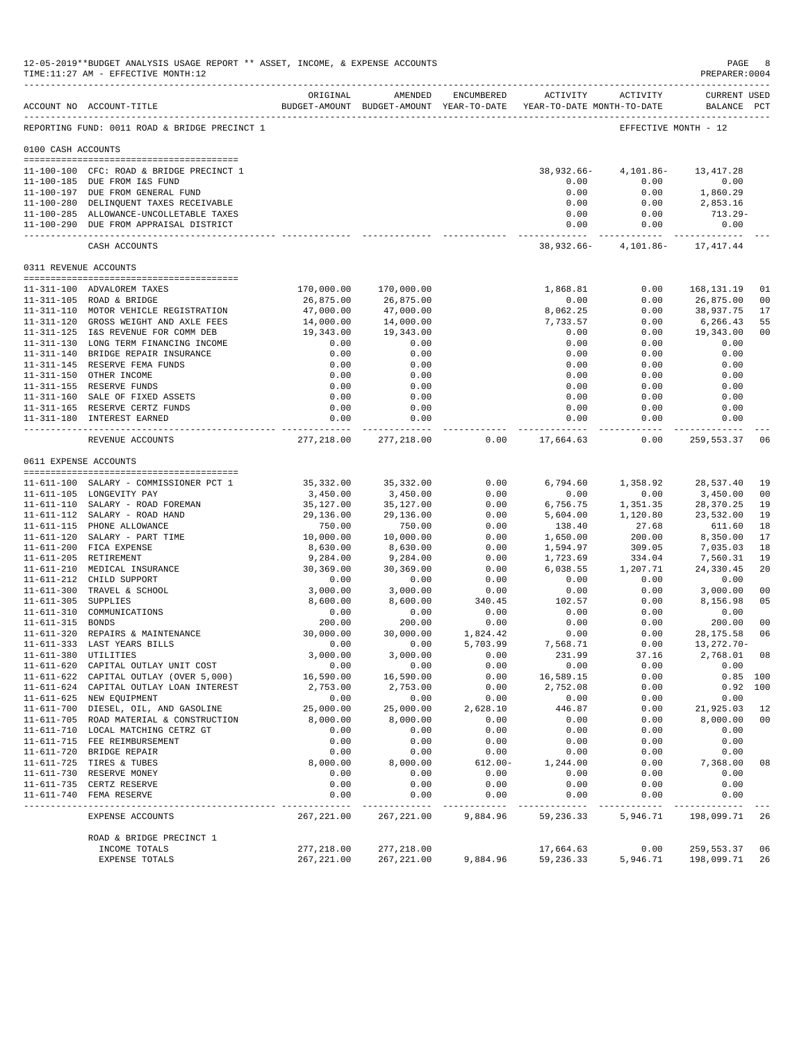12-05-2019**BUDGET ANALYSIS USAGE REPORT ** ASSET, INCOME, & EXPENSE ACCOUNTS

TIME:11:27 AM - EFFECTIVE MONTH:12

PREPARER:0004

REPORTING FUND: 0011 ROAD & BRIDGE PRECINCT 1 — EFFECTIVE MONTH - 12

| ACCOUNT NO | ACCOUNT-TITLE | ORIGINAL BUDGET-AMOUNT | AMENDED BUDGET-AMOUNT | ENCUMBERED YEAR-TO-DATE | ACTIVITY YEAR-TO-DATE | ACTIVITY MONTH-TO-DATE | CURRENT BALANCE | USED PCT |
|---|---|---|---|---|---|---|---|---|
| **0100 CASH ACCOUNTS** | | | | | | | | |
| 11-100-100 | CFC: ROAD & BRIDGE PRECINCT 1 | | | | 38,932.66- | 4,101.86- | 13,417.28 | |
| 11-100-185 | DUE FROM I&S FUND | | | | 0.00 | 0.00 | 0.00 | |
| 11-100-197 | DUE FROM GENERAL FUND | | | | 0.00 | 0.00 | 1,860.29 | |
| 11-100-280 | DELINQUENT TAXES RECEIVABLE | | | | 0.00 | 0.00 | 2,853.16 | |
| 11-100-285 | ALLOWANCE-UNCOLLETABLE TAXES | | | | 0.00 | 0.00 | 713.29- | |
| 11-100-290 | DUE FROM APPRAISAL DISTRICT | | | | 0.00 | 0.00 | 0.00 | |
| | CASH ACCOUNTS | | | | 38,932.66- | 4,101.86- | 17,417.44 | |
| **0311 REVENUE ACCOUNTS** | | | | | | | | |
| 11-311-100 | ADVALOREM TAXES | 170,000.00 | 170,000.00 | | 1,868.81 | 0.00 | 168,131.19 | 01 |
| 11-311-105 | ROAD & BRIDGE | 26,875.00 | 26,875.00 | | 0.00 | 0.00 | 26,875.00 | 00 |
| 11-311-110 | MOTOR VEHICLE REGISTRATION | 47,000.00 | 47,000.00 | | 8,062.25 | 0.00 | 38,937.75 | 17 |
| 11-311-120 | GROSS WEIGHT AND AXLE FEES | 14,000.00 | 14,000.00 | | 7,733.57 | 0.00 | 6,266.43 | 55 |
| 11-311-125 | I&S REVENUE FOR COMM DEB | 19,343.00 | 19,343.00 | | 0.00 | 0.00 | 19,343.00 | 00 |
| 11-311-130 | LONG TERM FINANCING INCOME | 0.00 | 0.00 | | 0.00 | 0.00 | 0.00 | |
| 11-311-140 | BRIDGE REPAIR INSURANCE | 0.00 | 0.00 | | 0.00 | 0.00 | 0.00 | |
| 11-311-145 | RESERVE FEMA FUNDS | 0.00 | 0.00 | | 0.00 | 0.00 | 0.00 | |
| 11-311-150 | OTHER INCOME | 0.00 | 0.00 | | 0.00 | 0.00 | 0.00 | |
| 11-311-155 | RESERVE FUNDS | 0.00 | 0.00 | | 0.00 | 0.00 | 0.00 | |
| 11-311-160 | SALE OF FIXED ASSETS | 0.00 | 0.00 | | 0.00 | 0.00 | 0.00 | |
| 11-311-165 | RESERVE CERTZ FUNDS | 0.00 | 0.00 | | 0.00 | 0.00 | 0.00 | |
| 11-311-180 | INTEREST EARNED | 0.00 | 0.00 | | 0.00 | 0.00 | 0.00 | |
| | REVENUE ACCOUNTS | 277,218.00 | 277,218.00 | 0.00 | 17,664.63 | 0.00 | 259,553.37 | 06 |
| **0611 EXPENSE ACCOUNTS** | | | | | | | | |
| 11-611-100 | SALARY - COMMISSIONER PCT 1 | 35,332.00 | 35,332.00 | 0.00 | 6,794.60 | 1,358.92 | 28,537.40 | 19 |
| 11-611-105 | LONGEVITY PAY | 3,450.00 | 3,450.00 | 0.00 | 0.00 | 0.00 | 3,450.00 | 00 |
| 11-611-110 | SALARY - ROAD FOREMAN | 35,127.00 | 35,127.00 | 0.00 | 6,756.75 | 1,351.35 | 28,370.25 | 19 |
| 11-611-112 | SALARY - ROAD HAND | 29,136.00 | 29,136.00 | 0.00 | 5,604.00 | 1,120.80 | 23,532.00 | 19 |
| 11-611-115 | PHONE ALLOWANCE | 750.00 | 750.00 | 0.00 | 138.40 | 27.68 | 611.60 | 18 |
| 11-611-120 | SALARY - PART TIME | 10,000.00 | 10,000.00 | 0.00 | 1,650.00 | 200.00 | 8,350.00 | 17 |
| 11-611-200 | FICA EXPENSE | 8,630.00 | 8,630.00 | 0.00 | 1,594.97 | 309.05 | 7,035.03 | 18 |
| 11-611-205 | RETIREMENT | 9,284.00 | 9,284.00 | 0.00 | 1,723.69 | 334.04 | 7,560.31 | 19 |
| 11-611-210 | MEDICAL INSURANCE | 30,369.00 | 30,369.00 | 0.00 | 6,038.55 | 1,207.71 | 24,330.45 | 20 |
| 11-611-212 | CHILD SUPPORT | 0.00 | 0.00 | 0.00 | 0.00 | 0.00 | 0.00 | |
| 11-611-300 | TRAVEL & SCHOOL | 3,000.00 | 3,000.00 | 0.00 | 0.00 | 0.00 | 3,000.00 | 00 |
| 11-611-305 | SUPPLIES | 8,600.00 | 8,600.00 | 340.45 | 102.57 | 0.00 | 8,156.98 | 05 |
| 11-611-310 | COMMUNICATIONS | 0.00 | 0.00 | 0.00 | 0.00 | 0.00 | 0.00 | |
| 11-611-315 | BONDS | 200.00 | 200.00 | 0.00 | 0.00 | 0.00 | 200.00 | 00 |
| 11-611-320 | REPAIRS & MAINTENANCE | 30,000.00 | 30,000.00 | 1,824.42 | 0.00 | 0.00 | 28,175.58 | 06 |
| 11-611-333 | LAST YEARS BILLS | 0.00 | 0.00 | 5,703.99 | 7,568.71 | 0.00 | 13,272.70- | |
| 11-611-380 | UTILITIES | 3,000.00 | 3,000.00 | 0.00 | 231.99 | 37.16 | 2,768.01 | 08 |
| 11-611-620 | CAPITAL OUTLAY UNIT COST | 0.00 | 0.00 | 0.00 | 0.00 | 0.00 | 0.00 | |
| 11-611-622 | CAPITAL OUTLAY (OVER 5,000) | 16,590.00 | 16,590.00 | 0.00 | 16,589.15 | 0.00 | 0.85 | 100 |
| 11-611-624 | CAPITAL OUTLAY LOAN INTEREST | 2,753.00 | 2,753.00 | 0.00 | 2,752.08 | 0.00 | 0.92 | 100 |
| 11-611-625 | NEW EQUIPMENT | 0.00 | 0.00 | 0.00 | 0.00 | 0.00 | 0.00 | |
| 11-611-700 | DIESEL, OIL, AND GASOLINE | 25,000.00 | 25,000.00 | 2,628.10 | 446.87 | 0.00 | 21,925.03 | 12 |
| 11-611-705 | ROAD MATERIAL & CONSTRUCTION | 8,000.00 | 8,000.00 | 0.00 | 0.00 | 0.00 | 8,000.00 | 00 |
| 11-611-710 | LOCAL MATCHING CETRZ GT | 0.00 | 0.00 | 0.00 | 0.00 | 0.00 | 0.00 | |
| 11-611-715 | FEE REIMBURSEMENT | 0.00 | 0.00 | 0.00 | 0.00 | 0.00 | 0.00 | |
| 11-611-720 | BRIDGE REPAIR | 0.00 | 0.00 | 0.00 | 0.00 | 0.00 | 0.00 | |
| 11-611-725 | TIRES & TUBES | 8,000.00 | 8,000.00 | 612.00- | 1,244.00 | 0.00 | 7,368.00 | 08 |
| 11-611-730 | RESERVE MONEY | 0.00 | 0.00 | 0.00 | 0.00 | 0.00 | 0.00 | |
| 11-611-735 | CERTZ RESERVE | 0.00 | 0.00 | 0.00 | 0.00 | 0.00 | 0.00 | |
| 11-611-740 | FEMA RESERVE | 0.00 | 0.00 | 0.00 | 0.00 | 0.00 | 0.00 | |
| | EXPENSE ACCOUNTS | 267,221.00 | 267,221.00 | 9,884.96 | 59,236.33 | 5,946.71 | 198,099.71 | 26 |
| | **ROAD & BRIDGE PRECINCT 1** | | | | | | | |
| | INCOME TOTALS | 277,218.00 | 277,218.00 | | 17,664.63 | 0.00 | 259,553.37 | 06 |
| | EXPENSE TOTALS | 267,221.00 | 267,221.00 | 9,884.96 | 59,236.33 | 5,946.71 | 198,099.71 | 26 |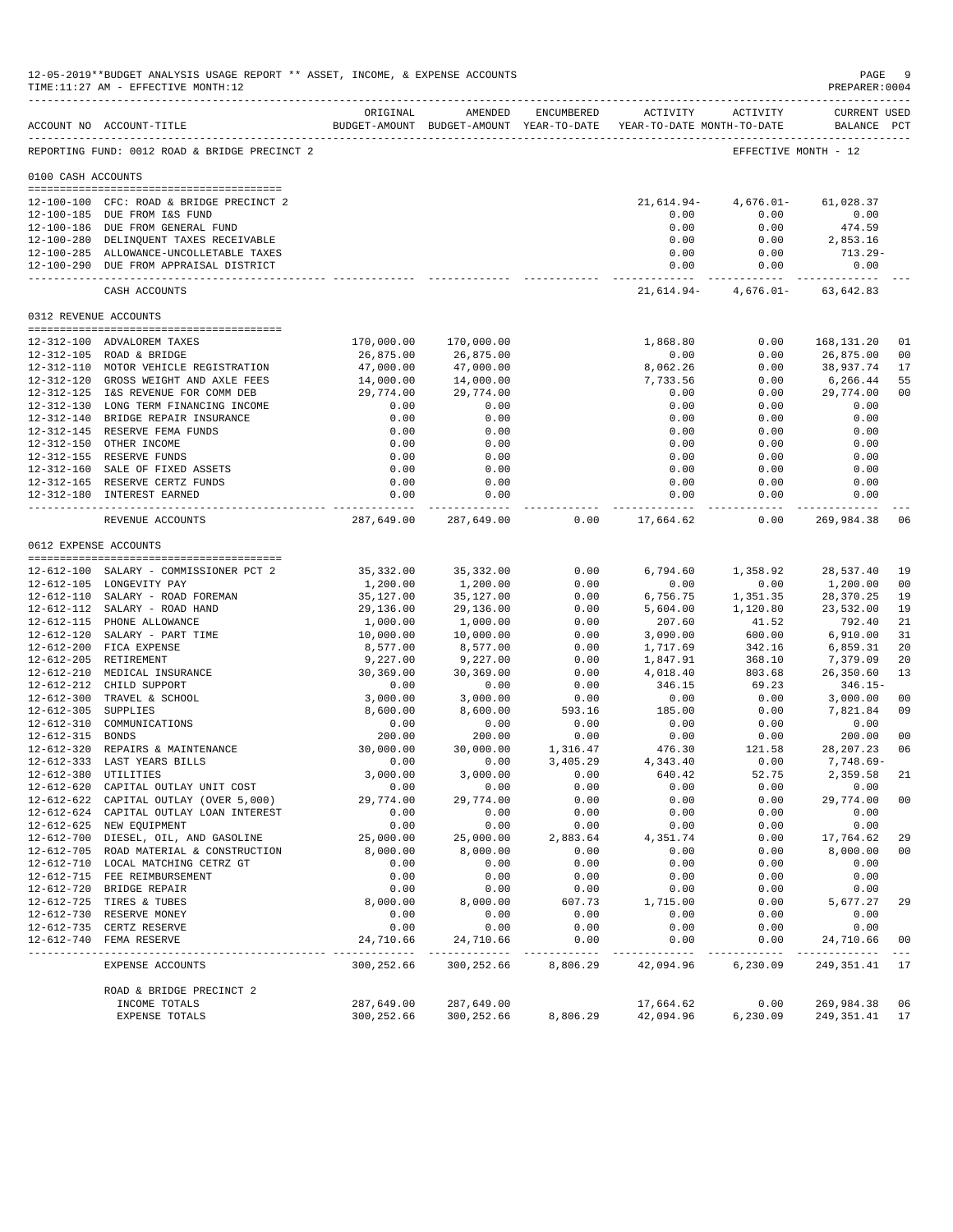12-05-2019**BUDGET ANALYSIS USAGE REPORT ** ASSET, INCOME, & EXPENSE ACCOUNTS
TIME:11:27 AM - EFFECTIVE MONTH:12

PREPARER:0004

| ACCOUNT NO | ACCOUNT-TITLE | ORIGINAL BUDGET-AMOUNT | AMENDED BUDGET-AMOUNT | ENCUMBERED YEAR-TO-DATE | ACTIVITY YEAR-TO-DATE | ACTIVITY MONTH-TO-DATE | CURRENT BALANCE | USED PCT |
|---|---|---|---|---|---|---|---|---|
| REPORTING FUND: 0012 ROAD & BRIDGE PRECINCT 2 | | | | | | | EFFECTIVE MONTH - 12 | |
| 0100 CASH ACCOUNTS | | | | | | | | |
| 12-100-100 | CFC: ROAD & BRIDGE PRECINCT 2 | | | | 21,614.94- | 4,676.01- | 61,028.37 | |
| 12-100-185 | DUE FROM I&S FUND | | | | 0.00 | 0.00 | 0.00 | |
| 12-100-186 | DUE FROM GENERAL FUND | | | | 0.00 | 0.00 | 474.59 | |
| 12-100-280 | DELINQUENT TAXES RECEIVABLE | | | | 0.00 | 0.00 | 2,853.16 | |
| 12-100-285 | ALLOWANCE-UNCOLLETABLE TAXES | | | | 0.00 | 0.00 | 713.29- | |
| 12-100-290 | DUE FROM APPRAISAL DISTRICT | | | | 0.00 | 0.00 | 0.00 | |
| | CASH ACCOUNTS | | | | 21,614.94- | 4,676.01- | 63,642.83 | |
| 0312 REVENUE ACCOUNTS | | | | | | | | |
| 12-312-100 | ADVALOREM TAXES | 170,000.00 | 170,000.00 | | 1,868.80 | 0.00 | 168,131.20 | 01 |
| 12-312-105 | ROAD & BRIDGE | 26,875.00 | 26,875.00 | | 0.00 | 0.00 | 26,875.00 | 00 |
| 12-312-110 | MOTOR VEHICLE REGISTRATION | 47,000.00 | 47,000.00 | | 8,062.26 | 0.00 | 38,937.74 | 17 |
| 12-312-120 | GROSS WEIGHT AND AXLE FEES | 14,000.00 | 14,000.00 | | 7,733.56 | 0.00 | 6,266.44 | 55 |
| 12-312-125 | I&S REVENUE FOR COMM DEB | 29,774.00 | 29,774.00 | | 0.00 | 0.00 | 29,774.00 | 00 |
| 12-312-130 | LONG TERM FINANCING INCOME | 0.00 | 0.00 | | 0.00 | 0.00 | 0.00 | |
| 12-312-140 | BRIDGE REPAIR INSURANCE | 0.00 | 0.00 | | 0.00 | 0.00 | 0.00 | |
| 12-312-145 | RESERVE FEMA FUNDS | 0.00 | 0.00 | | 0.00 | 0.00 | 0.00 | |
| 12-312-150 | OTHER INCOME | 0.00 | 0.00 | | 0.00 | 0.00 | 0.00 | |
| 12-312-155 | RESERVE FUNDS | 0.00 | 0.00 | | 0.00 | 0.00 | 0.00 | |
| 12-312-160 | SALE OF FIXED ASSETS | 0.00 | 0.00 | | 0.00 | 0.00 | 0.00 | |
| 12-312-165 | RESERVE CERTZ FUNDS | 0.00 | 0.00 | | 0.00 | 0.00 | 0.00 | |
| 12-312-180 | INTEREST EARNED | 0.00 | 0.00 | | 0.00 | 0.00 | 0.00 | |
| | REVENUE ACCOUNTS | 287,649.00 | 287,649.00 | 0.00 | 17,664.62 | 0.00 | 269,984.38 | 06 |
| 0612 EXPENSE ACCOUNTS | | | | | | | | |
| 12-612-100 | SALARY - COMMISSIONER PCT 2 | 35,332.00 | 35,332.00 | 0.00 | 6,794.60 | 1,358.92 | 28,537.40 | 19 |
| 12-612-105 | LONGEVITY PAY | 1,200.00 | 1,200.00 | 0.00 | 0.00 | 0.00 | 1,200.00 | 00 |
| 12-612-110 | SALARY - ROAD FOREMAN | 35,127.00 | 35,127.00 | 0.00 | 6,756.75 | 1,351.35 | 28,370.25 | 19 |
| 12-612-112 | SALARY - ROAD HAND | 29,136.00 | 29,136.00 | 0.00 | 5,604.00 | 1,120.80 | 23,532.00 | 19 |
| 12-612-115 | PHONE ALLOWANCE | 1,000.00 | 1,000.00 | 0.00 | 207.60 | 41.52 | 792.40 | 21 |
| 12-612-120 | SALARY - PART TIME | 10,000.00 | 10,000.00 | 0.00 | 3,090.00 | 600.00 | 6,910.00 | 31 |
| 12-612-200 | FICA EXPENSE | 8,577.00 | 8,577.00 | 0.00 | 1,717.69 | 342.16 | 6,859.31 | 20 |
| 12-612-205 | RETIREMENT | 9,227.00 | 9,227.00 | 0.00 | 1,847.91 | 368.10 | 7,379.09 | 20 |
| 12-612-210 | MEDICAL INSURANCE | 30,369.00 | 30,369.00 | 0.00 | 4,018.40 | 803.68 | 26,350.60 | 13 |
| 12-612-212 | CHILD SUPPORT | 0.00 | 0.00 | 0.00 | 346.15 | 69.23 | 346.15- | |
| 12-612-300 | TRAVEL & SCHOOL | 3,000.00 | 3,000.00 | 0.00 | 0.00 | 0.00 | 3,000.00 | 00 |
| 12-612-305 | SUPPLIES | 8,600.00 | 8,600.00 | 593.16 | 185.00 | 0.00 | 7,821.84 | 09 |
| 12-612-310 | COMMUNICATIONS | 0.00 | 0.00 | 0.00 | 0.00 | 0.00 | 0.00 | |
| 12-612-315 | BONDS | 200.00 | 200.00 | 0.00 | 0.00 | 0.00 | 200.00 | 00 |
| 12-612-320 | REPAIRS & MAINTENANCE | 30,000.00 | 30,000.00 | 1,316.47 | 476.30 | 121.58 | 28,207.23 | 06 |
| 12-612-333 | LAST YEARS BILLS | 0.00 | 0.00 | 3,405.29 | 4,343.40 | 0.00 | 7,748.69- | |
| 12-612-380 | UTILITIES | 3,000.00 | 3,000.00 | 0.00 | 640.42 | 52.75 | 2,359.58 | 21 |
| 12-612-620 | CAPITAL OUTLAY UNIT COST | 0.00 | 0.00 | 0.00 | 0.00 | 0.00 | 0.00 | |
| 12-612-622 | CAPITAL OUTLAY (OVER 5,000) | 29,774.00 | 29,774.00 | 0.00 | 0.00 | 0.00 | 29,774.00 | 00 |
| 12-612-624 | CAPITAL OUTLAY LOAN INTEREST | 0.00 | 0.00 | 0.00 | 0.00 | 0.00 | 0.00 | |
| 12-612-625 | NEW EQUIPMENT | 0.00 | 0.00 | 0.00 | 0.00 | 0.00 | 0.00 | |
| 12-612-700 | DIESEL, OIL, AND GASOLINE | 25,000.00 | 25,000.00 | 2,883.64 | 4,351.74 | 0.00 | 17,764.62 | 29 |
| 12-612-705 | ROAD MATERIAL & CONSTRUCTION | 8,000.00 | 8,000.00 | 0.00 | 0.00 | 0.00 | 8,000.00 | 00 |
| 12-612-710 | LOCAL MATCHING CETRZ GT | 0.00 | 0.00 | 0.00 | 0.00 | 0.00 | 0.00 | |
| 12-612-715 | FEE REIMBURSEMENT | 0.00 | 0.00 | 0.00 | 0.00 | 0.00 | 0.00 | |
| 12-612-720 | BRIDGE REPAIR | 0.00 | 0.00 | 0.00 | 0.00 | 0.00 | 0.00 | |
| 12-612-725 | TIRES & TUBES | 8,000.00 | 8,000.00 | 607.73 | 1,715.00 | 0.00 | 5,677.27 | 29 |
| 12-612-730 | RESERVE MONEY | 0.00 | 0.00 | 0.00 | 0.00 | 0.00 | 0.00 | |
| 12-612-735 | CERTZ RESERVE | 0.00 | 0.00 | 0.00 | 0.00 | 0.00 | 0.00 | |
| 12-612-740 | FEMA RESERVE | 24,710.66 | 24,710.66 | 0.00 | 0.00 | 0.00 | 24,710.66 | 00 |
| | EXPENSE ACCOUNTS | 300,252.66 | 300,252.66 | 8,806.29 | 42,094.96 | 6,230.09 | 249,351.41 | 17 |
| | ROAD & BRIDGE PRECINCT 2 | | | | | | | |
| | INCOME TOTALS | 287,649.00 | 287,649.00 | | 17,664.62 | 0.00 | 269,984.38 | 06 |
| | EXPENSE TOTALS | 300,252.66 | 300,252.66 | 8,806.29 | 42,094.96 | 6,230.09 | 249,351.41 | 17 |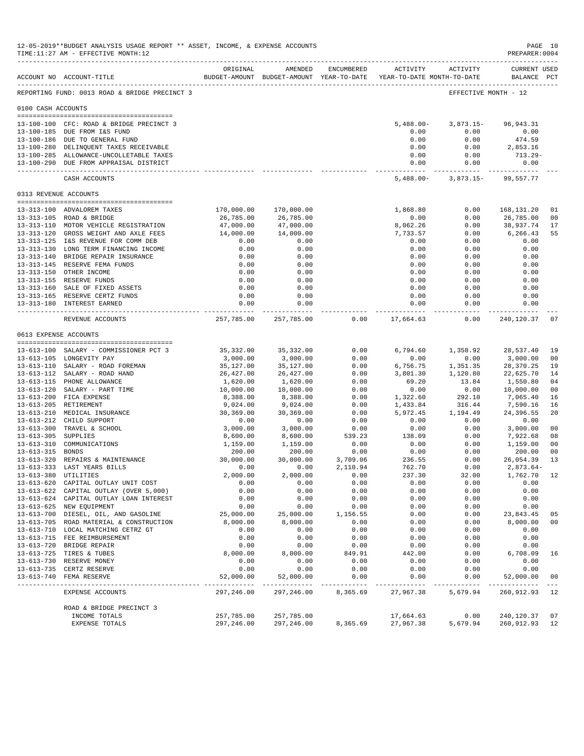12-05-2019**BUDGET ANALYSIS USAGE REPORT ** ASSET, INCOME, & EXPENSE ACCOUNTS
TIME:11:27 AM - EFFECTIVE MONTH:12
PREPARER:0004

REPORTING FUND: 0013 ROAD & BRIDGE PRECINCT 3 — EFFECTIVE MONTH - 12

| ACCOUNT NO | ACCOUNT-TITLE | ORIGINAL BUDGET-AMOUNT | AMENDED BUDGET-AMOUNT | ENCUMBERED YEAR-TO-DATE | ACTIVITY YEAR-TO-DATE | ACTIVITY MONTH-TO-DATE | CURRENT USED BALANCE | PCT |
|---|---|---|---|---|---|---|---|---|
| **0100 CASH ACCOUNTS** | | | | | | | | |
| 13-100-100 | CFC: ROAD & BRIDGE PRECINCT 3 | | | | 5,488.00- | 3,873.15- | 96,943.31 | |
| 13-100-185 | DUE FROM I&S FUND | | | | 0.00 | 0.00 | 0.00 | |
| 13-100-186 | DUE TO GENERAL FUND | | | | 0.00 | 0.00 | 474.59 | |
| 13-100-280 | DELINQUENT TAXES RECEIVABLE | | | | 0.00 | 0.00 | 2,853.16 | |
| 13-100-285 | ALLOWANCE-UNCOLLETABLE TAXES | | | | 0.00 | 0.00 | 713.29- | |
| 13-100-290 | DUE FROM APPRAISAL DISTRICT | | | | 0.00 | 0.00 | 0.00 | |
| | CASH ACCOUNTS | | | | 5,488.00- | 3,873.15- | 99,557.77 | |
| **0313 REVENUE ACCOUNTS** | | | | | | | | |
| 13-313-100 | ADVALOREM TAXES | 170,000.00 | 170,000.00 | | 1,868.80 | 0.00 | 168,131.20 | 01 |
| 13-313-105 | ROAD & BRIDGE | 26,785.00 | 26,785.00 | | 0.00 | 0.00 | 26,785.00 | 00 |
| 13-313-110 | MOTOR VEHICLE REGISTRATION | 47,000.00 | 47,000.00 | | 8,062.26 | 0.00 | 38,937.74 | 17 |
| 13-313-120 | GROSS WEIGHT AND AXLE FEES | 14,000.00 | 14,000.00 | | 7,733.57 | 0.00 | 6,266.43 | 55 |
| 13-313-125 | I&S REVENUE FOR COMM DEB | 0.00 | 0.00 | | 0.00 | 0.00 | 0.00 | |
| 13-313-130 | LONG TERM FINANCING INCOME | 0.00 | 0.00 | | 0.00 | 0.00 | 0.00 | |
| 13-313-140 | BRIDGE REPAIR INSURANCE | 0.00 | 0.00 | | 0.00 | 0.00 | 0.00 | |
| 13-313-145 | RESERVE FEMA FUNDS | 0.00 | 0.00 | | 0.00 | 0.00 | 0.00 | |
| 13-313-150 | OTHER INCOME | 0.00 | 0.00 | | 0.00 | 0.00 | 0.00 | |
| 13-313-155 | RESERVE FUNDS | 0.00 | 0.00 | | 0.00 | 0.00 | 0.00 | |
| 13-313-160 | SALE OF FIXED ASSETS | 0.00 | 0.00 | | 0.00 | 0.00 | 0.00 | |
| 13-313-165 | RESERVE CERTZ FUNDS | 0.00 | 0.00 | | 0.00 | 0.00 | 0.00 | |
| 13-313-180 | INTEREST EARNED | 0.00 | 0.00 | | 0.00 | 0.00 | 0.00 | |
| | REVENUE ACCOUNTS | 257,785.00 | 257,785.00 | 0.00 | 17,664.63 | 0.00 | 240,120.37 | 07 |
| **0613 EXPENSE ACCOUNTS** | | | | | | | | |
| 13-613-100 | SALARY - COMMISSIONER PCT 3 | 35,332.00 | 35,332.00 | 0.00 | 6,794.60 | 1,358.92 | 28,537.40 | 19 |
| 13-613-105 | LONGEVITY PAY | 3,000.00 | 3,000.00 | 0.00 | 0.00 | 0.00 | 3,000.00 | 00 |
| 13-613-110 | SALARY - ROAD FOREMAN | 35,127.00 | 35,127.00 | 0.00 | 6,756.75 | 1,351.35 | 28,370.25 | 19 |
| 13-613-112 | SALARY - ROAD HAND | 26,427.00 | 26,427.00 | 0.00 | 3,801.30 | 1,120.80 | 22,625.70 | 14 |
| 13-613-115 | PHONE ALLOWANCE | 1,620.00 | 1,620.00 | 0.00 | 69.20 | 13.84 | 1,550.80 | 04 |
| 13-613-120 | SALARY - PART TIME | 10,000.00 | 10,000.00 | 0.00 | 0.00 | 0.00 | 10,000.00 | 00 |
| 13-613-200 | FICA EXPENSE | 8,388.00 | 8,388.00 | 0.00 | 1,322.60 | 292.10 | 7,065.40 | 16 |
| 13-613-205 | RETIREMENT | 9,024.00 | 9,024.00 | 0.00 | 1,433.84 | 316.44 | 7,590.16 | 16 |
| 13-613-210 | MEDICAL INSURANCE | 30,369.00 | 30,369.00 | 0.00 | 5,972.45 | 1,194.49 | 24,396.55 | 20 |
| 13-613-212 | CHILD SUPPORT | 0.00 | 0.00 | 0.00 | 0.00 | 0.00 | 0.00 | |
| 13-613-300 | TRAVEL & SCHOOL | 3,000.00 | 3,000.00 | 0.00 | 0.00 | 0.00 | 3,000.00 | 00 |
| 13-613-305 | SUPPLIES | 8,600.00 | 8,600.00 | 539.23 | 138.09 | 0.00 | 7,922.68 | 08 |
| 13-613-310 | COMMUNICATIONS | 1,159.00 | 1,159.00 | 0.00 | 0.00 | 0.00 | 1,159.00 | 00 |
| 13-613-315 | BONDS | 200.00 | 200.00 | 0.00 | 0.00 | 0.00 | 200.00 | 00 |
| 13-613-320 | REPAIRS & MAINTENANCE | 30,000.00 | 30,000.00 | 3,709.06 | 236.55 | 0.00 | 26,054.39 | 13 |
| 13-613-333 | LAST YEARS BILLS | 0.00 | 0.00 | 2,110.94 | 762.70 | 0.00 | 2,873.64- | |
| 13-613-380 | UTILITIES | 2,000.00 | 2,000.00 | 0.00 | 237.30 | 32.00 | 1,762.70 | 12 |
| 13-613-620 | CAPITAL OUTLAY UNIT COST | 0.00 | 0.00 | 0.00 | 0.00 | 0.00 | 0.00 | |
| 13-613-622 | CAPITAL OUTLAY (OVER 5,000) | 0.00 | 0.00 | 0.00 | 0.00 | 0.00 | 0.00 | |
| 13-613-624 | CAPITAL OUTLAY LOAN INTEREST | 0.00 | 0.00 | 0.00 | 0.00 | 0.00 | 0.00 | |
| 13-613-625 | NEW EQUIPMENT | 0.00 | 0.00 | 0.00 | 0.00 | 0.00 | 0.00 | |
| 13-613-700 | DIESEL, OIL, AND GASOLINE | 25,000.00 | 25,000.00 | 1,156.55 | 0.00 | 0.00 | 23,843.45 | 05 |
| 13-613-705 | ROAD MATERIAL & CONSTRUCTION | 8,000.00 | 8,000.00 | 0.00 | 0.00 | 0.00 | 8,000.00 | 00 |
| 13-613-710 | LOCAL MATCHING CETRZ GT | 0.00 | 0.00 | 0.00 | 0.00 | 0.00 | 0.00 | |
| 13-613-715 | FEE REIMBURSEMENT | 0.00 | 0.00 | 0.00 | 0.00 | 0.00 | 0.00 | |
| 13-613-720 | BRIDGE REPAIR | 0.00 | 0.00 | 0.00 | 0.00 | 0.00 | 0.00 | |
| 13-613-725 | TIRES & TUBES | 8,000.00 | 8,000.00 | 849.91 | 442.00 | 0.00 | 6,708.09 | 16 |
| 13-613-730 | RESERVE MONEY | 0.00 | 0.00 | 0.00 | 0.00 | 0.00 | 0.00 | |
| 13-613-735 | CERTZ RESERVE | 0.00 | 0.00 | 0.00 | 0.00 | 0.00 | 0.00 | |
| 13-613-740 | FEMA RESERVE | 52,000.00 | 52,000.00 | 0.00 | 0.00 | 0.00 | 52,000.00 | 00 |
| | EXPENSE ACCOUNTS | 297,246.00 | 297,246.00 | 8,365.69 | 27,967.38 | 5,679.94 | 260,912.93 | 12 |
| | ROAD & BRIDGE PRECINCT 3 | | | | | | | |
| | INCOME TOTALS | 257,785.00 | 257,785.00 | | 17,664.63 | 0.00 | 240,120.37 | 07 |
| | EXPENSE TOTALS | 297,246.00 | 297,246.00 | 8,365.69 | 27,967.38 | 5,679.94 | 260,912.93 | 12 |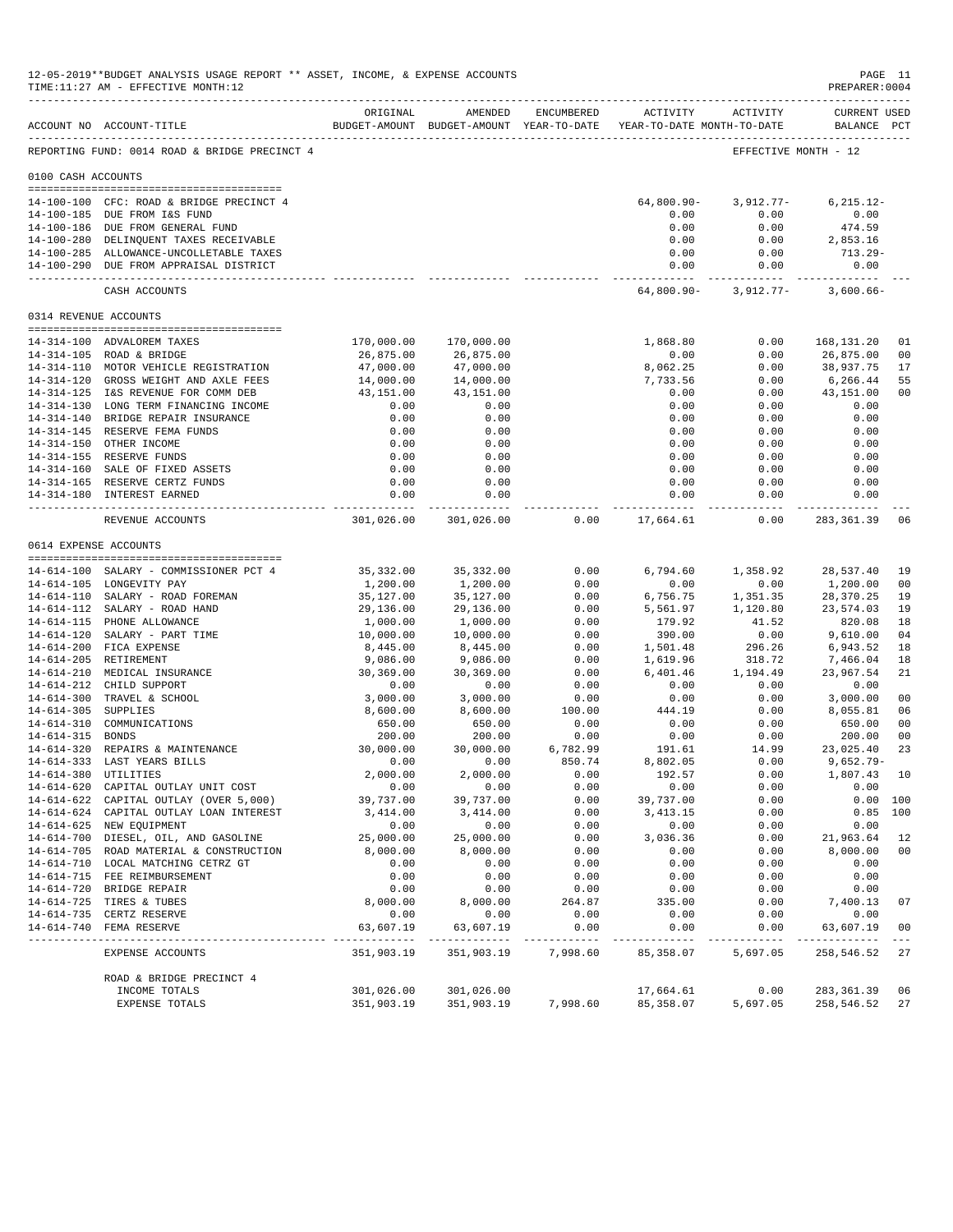12-05-2019**BUDGET ANALYSIS USAGE REPORT ** ASSET, INCOME, & EXPENSE ACCOUNTS
TIME:11:27 AM - EFFECTIVE MONTH:12
PREPARER:0004

REPORTING FUND: 0014 ROAD & BRIDGE PRECINCT 4 — EFFECTIVE MONTH - 12

| ACCOUNT NO | ACCOUNT-TITLE | ORIGINAL BUDGET-AMOUNT | AMENDED BUDGET-AMOUNT | ENCUMBERED YEAR-TO-DATE | ACTIVITY YEAR-TO-DATE | ACTIVITY MONTH-TO-DATE | CURRENT BALANCE | USED PCT |
|---|---|---|---|---|---|---|---|---|
| **0100 CASH ACCOUNTS** | | | | | | | | |
| 14-100-100 | CFC: ROAD & BRIDGE PRECINCT 4 | | | | 64,800.90- | 3,912.77- | 6,215.12- | |
| 14-100-185 | DUE FROM I&S FUND | | | | 0.00 | 0.00 | 0.00 | |
| 14-100-186 | DUE FROM GENERAL FUND | | | | 0.00 | 0.00 | 474.59 | |
| 14-100-280 | DELINQUENT TAXES RECEIVABLE | | | | 0.00 | 0.00 | 2,853.16 | |
| 14-100-285 | ALLOWANCE-UNCOLLETABLE TAXES | | | | 0.00 | 0.00 | 713.29- | |
| 14-100-290 | DUE FROM APPRAISAL DISTRICT | | | | 0.00 | 0.00 | 0.00 | |
| | CASH ACCOUNTS | | | | 64,800.90- | 3,912.77- | 3,600.66- | |
| **0314 REVENUE ACCOUNTS** | | | | | | | | |
| 14-314-100 | ADVALOREM TAXES | 170,000.00 | 170,000.00 | | 1,868.80 | 0.00 | 168,131.20 | 01 |
| 14-314-105 | ROAD & BRIDGE | 26,875.00 | 26,875.00 | | 0.00 | 0.00 | 26,875.00 | 00 |
| 14-314-110 | MOTOR VEHICLE REGISTRATION | 47,000.00 | 47,000.00 | | 8,062.25 | 0.00 | 38,937.75 | 17 |
| 14-314-120 | GROSS WEIGHT AND AXLE FEES | 14,000.00 | 14,000.00 | | 7,733.56 | 0.00 | 6,266.44 | 55 |
| 14-314-125 | I&S REVENUE FOR COMM DEB | 43,151.00 | 43,151.00 | | 0.00 | 0.00 | 43,151.00 | 00 |
| 14-314-130 | LONG TERM FINANCING INCOME | 0.00 | 0.00 | | 0.00 | 0.00 | 0.00 | |
| 14-314-140 | BRIDGE REPAIR INSURANCE | 0.00 | 0.00 | | 0.00 | 0.00 | 0.00 | |
| 14-314-145 | RESERVE FEMA FUNDS | 0.00 | 0.00 | | 0.00 | 0.00 | 0.00 | |
| 14-314-150 | OTHER INCOME | 0.00 | 0.00 | | 0.00 | 0.00 | 0.00 | |
| 14-314-155 | RESERVE FUNDS | 0.00 | 0.00 | | 0.00 | 0.00 | 0.00 | |
| 14-314-160 | SALE OF FIXED ASSETS | 0.00 | 0.00 | | 0.00 | 0.00 | 0.00 | |
| 14-314-165 | RESERVE CERTZ FUNDS | 0.00 | 0.00 | | 0.00 | 0.00 | 0.00 | |
| 14-314-180 | INTEREST EARNED | 0.00 | 0.00 | | 0.00 | 0.00 | 0.00 | |
| | REVENUE ACCOUNTS | 301,026.00 | 301,026.00 | 0.00 | 17,664.61 | 0.00 | 283,361.39 | 06 |
| **0614 EXPENSE ACCOUNTS** | | | | | | | | |
| 14-614-100 | SALARY - COMMISSIONER PCT 4 | 35,332.00 | 35,332.00 | 0.00 | 6,794.60 | 1,358.92 | 28,537.40 | 19 |
| 14-614-105 | LONGEVITY PAY | 1,200.00 | 1,200.00 | 0.00 | 0.00 | 0.00 | 1,200.00 | 00 |
| 14-614-110 | SALARY - ROAD FOREMAN | 35,127.00 | 35,127.00 | 0.00 | 6,756.75 | 1,351.35 | 28,370.25 | 19 |
| 14-614-112 | SALARY - ROAD HAND | 29,136.00 | 29,136.00 | 0.00 | 5,561.97 | 1,120.80 | 23,574.03 | 19 |
| 14-614-115 | PHONE ALLOWANCE | 1,000.00 | 1,000.00 | 0.00 | 179.92 | 41.52 | 820.08 | 18 |
| 14-614-120 | SALARY - PART TIME | 10,000.00 | 10,000.00 | 0.00 | 390.00 | 0.00 | 9,610.00 | 04 |
| 14-614-200 | FICA EXPENSE | 8,445.00 | 8,445.00 | 0.00 | 1,501.48 | 296.26 | 6,943.52 | 18 |
| 14-614-205 | RETIREMENT | 9,086.00 | 9,086.00 | 0.00 | 1,619.96 | 318.72 | 7,466.04 | 18 |
| 14-614-210 | MEDICAL INSURANCE | 30,369.00 | 30,369.00 | 0.00 | 6,401.46 | 1,194.49 | 23,967.54 | 21 |
| 14-614-212 | CHILD SUPPORT | 0.00 | 0.00 | 0.00 | 0.00 | 0.00 | 0.00 | |
| 14-614-300 | TRAVEL & SCHOOL | 3,000.00 | 3,000.00 | 0.00 | 0.00 | 0.00 | 3,000.00 | 00 |
| 14-614-305 | SUPPLIES | 8,600.00 | 8,600.00 | 100.00 | 444.19 | 0.00 | 8,055.81 | 06 |
| 14-614-310 | COMMUNICATIONS | 650.00 | 650.00 | 0.00 | 0.00 | 0.00 | 650.00 | 00 |
| 14-614-315 | BONDS | 200.00 | 200.00 | 0.00 | 0.00 | 0.00 | 200.00 | 00 |
| 14-614-320 | REPAIRS & MAINTENANCE | 30,000.00 | 30,000.00 | 6,782.99 | 191.61 | 14.99 | 23,025.40 | 23 |
| 14-614-333 | LAST YEARS BILLS | 0.00 | 0.00 | 850.74 | 8,802.05 | 0.00 | 9,652.79- | |
| 14-614-380 | UTILITIES | 2,000.00 | 2,000.00 | 0.00 | 192.57 | 0.00 | 1,807.43 | 10 |
| 14-614-620 | CAPITAL OUTLAY UNIT COST | 0.00 | 0.00 | 0.00 | 0.00 | 0.00 | 0.00 | |
| 14-614-622 | CAPITAL OUTLAY (OVER 5,000) | 39,737.00 | 39,737.00 | 0.00 | 39,737.00 | 0.00 | 0.00 | 100 |
| 14-614-624 | CAPITAL OUTLAY LOAN INTEREST | 3,414.00 | 3,414.00 | 0.00 | 3,413.15 | 0.00 | 0.85 | 100 |
| 14-614-625 | NEW EQUIPMENT | 0.00 | 0.00 | 0.00 | 0.00 | 0.00 | 0.00 | |
| 14-614-700 | DIESEL, OIL, AND GASOLINE | 25,000.00 | 25,000.00 | 0.00 | 3,036.36 | 0.00 | 21,963.64 | 12 |
| 14-614-705 | ROAD MATERIAL & CONSTRUCTION | 8,000.00 | 8,000.00 | 0.00 | 0.00 | 0.00 | 8,000.00 | 00 |
| 14-614-710 | LOCAL MATCHING CETRZ GT | 0.00 | 0.00 | 0.00 | 0.00 | 0.00 | 0.00 | |
| 14-614-715 | FEE REIMBURSEMENT | 0.00 | 0.00 | 0.00 | 0.00 | 0.00 | 0.00 | |
| 14-614-720 | BRIDGE REPAIR | 0.00 | 0.00 | 0.00 | 0.00 | 0.00 | 0.00 | |
| 14-614-725 | TIRES & TUBES | 8,000.00 | 8,000.00 | 264.87 | 335.00 | 0.00 | 7,400.13 | 07 |
| 14-614-735 | CERTZ RESERVE | 0.00 | 0.00 | 0.00 | 0.00 | 0.00 | 0.00 | |
| 14-614-740 | FEMA RESERVE | 63,607.19 | 63,607.19 | 0.00 | 0.00 | 0.00 | 63,607.19 | 00 |
| | EXPENSE ACCOUNTS | 351,903.19 | 351,903.19 | 7,998.60 | 85,358.07 | 5,697.05 | 258,546.52 | 27 |
| | ROAD & BRIDGE PRECINCT 4 | | | | | | | |
| | INCOME TOTALS | 301,026.00 | 301,026.00 | | 17,664.61 | 0.00 | 283,361.39 | 06 |
| | EXPENSE TOTALS | 351,903.19 | 351,903.19 | 7,998.60 | 85,358.07 | 5,697.05 | 258,546.52 | 27 |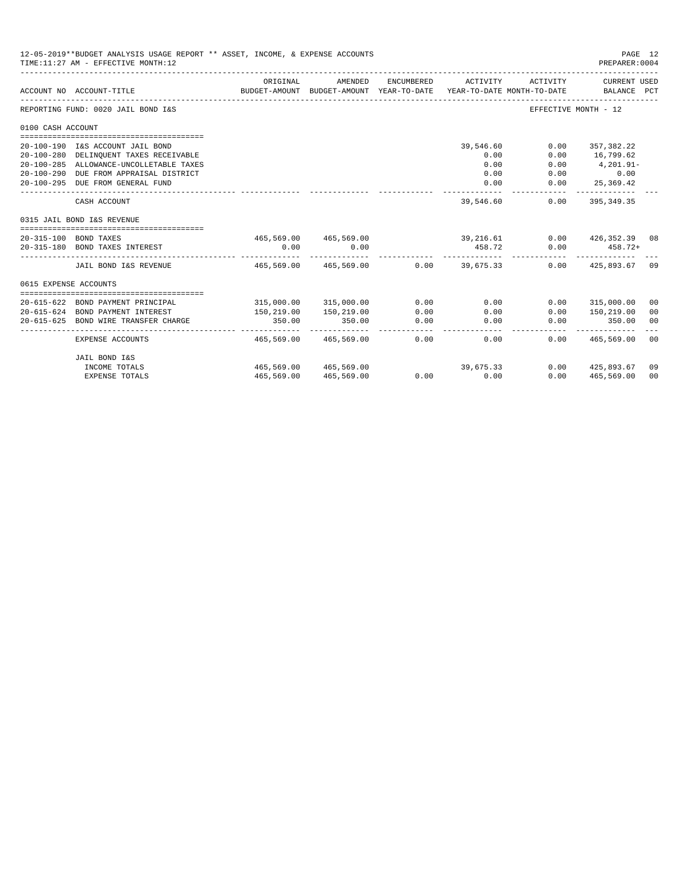12-05-2019**BUDGET ANALYSIS USAGE REPORT ** ASSET, INCOME, & EXPENSE ACCOUNTS
TIME:11:27 AM - EFFECTIVE MONTH:12
PREPARER:0004

REPORTING FUND: 0020 JAIL BOND I&S — EFFECTIVE MONTH - 12

| ACCOUNT NO | ACCOUNT-TITLE | ORIGINAL BUDGET-AMOUNT | AMENDED BUDGET-AMOUNT | ENCUMBERED YEAR-TO-DATE | ACTIVITY YEAR-TO-DATE | ACTIVITY MONTH-TO-DATE | CURRENT USED BALANCE | PCT |
|---|---|---|---|---|---|---|---|---|
| **0100 CASH ACCOUNT** | | | | | | | | |
| 20-100-190 | I&S ACCOUNT JAIL BOND | | | | 39,546.60 | 0.00 | 357,382.22 | |
| 20-100-280 | DELINQUENT TAXES RECEIVABLE | | | | 0.00 | 0.00 | 16,799.62 | |
| 20-100-285 | ALLOWANCE-UNCOLLETABLE TAXES | | | | 0.00 | 0.00 | 4,201.91- | |
| 20-100-290 | DUE FROM APPRAISAL DISTRICT | | | | 0.00 | 0.00 | 0.00 | |
| 20-100-295 | DUE FROM GENERAL FUND | | | | 0.00 | 0.00 | 25,369.42 | |
| | CASH ACCOUNT | | | | 39,546.60 | 0.00 | 395,349.35 | |
| **0315 JAIL BOND I&S REVENUE** | | | | | | | | |
| 20-315-100 | BOND TAXES | 465,569.00 | 465,569.00 | | 39,216.61 | 0.00 | 426,352.39 | 08 |
| 20-315-180 | BOND TAXES INTEREST | 0.00 | 0.00 | | 458.72 | 0.00 | 458.72+ | |
| | JAIL BOND I&S REVENUE | 465,569.00 | 465,569.00 | 0.00 | 39,675.33 | 0.00 | 425,893.67 | 09 |
| **0615 EXPENSE ACCOUNTS** | | | | | | | | |
| 20-615-622 | BOND PAYMENT PRINCIPAL | 315,000.00 | 315,000.00 | 0.00 | 0.00 | 0.00 | 315,000.00 | 00 |
| 20-615-624 | BOND PAYMENT INTEREST | 150,219.00 | 150,219.00 | 0.00 | 0.00 | 0.00 | 150,219.00 | 00 |
| 20-615-625 | BOND WIRE TRANSFER CHARGE | 350.00 | 350.00 | 0.00 | 0.00 | 0.00 | 350.00 | 00 |
| | EXPENSE ACCOUNTS | 465,569.00 | 465,569.00 | 0.00 | 0.00 | 0.00 | 465,569.00 | 00 |
| | JAIL BOND I&S | | | | | | | |
| | INCOME TOTALS | 465,569.00 | 465,569.00 | | 39,675.33 | 0.00 | 425,893.67 | 09 |
| | EXPENSE TOTALS | 465,569.00 | 465,569.00 | 0.00 | 0.00 | 0.00 | 465,569.00 | 00 |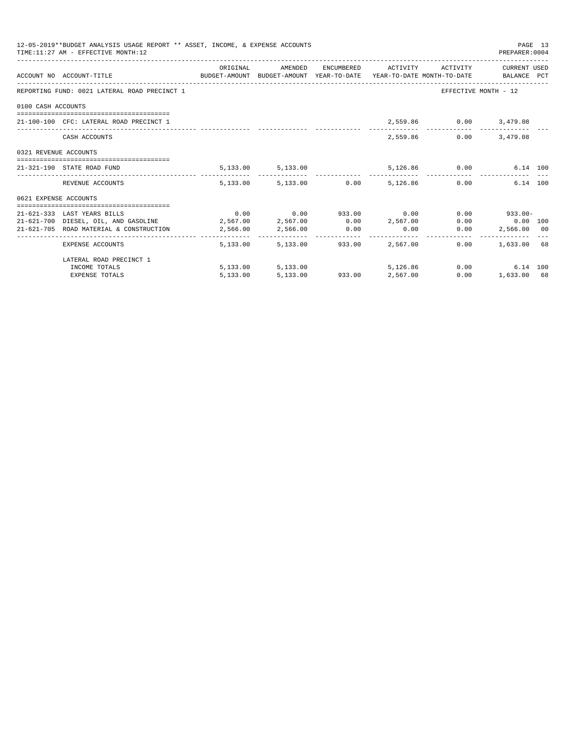12-05-2019**BUDGET ANALYSIS USAGE REPORT ** ASSET, INCOME, & EXPENSE ACCOUNTS
TIME:11:27 AM - EFFECTIVE MONTH:12
PREPARER:0004

| ACCOUNT NO | ACCOUNT-TITLE | ORIGINAL BUDGET-AMOUNT | AMENDED BUDGET-AMOUNT | ENCUMBERED YEAR-TO-DATE | ACTIVITY YEAR-TO-DATE | ACTIVITY MONTH-TO-DATE | CURRENT USED BALANCE | PCT |
|---|---|---|---|---|---|---|---|---|
| REPORTING FUND: 0021 LATERAL ROAD PRECINCT 1 | | | | | | EFFECTIVE MONTH - 12 | | |
| 0100 CASH ACCOUNTS | | | | | | | | |
| 21-100-100 | CFC: LATERAL ROAD PRECINCT 1 | | | | 2,559.86 | 0.00 | 3,479.08 | |
| | CASH ACCOUNTS | | | | 2,559.86 | 0.00 | 3,479.08 | |
| 0321 REVENUE ACCOUNTS | | | | | | | | |
| 21-321-190 | STATE ROAD FUND | 5,133.00 | 5,133.00 | | 5,126.86 | 0.00 | 6.14 | 100 |
| | REVENUE ACCOUNTS | 5,133.00 | 5,133.00 | 0.00 | 5,126.86 | 0.00 | 6.14 | 100 |
| 0621 EXPENSE ACCOUNTS | | | | | | | | |
| 21-621-333 | LAST YEARS BILLS | 0.00 | 0.00 | 933.00 | 0.00 | 0.00 | 933.00- | |
| 21-621-700 | DIESEL, OIL, AND GASOLINE | 2,567.00 | 2,567.00 | 0.00 | 2,567.00 | 0.00 | 0.00 | 100 |
| 21-621-705 | ROAD MATERIAL & CONSTRUCTION | 2,566.00 | 2,566.00 | 0.00 | 0.00 | 0.00 | 2,566.00 | 00 |
| | EXPENSE ACCOUNTS | 5,133.00 | 5,133.00 | 933.00 | 2,567.00 | 0.00 | 1,633.00 | 68 |
| | LATERAL ROAD PRECINCT 1 | | | | | | | |
| | INCOME TOTALS | 5,133.00 | 5,133.00 | | 5,126.86 | 0.00 | 6.14 | 100 |
| | EXPENSE TOTALS | 5,133.00 | 5,133.00 | 933.00 | 2,567.00 | 0.00 | 1,633.00 | 68 |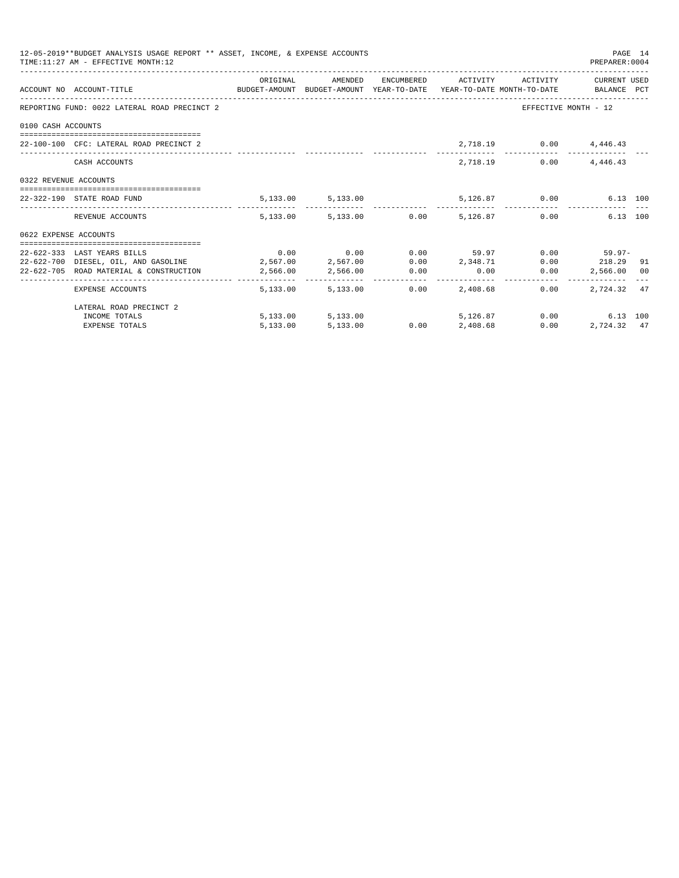12-05-2019**BUDGET ANALYSIS USAGE REPORT ** ASSET, INCOME, & EXPENSE ACCOUNTS

TIME:11:27 AM - EFFECTIVE MONTH:12

PREPARER:0004

| ACCOUNT NO | ACCOUNT-TITLE | ORIGINAL BUDGET-AMOUNT | AMENDED BUDGET-AMOUNT | ENCUMBERED YEAR-TO-DATE | ACTIVITY YEAR-TO-DATE | ACTIVITY MONTH-TO-DATE | CURRENT USED BALANCE | PCT |
|---|---|---|---|---|---|---|---|---|
| REPORTING FUND: 0022 LATERAL ROAD PRECINCT 2 | | | | | | EFFECTIVE MONTH - 12 | | |
| 0100 CASH ACCOUNTS | | | | | | | | |
| 22-100-100 | CFC: LATERAL ROAD PRECINCT 2 | | | | 2,718.19 | 0.00 | 4,446.43 | |
| | CASH ACCOUNTS | | | | 2,718.19 | 0.00 | 4,446.43 | |
| 0322 REVENUE ACCOUNTS | | | | | | | | |
| 22-322-190 | STATE ROAD FUND | 5,133.00 | 5,133.00 | | 5,126.87 | 0.00 | 6.13 | 100 |
| | REVENUE ACCOUNTS | 5,133.00 | 5,133.00 | 0.00 | 5,126.87 | 0.00 | 6.13 | 100 |
| 0622 EXPENSE ACCOUNTS | | | | | | | | |
| 22-622-333 | LAST YEARS BILLS | 0.00 | 0.00 | 0.00 | 59.97 | 0.00 | 59.97- | |
| 22-622-700 | DIESEL, OIL, AND GASOLINE | 2,567.00 | 2,567.00 | 0.00 | 2,348.71 | 0.00 | 218.29 | 91 |
| 22-622-705 | ROAD MATERIAL & CONSTRUCTION | 2,566.00 | 2,566.00 | 0.00 | 0.00 | 0.00 | 2,566.00 | 00 |
| | EXPENSE ACCOUNTS | 5,133.00 | 5,133.00 | 0.00 | 2,408.68 | 0.00 | 2,724.32 | 47 |
| | LATERAL ROAD PRECINCT 2 | | | | | | | |
| | INCOME TOTALS | 5,133.00 | 5,133.00 | | 5,126.87 | 0.00 | 6.13 | 100 |
| | EXPENSE TOTALS | 5,133.00 | 5,133.00 | 0.00 | 2,408.68 | 0.00 | 2,724.32 | 47 |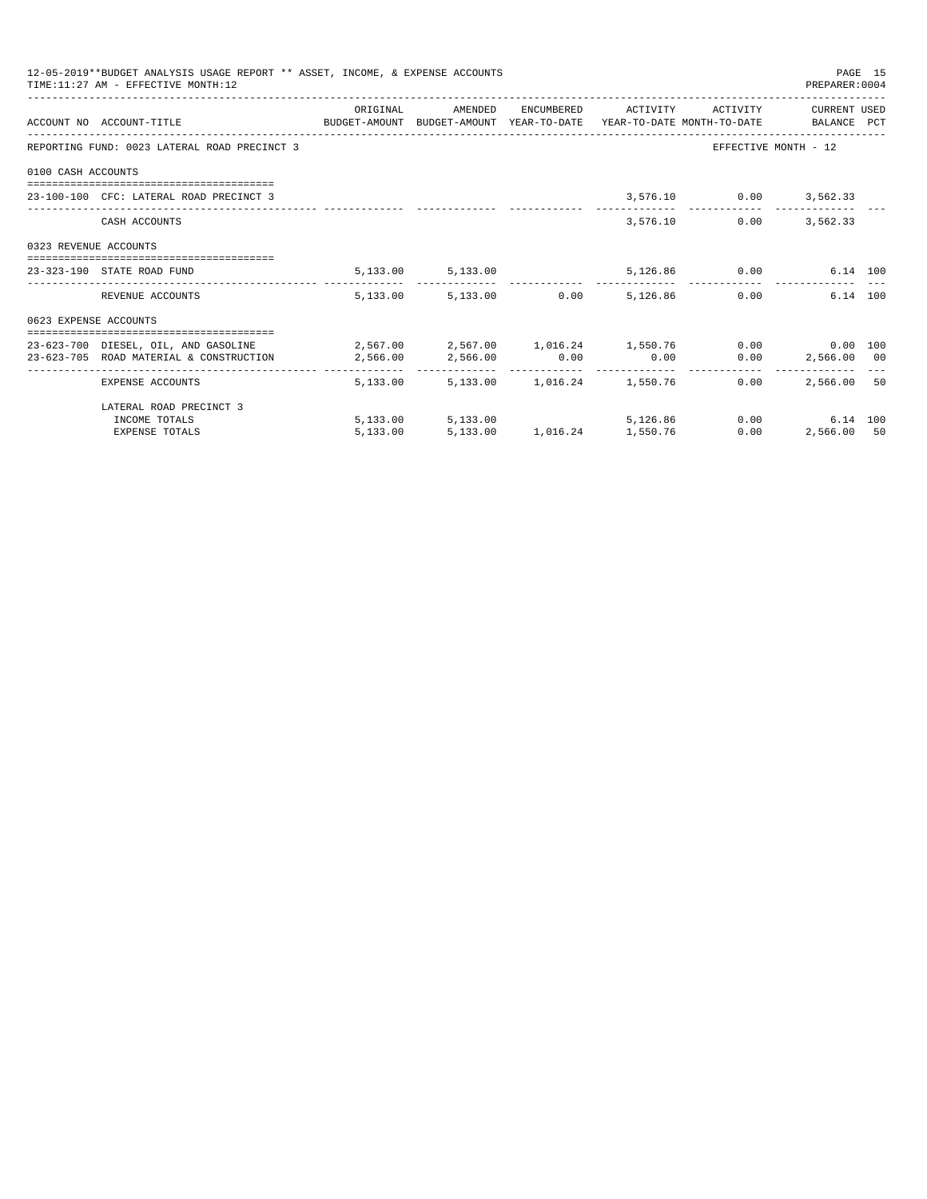12-05-2019**BUDGET ANALYSIS USAGE REPORT ** ASSET, INCOME, & EXPENSE ACCOUNTS

TIME:11:27 AM - EFFECTIVE MONTH:12

PREPARER:0004

| ACCOUNT NO | ACCOUNT-TITLE | ORIGINAL BUDGET-AMOUNT | AMENDED BUDGET-AMOUNT | ENCUMBERED YEAR-TO-DATE | ACTIVITY YEAR-TO-DATE | ACTIVITY MONTH-TO-DATE | CURRENT BALANCE | USED PCT |
|---|---|---|---|---|---|---|---|---|
| REPORTING FUND: 0023 LATERAL ROAD PRECINCT 3 | | | | | | EFFECTIVE MONTH - 12 | | |
| 0100 CASH ACCOUNTS | | | | | | | | |
| 23-100-100 | CFC: LATERAL ROAD PRECINCT 3 | | | | 3,576.10 | 0.00 | 3,562.33 | |
| | CASH ACCOUNTS | | | | 3,576.10 | 0.00 | 3,562.33 | |
| 0323 REVENUE ACCOUNTS | | | | | | | | |
| 23-323-190 | STATE ROAD FUND | 5,133.00 | 5,133.00 | | 5,126.86 | 0.00 | 6.14 | 100 |
| | REVENUE ACCOUNTS | 5,133.00 | 5,133.00 | 0.00 | 5,126.86 | 0.00 | 6.14 | 100 |
| 0623 EXPENSE ACCOUNTS | | | | | | | | |
| 23-623-700 | DIESEL, OIL, AND GASOLINE | 2,567.00 | 2,567.00 | 1,016.24 | 1,550.76 | 0.00 | 0.00 | 100 |
| 23-623-705 | ROAD MATERIAL & CONSTRUCTION | 2,566.00 | 2,566.00 | 0.00 | 0.00 | 0.00 | 2,566.00 | 00 |
| | EXPENSE ACCOUNTS | 5,133.00 | 5,133.00 | 1,016.24 | 1,550.76 | 0.00 | 2,566.00 | 50 |
| | LATERAL ROAD PRECINCT 3 | | | | | | | |
| | INCOME TOTALS | 5,133.00 | 5,133.00 | | 5,126.86 | 0.00 | 6.14 | 100 |
| | EXPENSE TOTALS | 5,133.00 | 5,133.00 | 1,016.24 | 1,550.76 | 0.00 | 2,566.00 | 50 |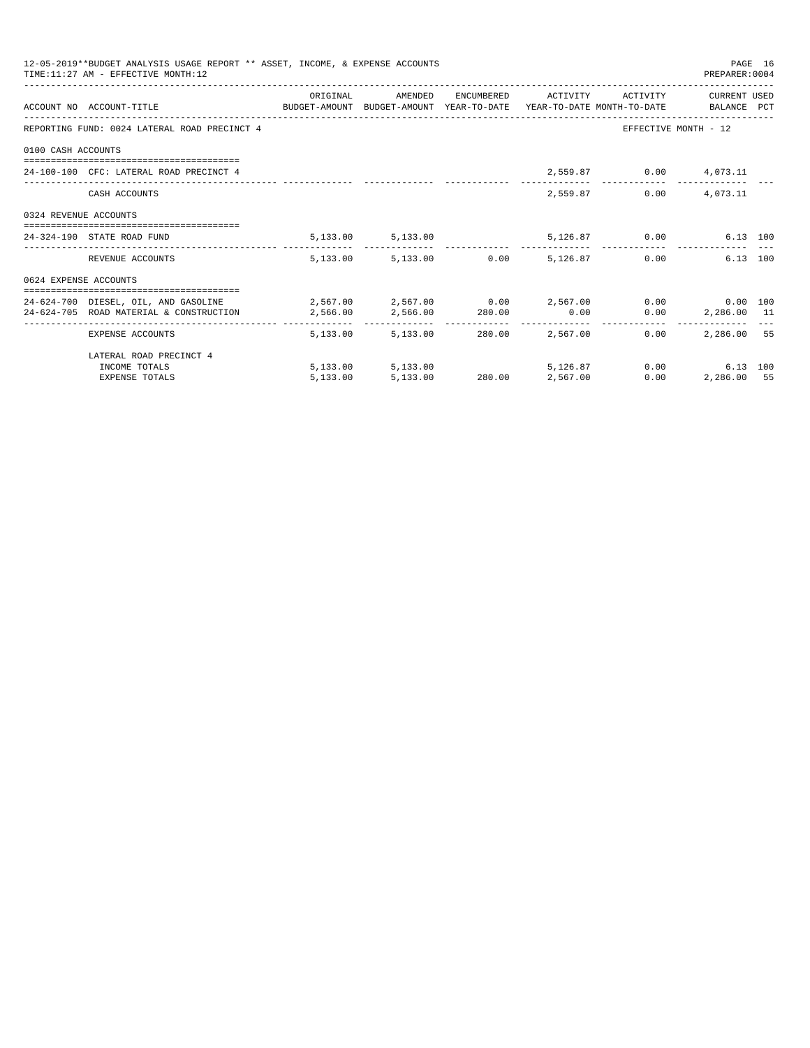12-05-2019**BUDGET ANALYSIS USAGE REPORT ** ASSET, INCOME, & EXPENSE ACCOUNTS
TIME:11:27 AM - EFFECTIVE MONTH:12

PREPARER:0004

| ACCOUNT NO ACCOUNT-TITLE | ORIGINAL BUDGET-AMOUNT | AMENDED BUDGET-AMOUNT | ENCUMBERED YEAR-TO-DATE | ACTIVITY YEAR-TO-DATE | ACTIVITY MONTH-TO-DATE | CURRENT USED BALANCE | PCT |
|---|---|---|---|---|---|---|---|
| REPORTING FUND: 0024 LATERAL ROAD PRECINCT 4 | | | | | EFFECTIVE MONTH - 12 | | |
| 0100 CASH ACCOUNTS | | | | | | | |
| 24-100-100 CFC: LATERAL ROAD PRECINCT 4 | | | | 2,559.87 | 0.00 | 4,073.11 | |
| CASH ACCOUNTS | | | | 2,559.87 | 0.00 | 4,073.11 | |
| 0324 REVENUE ACCOUNTS | | | | | | | |
| 24-324-190 STATE ROAD FUND | 5,133.00 | 5,133.00 | | 5,126.87 | 0.00 | 6.13 | 100 |
| REVENUE ACCOUNTS | 5,133.00 | 5,133.00 | 0.00 | 5,126.87 | 0.00 | 6.13 | 100 |
| 0624 EXPENSE ACCOUNTS | | | | | | | |
| 24-624-700 DIESEL, OIL, AND GASOLINE | 2,567.00 | 2,567.00 | 0.00 | 2,567.00 | 0.00 | 0.00 | 100 |
| 24-624-705 ROAD MATERIAL & CONSTRUCTION | 2,566.00 | 2,566.00 | 280.00 | 0.00 | 0.00 | 2,286.00 | 11 |
| EXPENSE ACCOUNTS | 5,133.00 | 5,133.00 | 280.00 | 2,567.00 | 0.00 | 2,286.00 | 55 |
| LATERAL ROAD PRECINCT 4 | | | | | | | |
| INCOME TOTALS | 5,133.00 | 5,133.00 | | 5,126.87 | 0.00 | 6.13 | 100 |
| EXPENSE TOTALS | 5,133.00 | 5,133.00 | 280.00 | 2,567.00 | 0.00 | 2,286.00 | 55 |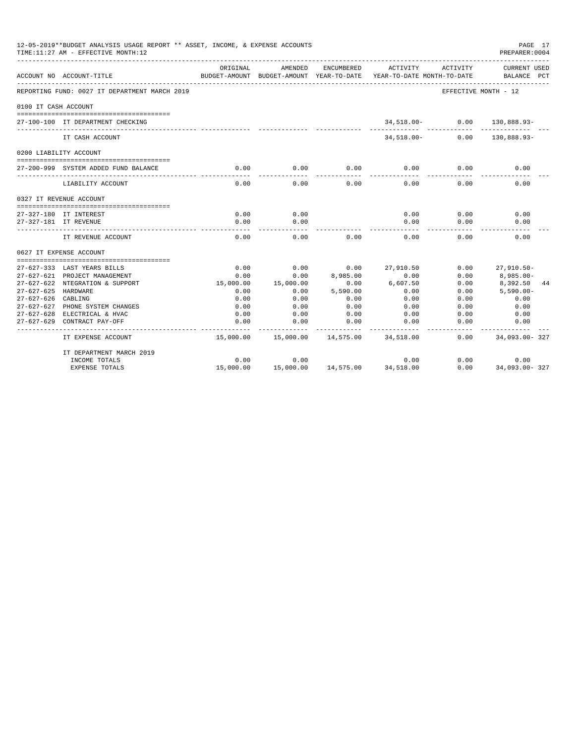12-05-2019**BUDGET ANALYSIS USAGE REPORT ** ASSET, INCOME, & EXPENSE ACCOUNTS
TIME:11:27 AM - EFFECTIVE MONTH:12

PREPARER:0004

| ACCOUNT NO | ACCOUNT-TITLE | ORIGINAL BUDGET-AMOUNT | AMENDED BUDGET-AMOUNT | ENCUMBERED YEAR-TO-DATE | ACTIVITY YEAR-TO-DATE | ACTIVITY MONTH-TO-DATE | CURRENT USED BALANCE | PCT |
|---|---|---|---|---|---|---|---|---|
| REPORTING FUND: 0027 IT DEPARTMENT MARCH 2019 | | | | | | EFFECTIVE MONTH - 12 | | |
| 0100 IT CASH ACCOUNT | | | | | | | | |
| 27-100-100 | IT DEPARTMENT CHECKING | | | | 34,518.00- | 0.00 | 130,888.93- | |
| | IT CASH ACCOUNT | | | | 34,518.00- | 0.00 | 130,888.93- | |
| 0200 LIABILITY ACCOUNT | | | | | | | | |
| 27-200-999 | SYSTEM ADDED FUND BALANCE | 0.00 | 0.00 | 0.00 | 0.00 | 0.00 | 0.00 | |
| | LIABILITY ACCOUNT | 0.00 | 0.00 | 0.00 | 0.00 | 0.00 | 0.00 | |
| 0327 IT REVENUE ACCOUNT | | | | | | | | |
| 27-327-180 | IT INTEREST | 0.00 | 0.00 | | 0.00 | 0.00 | 0.00 | |
| 27-327-181 | IT REVENUE | 0.00 | 0.00 | | 0.00 | 0.00 | 0.00 | |
| | IT REVENUE ACCOUNT | 0.00 | 0.00 | 0.00 | 0.00 | 0.00 | 0.00 | |
| 0627 IT EXPENSE ACCOUNT | | | | | | | | |
| 27-627-333 | LAST YEARS BILLS | 0.00 | 0.00 | 0.00 | 27,910.50 | 0.00 | 27,910.50- | |
| 27-627-621 | PROJECT MANAGEMENT | 0.00 | 0.00 | 8,985.00 | 0.00 | 0.00 | 8,985.00- | |
| 27-627-622 | NTEGRATION & SUPPORT | 15,000.00 | 15,000.00 | 0.00 | 6,607.50 | 0.00 | 8,392.50 | 44 |
| 27-627-625 | HARDWARE | 0.00 | 0.00 | 5,590.00 | 0.00 | 0.00 | 5,590.00- | |
| 27-627-626 | CABLING | 0.00 | 0.00 | 0.00 | 0.00 | 0.00 | 0.00 | |
| 27-627-627 | PHONE SYSTEM CHANGES | 0.00 | 0.00 | 0.00 | 0.00 | 0.00 | 0.00 | |
| 27-627-628 | ELECTRICAL & HVAC | 0.00 | 0.00 | 0.00 | 0.00 | 0.00 | 0.00 | |
| 27-627-629 | CONTRACT PAY-OFF | 0.00 | 0.00 | 0.00 | 0.00 | 0.00 | 0.00 | |
| | IT EXPENSE ACCOUNT | 15,000.00 | 15,000.00 | 14,575.00 | 34,518.00 | 0.00 | 34,093.00- | 327 |
| | IT DEPARTMENT MARCH 2019 | | | | | | | |
| | INCOME TOTALS | 0.00 | 0.00 | | 0.00 | 0.00 | 0.00 | |
| | EXPENSE TOTALS | 15,000.00 | 15,000.00 | 14,575.00 | 34,518.00 | 0.00 | 34,093.00- | 327 |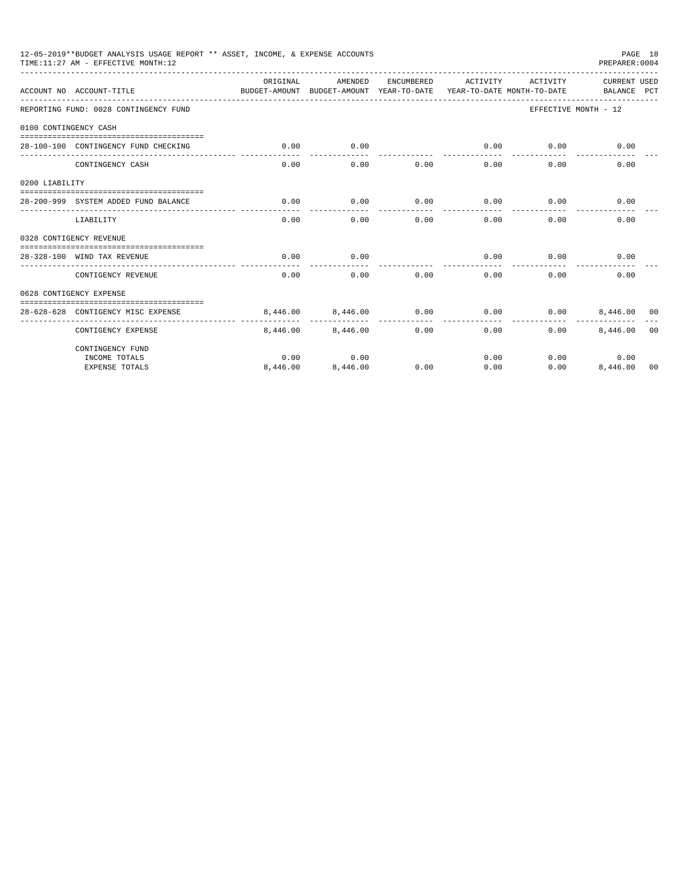12-05-2019**BUDGET ANALYSIS USAGE REPORT ** ASSET, INCOME, & EXPENSE ACCOUNTS
TIME:11:27 AM - EFFECTIVE MONTH:12

PREPARER:0004

| ACCOUNT NO | ACCOUNT-TITLE | ORIGINAL BUDGET-AMOUNT | AMENDED BUDGET-AMOUNT | ENCUMBERED YEAR-TO-DATE | ACTIVITY YEAR-TO-DATE | ACTIVITY MONTH-TO-DATE | CURRENT BALANCE | USED PCT |
|---|---|---|---|---|---|---|---|---|
| REPORTING FUND: 0028 CONTINGENCY FUND | | | | | | EFFECTIVE MONTH - 12 | | |
| 0100 CONTINGENCY CASH | | | | | | | | |
| 28-100-100 | CONTINGENCY FUND CHECKING | 0.00 | 0.00 | | 0.00 | 0.00 | 0.00 | |
| | CONTINGENCY CASH | 0.00 | 0.00 | 0.00 | 0.00 | 0.00 | 0.00 | |
| 0200 LIABILITY | | | | | | | | |
| 28-200-999 | SYSTEM ADDED FUND BALANCE | 0.00 | 0.00 | 0.00 | 0.00 | 0.00 | 0.00 | |
| | LIABILITY | 0.00 | 0.00 | 0.00 | 0.00 | 0.00 | 0.00 | |
| 0328 CONTIGENCY REVENUE | | | | | | | | |
| 28-328-100 | WIND TAX REVENUE | 0.00 | 0.00 | | 0.00 | 0.00 | 0.00 | |
| | CONTIGENCY REVENUE | 0.00 | 0.00 | 0.00 | 0.00 | 0.00 | 0.00 | |
| 0628 CONTIGENCY EXPENSE | | | | | | | | |
| 28-628-628 | CONTIGENCY MISC EXPENSE | 8,446.00 | 8,446.00 | 0.00 | 0.00 | 0.00 | 8,446.00 | 00 |
| | CONTIGENCY EXPENSE | 8,446.00 | 8,446.00 | 0.00 | 0.00 | 0.00 | 8,446.00 | 00 |
| | CONTINGENCY FUND | | | | | | | |
| | INCOME TOTALS | 0.00 | 0.00 | | 0.00 | 0.00 | 0.00 | |
| | EXPENSE TOTALS | 8,446.00 | 8,446.00 | 0.00 | 0.00 | 0.00 | 8,446.00 | 00 |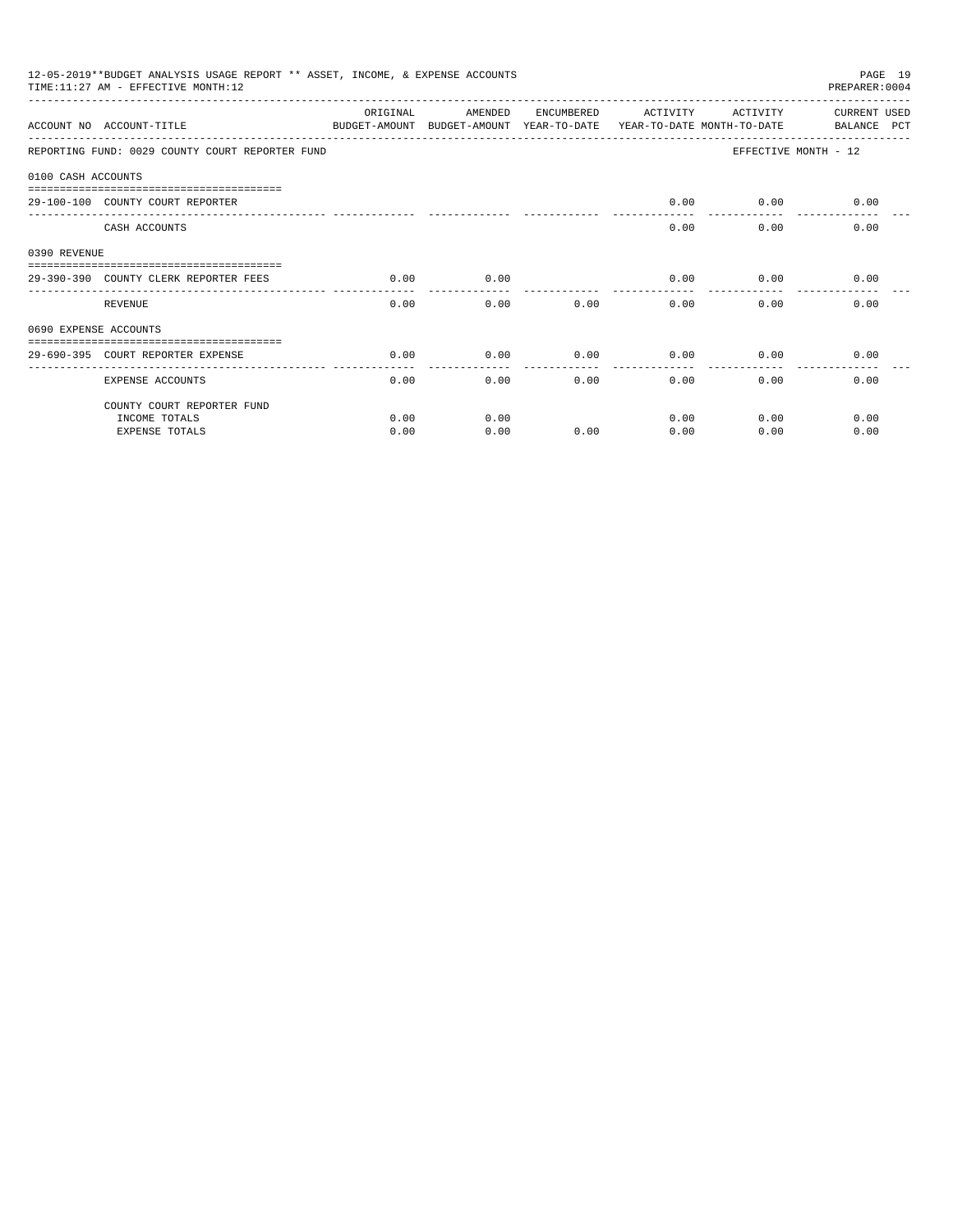12-05-2019**BUDGET ANALYSIS USAGE REPORT ** ASSET, INCOME, & EXPENSE ACCOUNTS
TIME:11:27 AM - EFFECTIVE MONTH:12

PREPARER:0004

| ACCOUNT NO | ACCOUNT-TITLE | ORIGINAL BUDGET-AMOUNT | AMENDED BUDGET-AMOUNT | ENCUMBERED YEAR-TO-DATE | ACTIVITY YEAR-TO-DATE | ACTIVITY MONTH-TO-DATE | CURRENT BALANCE | USED PCT |
|---|---|---|---|---|---|---|---|---|
| REPORTING FUND: 0029 COUNTY COURT REPORTER FUND | | | | | | EFFECTIVE MONTH - 12 | | |
| 0100 CASH ACCOUNTS | | | | | | | | |
| 29-100-100 | COUNTY COURT REPORTER | | | | 0.00 | 0.00 | 0.00 | |
| | CASH ACCOUNTS | | | | 0.00 | 0.00 | 0.00 | |
| 0390 REVENUE | | | | | | | | |
| 29-390-390 | COUNTY CLERK REPORTER FEES | 0.00 | 0.00 | | 0.00 | 0.00 | 0.00 | |
| | REVENUE | 0.00 | 0.00 | 0.00 | 0.00 | 0.00 | 0.00 | |
| 0690 EXPENSE ACCOUNTS | | | | | | | | |
| 29-690-395 | COURT REPORTER EXPENSE | 0.00 | 0.00 | 0.00 | 0.00 | 0.00 | 0.00 | |
| | EXPENSE ACCOUNTS | 0.00 | 0.00 | 0.00 | 0.00 | 0.00 | 0.00 | |
| | COUNTY COURT REPORTER FUND | | | | | | | |
| | INCOME TOTALS | 0.00 | 0.00 | | 0.00 | 0.00 | 0.00 | |
| | EXPENSE TOTALS | 0.00 | 0.00 | 0.00 | 0.00 | 0.00 | 0.00 | |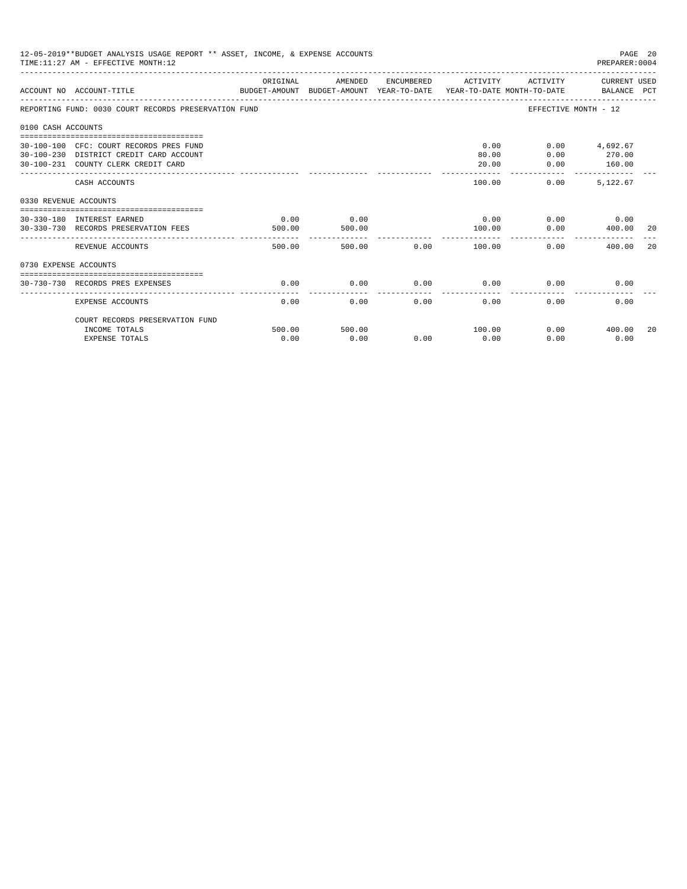12-05-2019**BUDGET ANALYSIS USAGE REPORT ** ASSET, INCOME, & EXPENSE ACCOUNTS
TIME:11:27 AM - EFFECTIVE MONTH:12
PREPARER:0004

REPORTING FUND: 0030 COURT RECORDS PRESERVATION FUND — EFFECTIVE MONTH - 12

| ACCOUNT NO | ACCOUNT-TITLE | ORIGINAL BUDGET-AMOUNT | AMENDED BUDGET-AMOUNT | ENCUMBERED YEAR-TO-DATE | ACTIVITY YEAR-TO-DATE | ACTIVITY MONTH-TO-DATE | CURRENT USED BALANCE | PCT |
|---|---|---|---|---|---|---|---|---|
| **0100 CASH ACCOUNTS** | | | | | | | | |
| 30-100-100 | CFC: COURT RECORDS PRES FUND | | | | 0.00 | 0.00 | 4,692.67 | |
| 30-100-230 | DISTRICT CREDIT CARD ACCOUNT | | | | 80.00 | 0.00 | 270.00 | |
| 30-100-231 | COUNTY CLERK CREDIT CARD | | | | 20.00 | 0.00 | 160.00 | |
| | CASH ACCOUNTS | | | | 100.00 | 0.00 | 5,122.67 | |
| **0330 REVENUE ACCOUNTS** | | | | | | | | |
| 30-330-180 | INTEREST EARNED | 0.00 | 0.00 | | 0.00 | 0.00 | 0.00 | |
| 30-330-730 | RECORDS PRESERVATION FEES | 500.00 | 500.00 | | 100.00 | 0.00 | 400.00 | 20 |
| | REVENUE ACCOUNTS | 500.00 | 500.00 | 0.00 | 100.00 | 0.00 | 400.00 | 20 |
| **0730 EXPENSE ACCOUNTS** | | | | | | | | |
| 30-730-730 | RECORDS PRES EXPENSES | 0.00 | 0.00 | 0.00 | 0.00 | 0.00 | 0.00 | |
| | EXPENSE ACCOUNTS | 0.00 | 0.00 | 0.00 | 0.00 | 0.00 | 0.00 | |
| | COURT RECORDS PRESERVATION FUND | | | | | | | |
| | INCOME TOTALS | 500.00 | 500.00 | | 100.00 | 0.00 | 400.00 | 20 |
| | EXPENSE TOTALS | 0.00 | 0.00 | 0.00 | 0.00 | 0.00 | 0.00 | |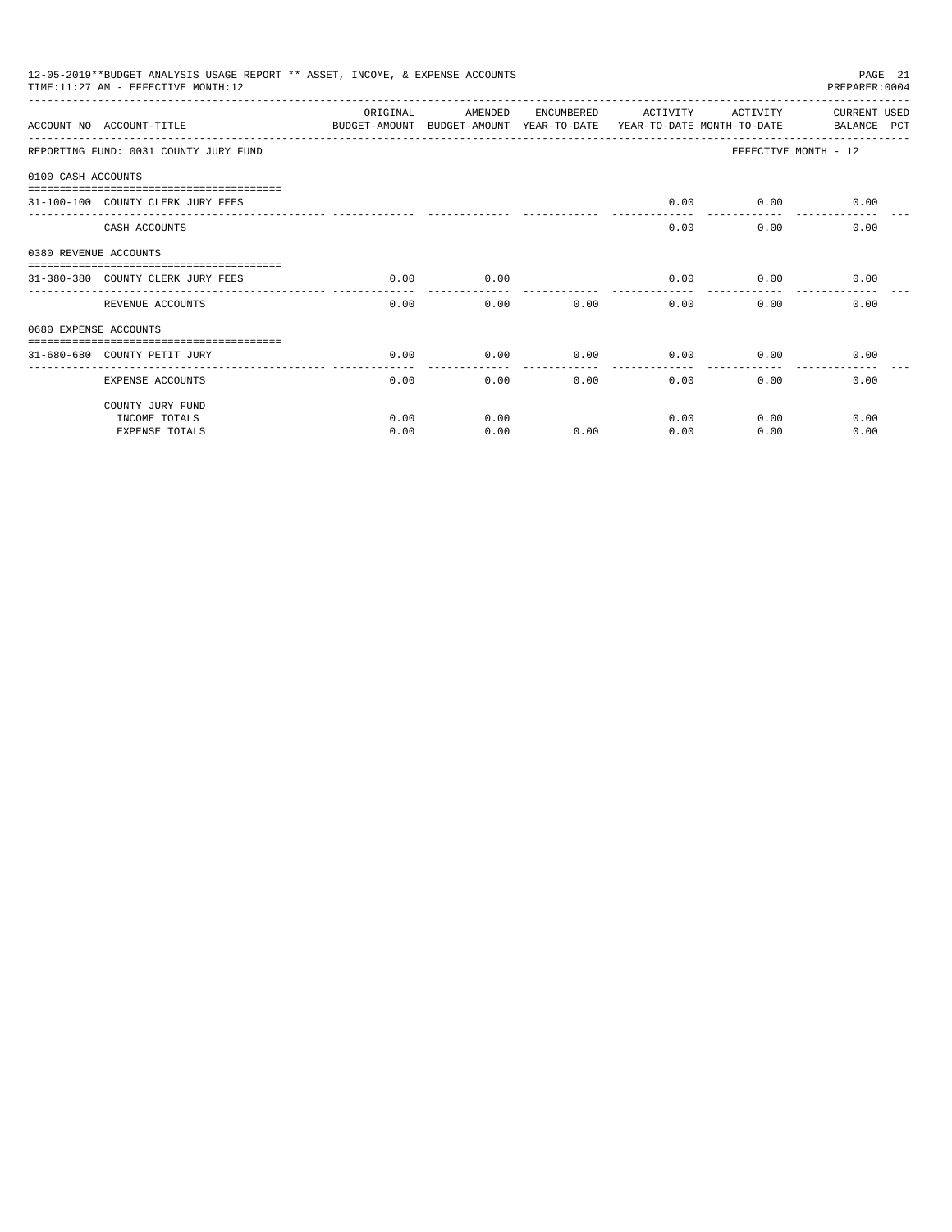12-05-2019**BUDGET ANALYSIS USAGE REPORT ** ASSET, INCOME, & EXPENSE ACCOUNTS
TIME:11:27 AM - EFFECTIVE MONTH:12

PREPARER:0004

| ACCOUNT NO | ACCOUNT-TITLE | ORIGINAL BUDGET-AMOUNT | AMENDED BUDGET-AMOUNT | ENCUMBERED YEAR-TO-DATE | ACTIVITY YEAR-TO-DATE | ACTIVITY MONTH-TO-DATE | CURRENT BALANCE | USED PCT |
|---|---|---|---|---|---|---|---|---|
| REPORTING FUND: 0031 COUNTY JURY FUND | | | | | | EFFECTIVE MONTH - 12 | | |
| 0100 CASH ACCOUNTS | | | | | | | | |
| 31-100-100 | COUNTY CLERK JURY FEES | | | | 0.00 | 0.00 | 0.00 | |
| | CASH ACCOUNTS | | | | 0.00 | 0.00 | 0.00 | |
| 0380 REVENUE ACCOUNTS | | | | | | | | |
| 31-380-380 | COUNTY CLERK JURY FEES | 0.00 | 0.00 | | 0.00 | 0.00 | 0.00 | |
| | REVENUE ACCOUNTS | 0.00 | 0.00 | 0.00 | 0.00 | 0.00 | 0.00 | |
| 0680 EXPENSE ACCOUNTS | | | | | | | | |
| 31-680-680 | COUNTY PETIT JURY | 0.00 | 0.00 | 0.00 | 0.00 | 0.00 | 0.00 | |
| | EXPENSE ACCOUNTS | 0.00 | 0.00 | 0.00 | 0.00 | 0.00 | 0.00 | |
| | COUNTY JURY FUND | | | | | | | |
| | INCOME TOTALS | 0.00 | 0.00 | | 0.00 | 0.00 | 0.00 | |
| | EXPENSE TOTALS | 0.00 | 0.00 | 0.00 | 0.00 | 0.00 | 0.00 | |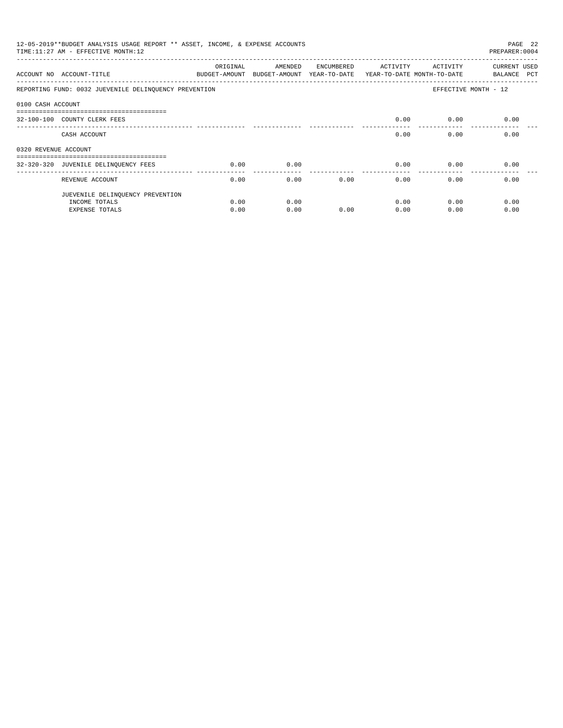12-05-2019**BUDGET ANALYSIS USAGE REPORT ** ASSET, INCOME, & EXPENSE ACCOUNTS

TIME:11:27 AM - EFFECTIVE MONTH:12

PREPARER:0004

| ACCOUNT NO | ACCOUNT-TITLE | ORIGINAL BUDGET-AMOUNT | AMENDED BUDGET-AMOUNT | ENCUMBERED YEAR-TO-DATE | ACTIVITY YEAR-TO-DATE | ACTIVITY MONTH-TO-DATE | CURRENT BALANCE | USED PCT |
|---|---|---|---|---|---|---|---|---|
| REPORTING FUND: 0032 JUEVENILE DELINQUENCY PREVENTION | | | | | | | EFFECTIVE MONTH - 12 | |
| 0100 CASH ACCOUNT | | | | | | | | |
| 32-100-100 | COUNTY CLERK FEES | | | | 0.00 | 0.00 | 0.00 | |
| | CASH ACCOUNT | | | | 0.00 | 0.00 | 0.00 | |
| 0320 REVENUE ACCOUNT | | | | | | | | |
| 32-320-320 | JUVENILE DELINQUENCY FEES | 0.00 | 0.00 | | 0.00 | 0.00 | 0.00 | |
| | REVENUE ACCOUNT | 0.00 | 0.00 | 0.00 | 0.00 | 0.00 | 0.00 | |
| | JUEVENILE DELINQUENCY PREVENTION | | | | | | | |
| | INCOME TOTALS | 0.00 | 0.00 | | 0.00 | 0.00 | 0.00 | |
| | EXPENSE TOTALS | 0.00 | 0.00 | 0.00 | 0.00 | 0.00 | 0.00 | |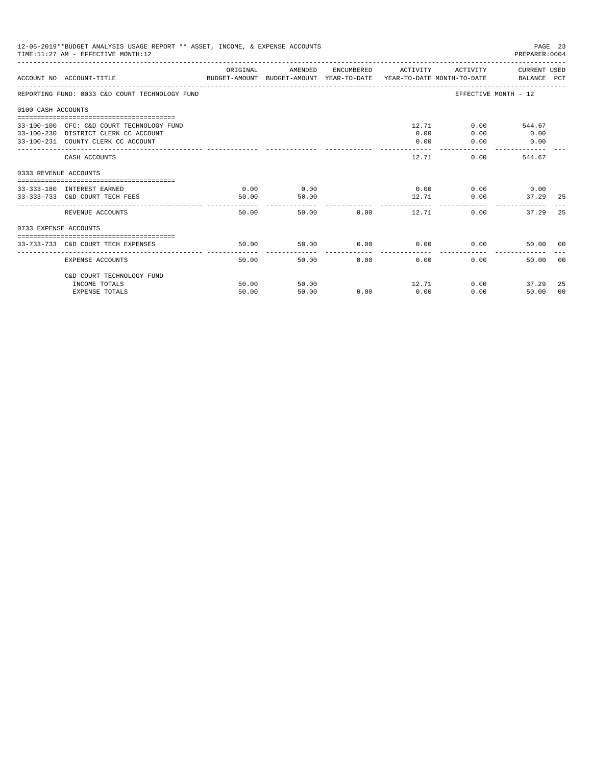12-05-2019**BUDGET ANALYSIS USAGE REPORT ** ASSET, INCOME, & EXPENSE ACCOUNTS

TIME:11:27 AM - EFFECTIVE MONTH:12

PREPARER:0004

| ACCOUNT NO | ACCOUNT-TITLE | ORIGINAL BUDGET-AMOUNT | AMENDED BUDGET-AMOUNT | ENCUMBERED YEAR-TO-DATE | ACTIVITY YEAR-TO-DATE | ACTIVITY MONTH-TO-DATE | CURRENT USED BALANCE | PCT |
|---|---|---|---|---|---|---|---|---|
| REPORTING FUND: 0033 C&D COURT TECHNOLOGY FUND | | | | | | EFFECTIVE MONTH - 12 | | |
| 0100 CASH ACCOUNTS | | | | | | | | |
| 33-100-100 | CFC: C&D COURT TECHNOLOGY FUND | | | | 12.71 | 0.00 | 544.67 | |
| 33-100-230 | DISTRICT CLERK CC ACCOUNT | | | | 0.00 | 0.00 | 0.00 | |
| 33-100-231 | COUNTY CLERK CC ACCOUNT | | | | 0.00 | 0.00 | 0.00 | |
| | CASH ACCOUNTS | | | | 12.71 | 0.00 | 544.67 | |
| 0333 REVENUE ACCOUNTS | | | | | | | | |
| 33-333-180 | INTEREST EARNED | 0.00 | 0.00 | | 0.00 | 0.00 | 0.00 | |
| 33-333-733 | C&D COURT TECH FEES | 50.00 | 50.00 | | 12.71 | 0.00 | 37.29 | 25 |
| | REVENUE ACCOUNTS | 50.00 | 50.00 | 0.00 | 12.71 | 0.00 | 37.29 | 25 |
| 0733 EXPENSE ACCOUNTS | | | | | | | | |
| 33-733-733 | C&D COURT TECH EXPENSES | 50.00 | 50.00 | 0.00 | 0.00 | 0.00 | 50.00 | 00 |
| | EXPENSE ACCOUNTS | 50.00 | 50.00 | 0.00 | 0.00 | 0.00 | 50.00 | 00 |
| | C&D COURT TECHNOLOGY FUND | | | | | | | |
| | INCOME TOTALS | 50.00 | 50.00 | | 12.71 | 0.00 | 37.29 | 25 |
| | EXPENSE TOTALS | 50.00 | 50.00 | 0.00 | 0.00 | 0.00 | 50.00 | 00 |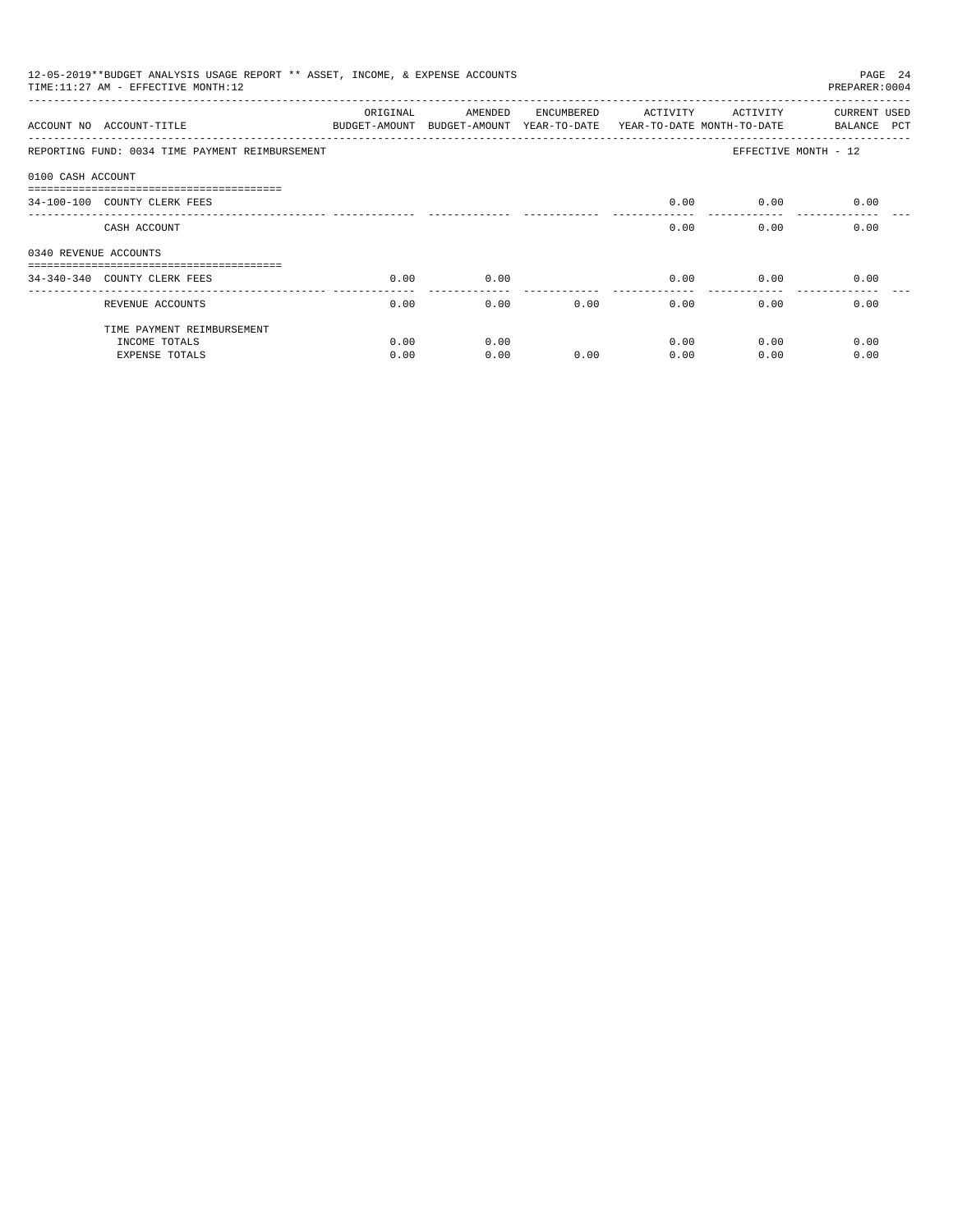12-05-2019**BUDGET ANALYSIS USAGE REPORT ** ASSET, INCOME, & EXPENSE ACCOUNTS

TIME:11:27 AM - EFFECTIVE MONTH:12

PREPARER:0004

| ACCOUNT NO | ACCOUNT-TITLE | ORIGINAL BUDGET-AMOUNT | AMENDED BUDGET-AMOUNT | ENCUMBERED YEAR-TO-DATE | ACTIVITY YEAR-TO-DATE | ACTIVITY MONTH-TO-DATE | CURRENT BALANCE | USED PCT |
|---|---|---|---|---|---|---|---|---|
| REPORTING FUND: 0034 TIME PAYMENT REIMBURSEMENT | | | | | | EFFECTIVE MONTH - 12 | | |
| 0100 CASH ACCOUNT | | | | | | | | |
| 34-100-100 | COUNTY CLERK FEES | | | | 0.00 | 0.00 | 0.00 | |
| | CASH ACCOUNT | | | | 0.00 | 0.00 | 0.00 | |
| 0340 REVENUE ACCOUNTS | | | | | | | | |
| 34-340-340 | COUNTY CLERK FEES | 0.00 | 0.00 | | 0.00 | 0.00 | 0.00 | |
| | REVENUE ACCOUNTS | 0.00 | 0.00 | 0.00 | 0.00 | 0.00 | 0.00 | |
| | TIME PAYMENT REIMBURSEMENT | | | | | | | |
| | INCOME TOTALS | 0.00 | 0.00 | | 0.00 | 0.00 | 0.00 | |
| | EXPENSE TOTALS | 0.00 | 0.00 | 0.00 | 0.00 | 0.00 | 0.00 | |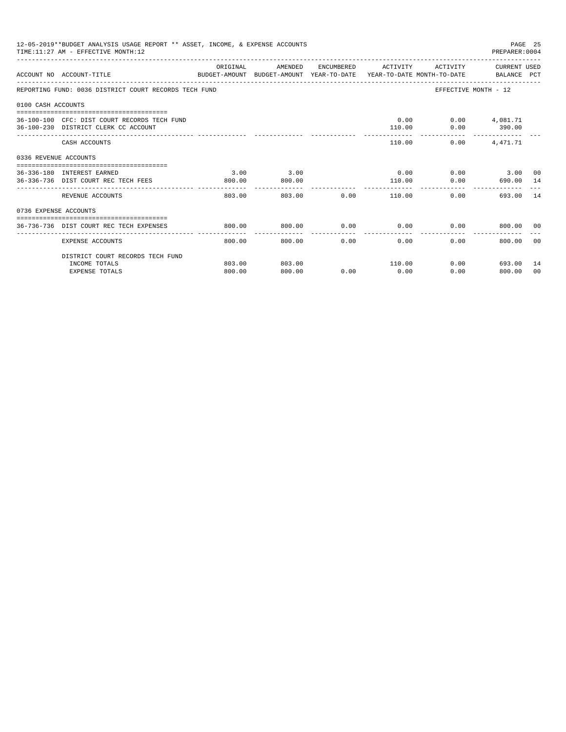12-05-2019**BUDGET ANALYSIS USAGE REPORT ** ASSET, INCOME, & EXPENSE ACCOUNTS
TIME:11:27 AM - EFFECTIVE MONTH:12

PREPARER:0004

| ACCOUNT NO | ACCOUNT-TITLE | ORIGINAL BUDGET-AMOUNT | AMENDED BUDGET-AMOUNT | ENCUMBERED YEAR-TO-DATE | ACTIVITY YEAR-TO-DATE | ACTIVITY MONTH-TO-DATE | CURRENT USED BALANCE | PCT |
|---|---|---|---|---|---|---|---|---|
| REPORTING FUND: 0036 DISTRICT COURT RECORDS TECH FUND | | | | | | | EFFECTIVE MONTH - 12 | |
| 0100 CASH ACCOUNTS | | | | | | | | |
| 36-100-100 | CFC: DIST COURT RECORDS TECH FUND | | | | 0.00 | 0.00 | 4,081.71 | |
| 36-100-230 | DISTRICT CLERK CC ACCOUNT | | | | 110.00 | 0.00 | 390.00 | |
| | CASH ACCOUNTS | | | | 110.00 | 0.00 | 4,471.71 | |
| 0336 REVENUE ACCOUNTS | | | | | | | | |
| 36-336-180 | INTEREST EARNED | 3.00 | 3.00 | | 0.00 | 0.00 | 3.00 | 00 |
| 36-336-736 | DIST COURT REC TECH FEES | 800.00 | 800.00 | | 110.00 | 0.00 | 690.00 | 14 |
| | REVENUE ACCOUNTS | 803.00 | 803.00 | 0.00 | 110.00 | 0.00 | 693.00 | 14 |
| 0736 EXPENSE ACCOUNTS | | | | | | | | |
| 36-736-736 | DIST COURT REC TECH EXPENSES | 800.00 | 800.00 | 0.00 | 0.00 | 0.00 | 800.00 | 00 |
| | EXPENSE ACCOUNTS | 800.00 | 800.00 | 0.00 | 0.00 | 0.00 | 800.00 | 00 |
| | DISTRICT COURT RECORDS TECH FUND | | | | | | | |
| | INCOME TOTALS | 803.00 | 803.00 | | 110.00 | 0.00 | 693.00 | 14 |
| | EXPENSE TOTALS | 800.00 | 800.00 | 0.00 | 0.00 | 0.00 | 800.00 | 00 |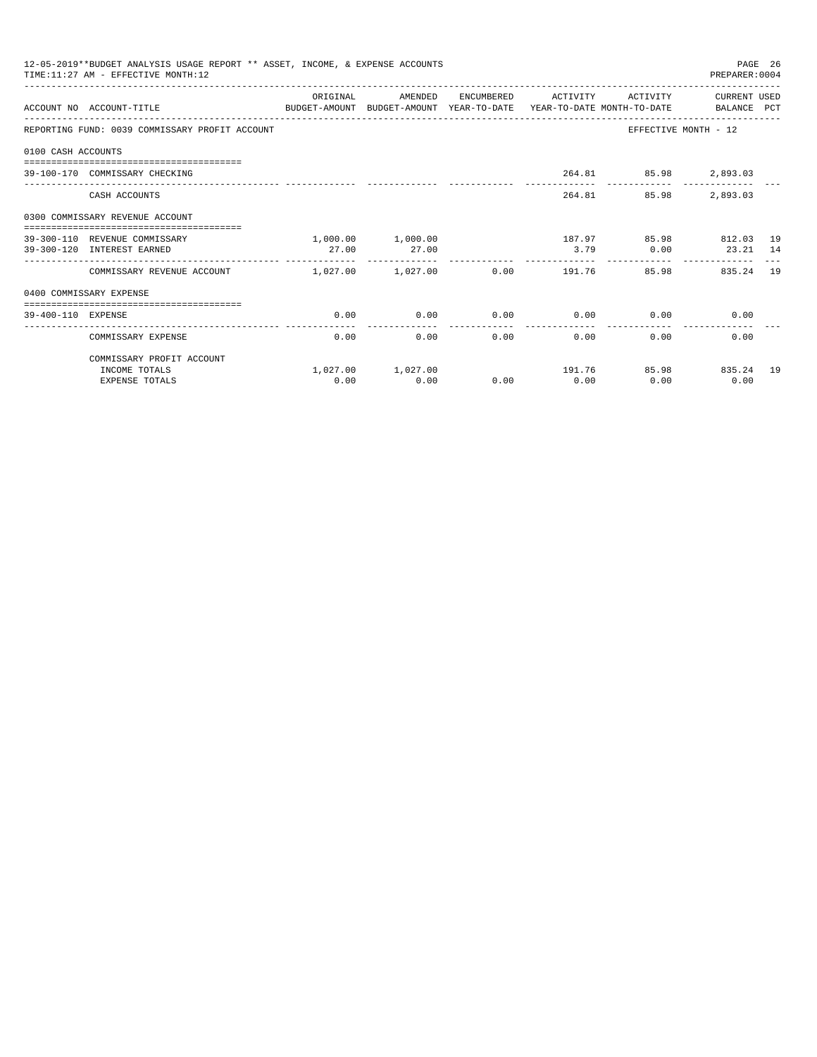12-05-2019**BUDGET ANALYSIS USAGE REPORT ** ASSET, INCOME, & EXPENSE ACCOUNTS
TIME:11:27 AM - EFFECTIVE MONTH:12

PREPARER:0004

| ACCOUNT NO | ACCOUNT-TITLE | ORIGINAL BUDGET-AMOUNT | AMENDED BUDGET-AMOUNT | ENCUMBERED YEAR-TO-DATE | ACTIVITY YEAR-TO-DATE | ACTIVITY MONTH-TO-DATE | CURRENT BALANCE | USED PCT |
|---|---|---|---|---|---|---|---|---|
| REPORTING FUND: 0039 COMMISSARY PROFIT ACCOUNT | | | | | | EFFECTIVE MONTH - 12 | | |
| 0100 CASH ACCOUNTS | | | | | | | | |
| 39-100-170 | COMMISSARY CHECKING | | | | 264.81 | 85.98 | 2,893.03 | |
| | CASH ACCOUNTS | | | | 264.81 | 85.98 | 2,893.03 | |
| 0300 COMMISSARY REVENUE ACCOUNT | | | | | | | | |
| 39-300-110 | REVENUE COMMISSARY | 1,000.00 | 1,000.00 | | 187.97 | 85.98 | 812.03 | 19 |
| 39-300-120 | INTEREST EARNED | 27.00 | 27.00 | | 3.79 | 0.00 | 23.21 | 14 |
| | COMMISSARY REVENUE ACCOUNT | 1,027.00 | 1,027.00 | 0.00 | 191.76 | 85.98 | 835.24 | 19 |
| 0400 COMMISSARY EXPENSE | | | | | | | | |
| 39-400-110 | EXPENSE | 0.00 | 0.00 | 0.00 | 0.00 | 0.00 | 0.00 | |
| | COMMISSARY EXPENSE | 0.00 | 0.00 | 0.00 | 0.00 | 0.00 | 0.00 | |
| | COMMISSARY PROFIT ACCOUNT | | | | | | | |
| | INCOME TOTALS | 1,027.00 | 1,027.00 | | 191.76 | 85.98 | 835.24 | 19 |
| | EXPENSE TOTALS | 0.00 | 0.00 | 0.00 | 0.00 | 0.00 | 0.00 | |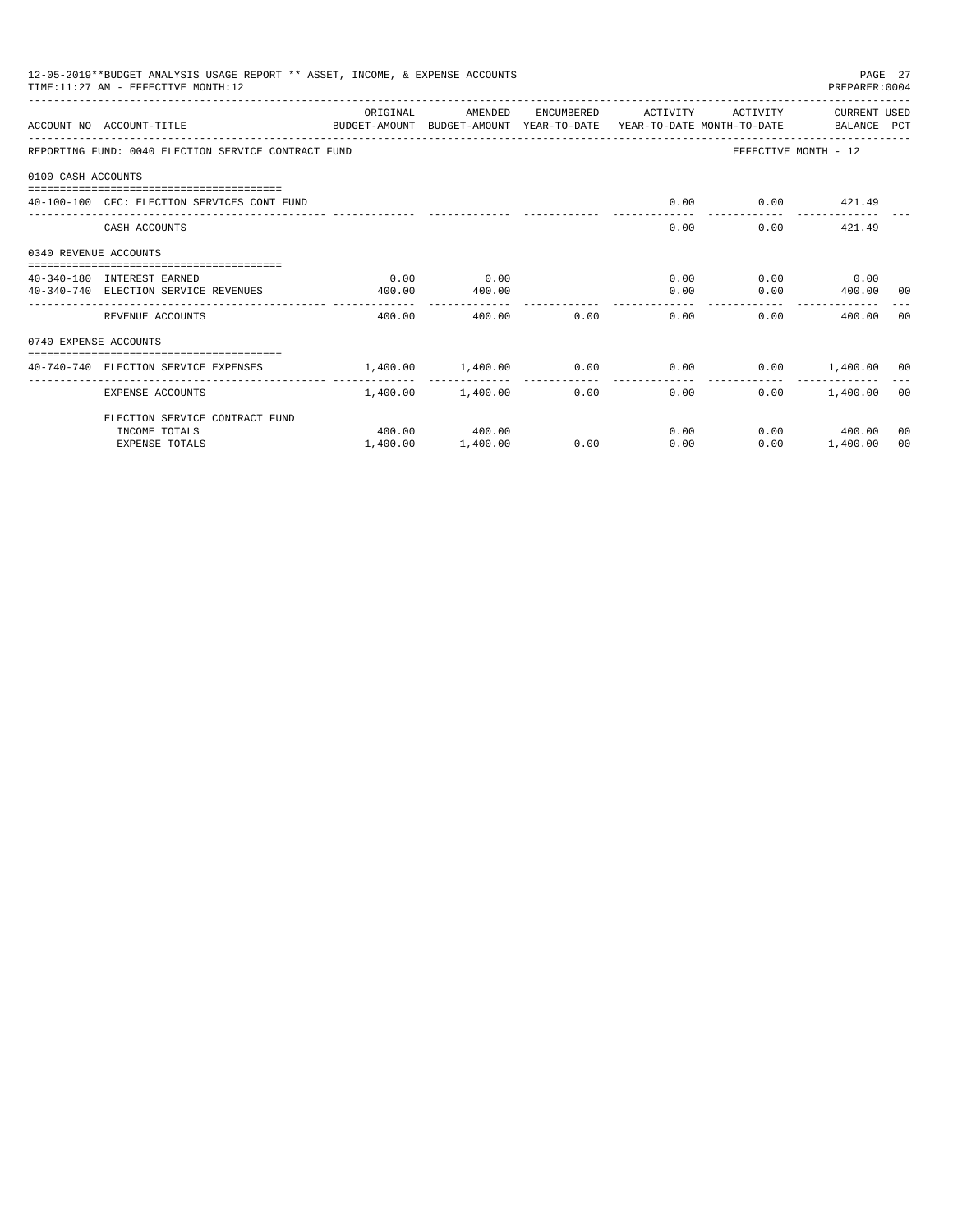12-05-2019**BUDGET ANALYSIS USAGE REPORT ** ASSET, INCOME, & EXPENSE ACCOUNTS
TIME:11:27 AM - EFFECTIVE MONTH:12

PREPARER:0004

| ACCOUNT NO | ACCOUNT-TITLE | ORIGINAL BUDGET-AMOUNT | AMENDED BUDGET-AMOUNT | ENCUMBERED YEAR-TO-DATE | ACTIVITY YEAR-TO-DATE | ACTIVITY MONTH-TO-DATE | CURRENT USED BALANCE | PCT |
|---|---|---|---|---|---|---|---|---|
| REPORTING FUND: 0040 ELECTION SERVICE CONTRACT FUND | | | | | | EFFECTIVE MONTH - 12 | | |
| 0100 CASH ACCOUNTS | | | | | | | | |
| 40-100-100 | CFC: ELECTION SERVICES CONT FUND | | | | 0.00 | 0.00 | 421.49 | |
| | CASH ACCOUNTS | | | | 0.00 | 0.00 | 421.49 | |
| 0340 REVENUE ACCOUNTS | | | | | | | | |
| 40-340-180 | INTEREST EARNED | 0.00 | 0.00 | | 0.00 | 0.00 | 0.00 | |
| 40-340-740 | ELECTION SERVICE REVENUES | 400.00 | 400.00 | | 0.00 | 0.00 | 400.00 | 00 |
| | REVENUE ACCOUNTS | 400.00 | 400.00 | 0.00 | 0.00 | 0.00 | 400.00 | 00 |
| 0740 EXPENSE ACCOUNTS | | | | | | | | |
| 40-740-740 | ELECTION SERVICE EXPENSES | 1,400.00 | 1,400.00 | 0.00 | 0.00 | 0.00 | 1,400.00 | 00 |
| | EXPENSE ACCOUNTS | 1,400.00 | 1,400.00 | 0.00 | 0.00 | 0.00 | 1,400.00 | 00 |
| | ELECTION SERVICE CONTRACT FUND | | | | | | | |
| | INCOME TOTALS | 400.00 | 400.00 | | 0.00 | 0.00 | 400.00 | 00 |
| | EXPENSE TOTALS | 1,400.00 | 1,400.00 | 0.00 | 0.00 | 0.00 | 1,400.00 | 00 |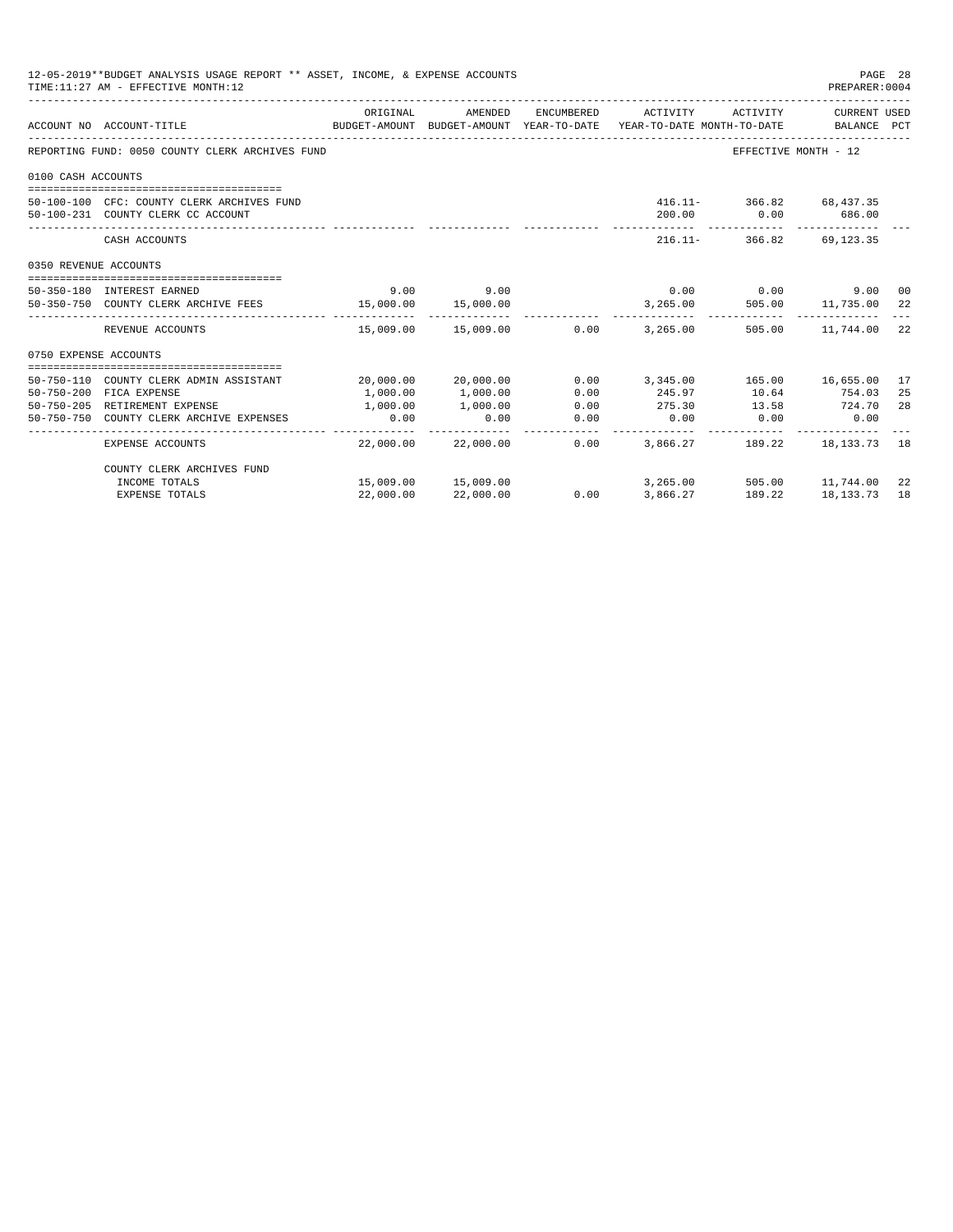12-05-2019**BUDGET ANALYSIS USAGE REPORT ** ASSET, INCOME, & EXPENSE ACCOUNTS
TIME:11:27 AM - EFFECTIVE MONTH:12

PREPARER:0004

| ACCOUNT NO | ACCOUNT-TITLE | ORIGINAL BUDGET-AMOUNT | AMENDED BUDGET-AMOUNT | ENCUMBERED YEAR-TO-DATE | ACTIVITY YEAR-TO-DATE | ACTIVITY MONTH-TO-DATE | CURRENT USED BALANCE | PCT |
|---|---|---|---|---|---|---|---|---|
| REPORTING FUND: 0050 COUNTY CLERK ARCHIVES FUND | | | | | | EFFECTIVE MONTH - 12 | | |
| 0100 CASH ACCOUNTS | | | | | | | | |
| 50-100-100 | CFC: COUNTY CLERK ARCHIVES FUND | | | | 416.11- | 366.82 | 68,437.35 | |
| 50-100-231 | COUNTY CLERK CC ACCOUNT | | | | 200.00 | 0.00 | 686.00 | |
| | CASH ACCOUNTS | | | | 216.11- | 366.82 | 69,123.35 | |
| 0350 REVENUE ACCOUNTS | | | | | | | | |
| 50-350-180 | INTEREST EARNED | 9.00 | 9.00 | | 0.00 | 0.00 | 9.00 | 00 |
| 50-350-750 | COUNTY CLERK ARCHIVE FEES | 15,000.00 | 15,000.00 | | 3,265.00 | 505.00 | 11,735.00 | 22 |
| | REVENUE ACCOUNTS | 15,009.00 | 15,009.00 | 0.00 | 3,265.00 | 505.00 | 11,744.00 | 22 |
| 0750 EXPENSE ACCOUNTS | | | | | | | | |
| 50-750-110 | COUNTY CLERK ADMIN ASSISTANT | 20,000.00 | 20,000.00 | 0.00 | 3,345.00 | 165.00 | 16,655.00 | 17 |
| 50-750-200 | FICA EXPENSE | 1,000.00 | 1,000.00 | 0.00 | 245.97 | 10.64 | 754.03 | 25 |
| 50-750-205 | RETIREMENT EXPENSE | 1,000.00 | 1,000.00 | 0.00 | 275.30 | 13.58 | 724.70 | 28 |
| 50-750-750 | COUNTY CLERK ARCHIVE EXPENSES | 0.00 | 0.00 | 0.00 | 0.00 | 0.00 | 0.00 | |
| | EXPENSE ACCOUNTS | 22,000.00 | 22,000.00 | 0.00 | 3,866.27 | 189.22 | 18,133.73 | 18 |
| | COUNTY CLERK ARCHIVES FUND | | | | | | | |
| | INCOME TOTALS | 15,009.00 | 15,009.00 | | 3,265.00 | 505.00 | 11,744.00 | 22 |
| | EXPENSE TOTALS | 22,000.00 | 22,000.00 | 0.00 | 3,866.27 | 189.22 | 18,133.73 | 18 |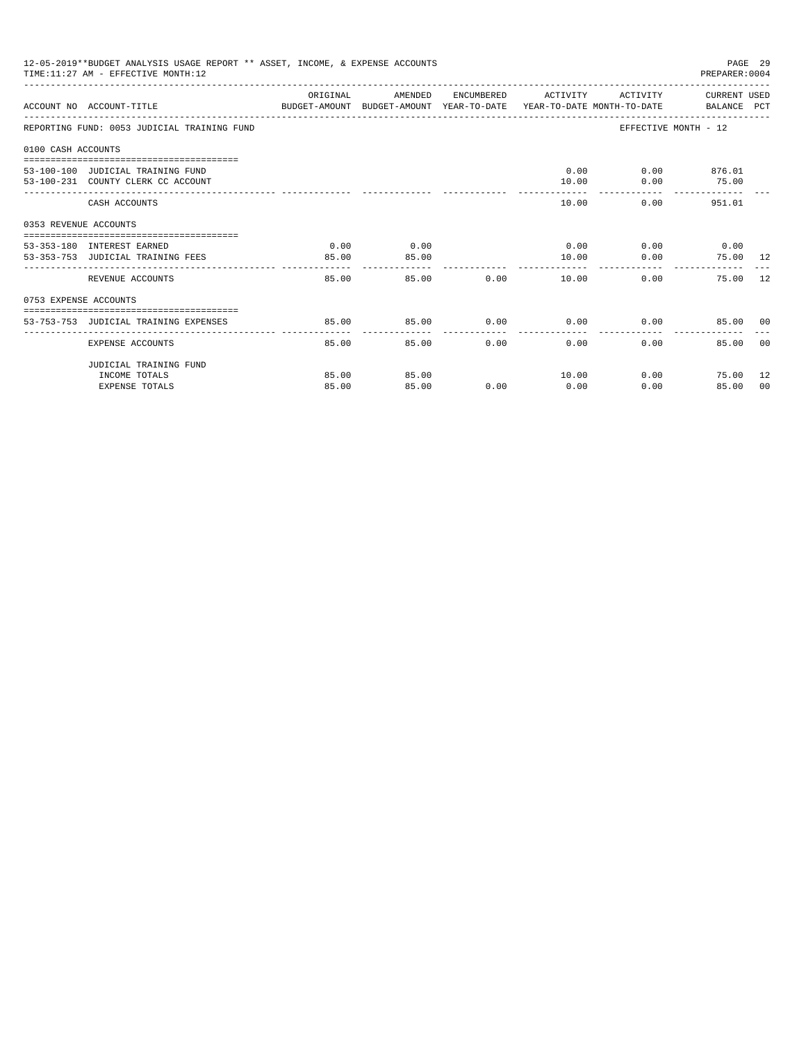12-05-2019**BUDGET ANALYSIS USAGE REPORT ** ASSET, INCOME, & EXPENSE ACCOUNTS
TIME:11:27 AM - EFFECTIVE MONTH:12

PREPARER:0004

| ACCOUNT NO | ACCOUNT-TITLE | ORIGINAL BUDGET-AMOUNT | AMENDED BUDGET-AMOUNT | ENCUMBERED YEAR-TO-DATE | ACTIVITY YEAR-TO-DATE | ACTIVITY MONTH-TO-DATE | CURRENT USED BALANCE | PCT |
|---|---|---|---|---|---|---|---|---|
| REPORTING FUND: 0053 JUDICIAL TRAINING FUND | | | | | | EFFECTIVE MONTH - 12 | | |
| 0100 CASH ACCOUNTS | | | | | | | | |
| 53-100-100 | JUDICIAL TRAINING FUND | | | | 0.00 | 0.00 | 876.01 | |
| 53-100-231 | COUNTY CLERK CC ACCOUNT | | | | 10.00 | 0.00 | 75.00 | |
| | CASH ACCOUNTS | | | | 10.00 | 0.00 | 951.01 | |
| 0353 REVENUE ACCOUNTS | | | | | | | | |
| 53-353-180 | INTEREST EARNED | 0.00 | 0.00 | | 0.00 | 0.00 | 0.00 | |
| 53-353-753 | JUDICIAL TRAINING FEES | 85.00 | 85.00 | | 10.00 | 0.00 | 75.00 | 12 |
| | REVENUE ACCOUNTS | 85.00 | 85.00 | 0.00 | 10.00 | 0.00 | 75.00 | 12 |
| 0753 EXPENSE ACCOUNTS | | | | | | | | |
| 53-753-753 | JUDICIAL TRAINING EXPENSES | 85.00 | 85.00 | 0.00 | 0.00 | 0.00 | 85.00 | 00 |
| | EXPENSE ACCOUNTS | 85.00 | 85.00 | 0.00 | 0.00 | 0.00 | 85.00 | 00 |
| | JUDICIAL TRAINING FUND | | | | | | | |
| | INCOME TOTALS | 85.00 | 85.00 | | 10.00 | 0.00 | 75.00 | 12 |
| | EXPENSE TOTALS | 85.00 | 85.00 | 0.00 | 0.00 | 0.00 | 85.00 | 00 |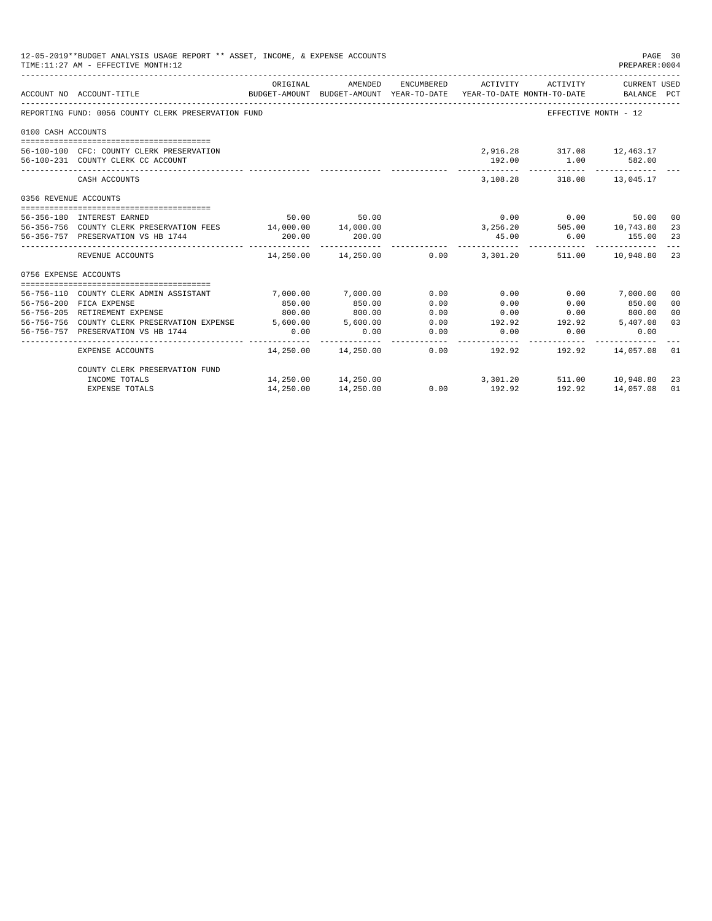12-05-2019**BUDGET ANALYSIS USAGE REPORT ** ASSET, INCOME, & EXPENSE ACCOUNTS
TIME:11:27 AM - EFFECTIVE MONTH:12

PREPARER:0004

| ACCOUNT NO | ACCOUNT-TITLE | ORIGINAL BUDGET-AMOUNT | AMENDED BUDGET-AMOUNT | ENCUMBERED YEAR-TO-DATE | ACTIVITY YEAR-TO-DATE | ACTIVITY MONTH-TO-DATE | CURRENT USED BALANCE | PCT |
|---|---|---|---|---|---|---|---|---|
| REPORTING FUND: 0056 COUNTY CLERK PRESERVATION FUND | | | | | | EFFECTIVE MONTH - 12 | | |
| 0100 CASH ACCOUNTS | | | | | | | | |
| 56-100-100 | CFC: COUNTY CLERK PRESERVATION | | | | 2,916.28 | 317.08 | 12,463.17 | |
| 56-100-231 | COUNTY CLERK CC ACCOUNT | | | | 192.00 | 1.00 | 582.00 | |
| | CASH ACCOUNTS | | | | 3,108.28 | 318.08 | 13,045.17 | |
| 0356 REVENUE ACCOUNTS | | | | | | | | |
| 56-356-180 | INTEREST EARNED | 50.00 | 50.00 | | 0.00 | 0.00 | 50.00 | 00 |
| 56-356-756 | COUNTY CLERK PRESERVATION FEES | 14,000.00 | 14,000.00 | | 3,256.20 | 505.00 | 10,743.80 | 23 |
| 56-356-757 | PRESERVATION VS HB 1744 | 200.00 | 200.00 | | 45.00 | 6.00 | 155.00 | 23 |
| | REVENUE ACCOUNTS | 14,250.00 | 14,250.00 | 0.00 | 3,301.20 | 511.00 | 10,948.80 | 23 |
| 0756 EXPENSE ACCOUNTS | | | | | | | | |
| 56-756-110 | COUNTY CLERK ADMIN ASSISTANT | 7,000.00 | 7,000.00 | 0.00 | 0.00 | 0.00 | 7,000.00 | 00 |
| 56-756-200 | FICA EXPENSE | 850.00 | 850.00 | 0.00 | 0.00 | 0.00 | 850.00 | 00 |
| 56-756-205 | RETIREMENT EXPENSE | 800.00 | 800.00 | 0.00 | 0.00 | 0.00 | 800.00 | 00 |
| 56-756-756 | COUNTY CLERK PRESERVATION EXPENSE | 5,600.00 | 5,600.00 | 0.00 | 192.92 | 192.92 | 5,407.08 | 03 |
| 56-756-757 | PRESERVATION VS HB 1744 | 0.00 | 0.00 | 0.00 | 0.00 | 0.00 | 0.00 | |
| | EXPENSE ACCOUNTS | 14,250.00 | 14,250.00 | 0.00 | 192.92 | 192.92 | 14,057.08 | 01 |
| | COUNTY CLERK PRESERVATION FUND | | | | | | | |
| | INCOME TOTALS | 14,250.00 | 14,250.00 | | 3,301.20 | 511.00 | 10,948.80 | 23 |
| | EXPENSE TOTALS | 14,250.00 | 14,250.00 | 0.00 | 192.92 | 192.92 | 14,057.08 | 01 |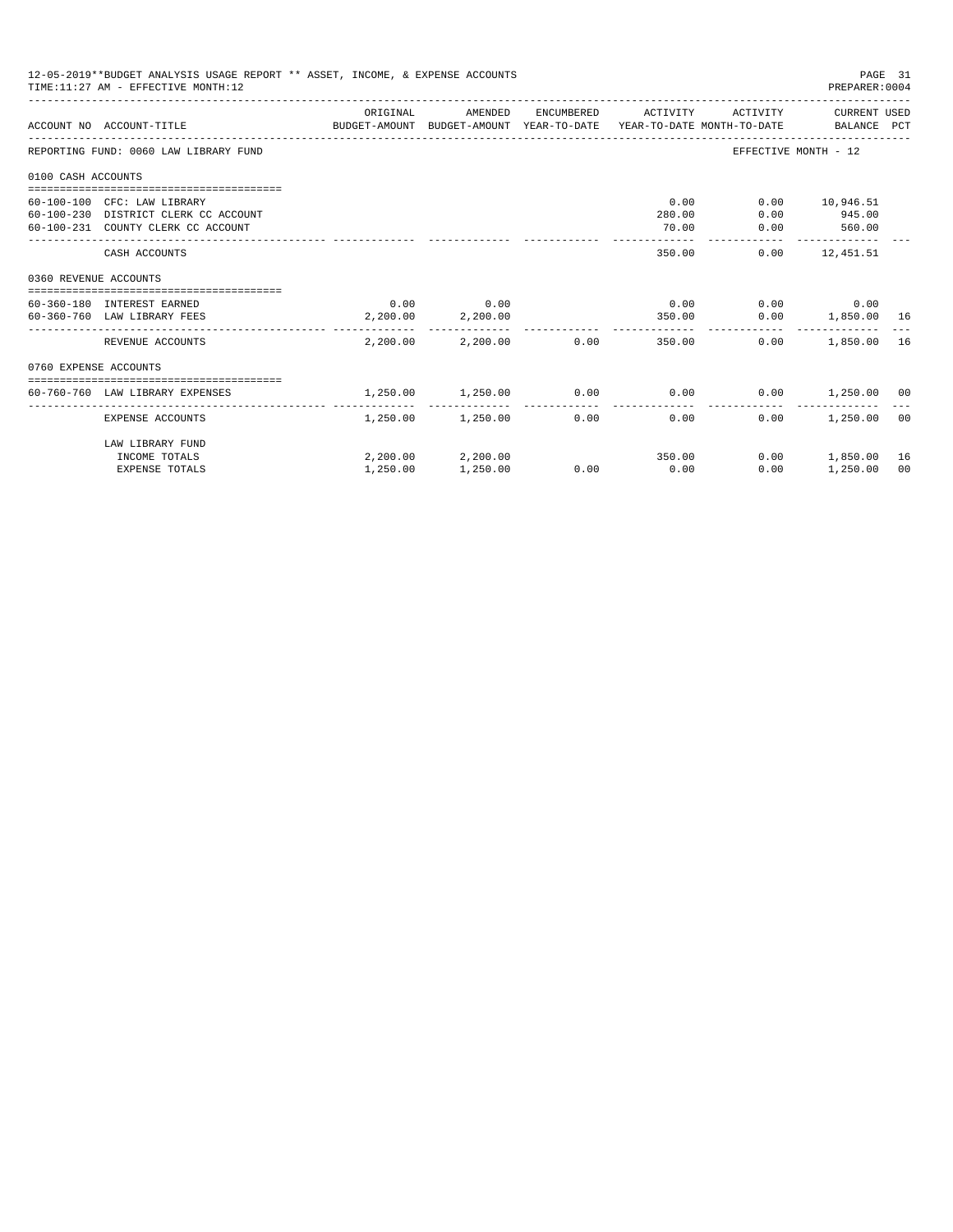12-05-2019**BUDGET ANALYSIS USAGE REPORT ** ASSET, INCOME, & EXPENSE ACCOUNTS
TIME:11:27 AM - EFFECTIVE MONTH:12

PREPARER:0004

| ACCOUNT NO | ACCOUNT-TITLE | ORIGINAL BUDGET-AMOUNT | AMENDED BUDGET-AMOUNT | ENCUMBERED YEAR-TO-DATE | ACTIVITY YEAR-TO-DATE | ACTIVITY MONTH-TO-DATE | CURRENT USED BALANCE | PCT |
|---|---|---|---|---|---|---|---|---|
| REPORTING FUND: 0060 LAW LIBRARY FUND | | | | | | EFFECTIVE MONTH - 12 | | |
| 0100 CASH ACCOUNTS | | | | | | | | |
| 60-100-100 | CFC: LAW LIBRARY | | | | 0.00 | 0.00 | 10,946.51 | |
| 60-100-230 | DISTRICT CLERK CC ACCOUNT | | | | 280.00 | 0.00 | 945.00 | |
| 60-100-231 | COUNTY CLERK CC ACCOUNT | | | | 70.00 | 0.00 | 560.00 | |
| | CASH ACCOUNTS | | | | 350.00 | 0.00 | 12,451.51 | |
| 0360 REVENUE ACCOUNTS | | | | | | | | |
| 60-360-180 | INTEREST EARNED | 0.00 | 0.00 | | 0.00 | 0.00 | 0.00 | |
| 60-360-760 | LAW LIBRARY FEES | 2,200.00 | 2,200.00 | | 350.00 | 0.00 | 1,850.00 | 16 |
| | REVENUE ACCOUNTS | 2,200.00 | 2,200.00 | 0.00 | 350.00 | 0.00 | 1,850.00 | 16 |
| 0760 EXPENSE ACCOUNTS | | | | | | | | |
| 60-760-760 | LAW LIBRARY EXPENSES | 1,250.00 | 1,250.00 | 0.00 | 0.00 | 0.00 | 1,250.00 | 00 |
| | EXPENSE ACCOUNTS | 1,250.00 | 1,250.00 | 0.00 | 0.00 | 0.00 | 1,250.00 | 00 |
| | LAW LIBRARY FUND | | | | | | | |
| | INCOME TOTALS | 2,200.00 | 2,200.00 | | 350.00 | 0.00 | 1,850.00 | 16 |
| | EXPENSE TOTALS | 1,250.00 | 1,250.00 | 0.00 | 0.00 | 0.00 | 1,250.00 | 00 |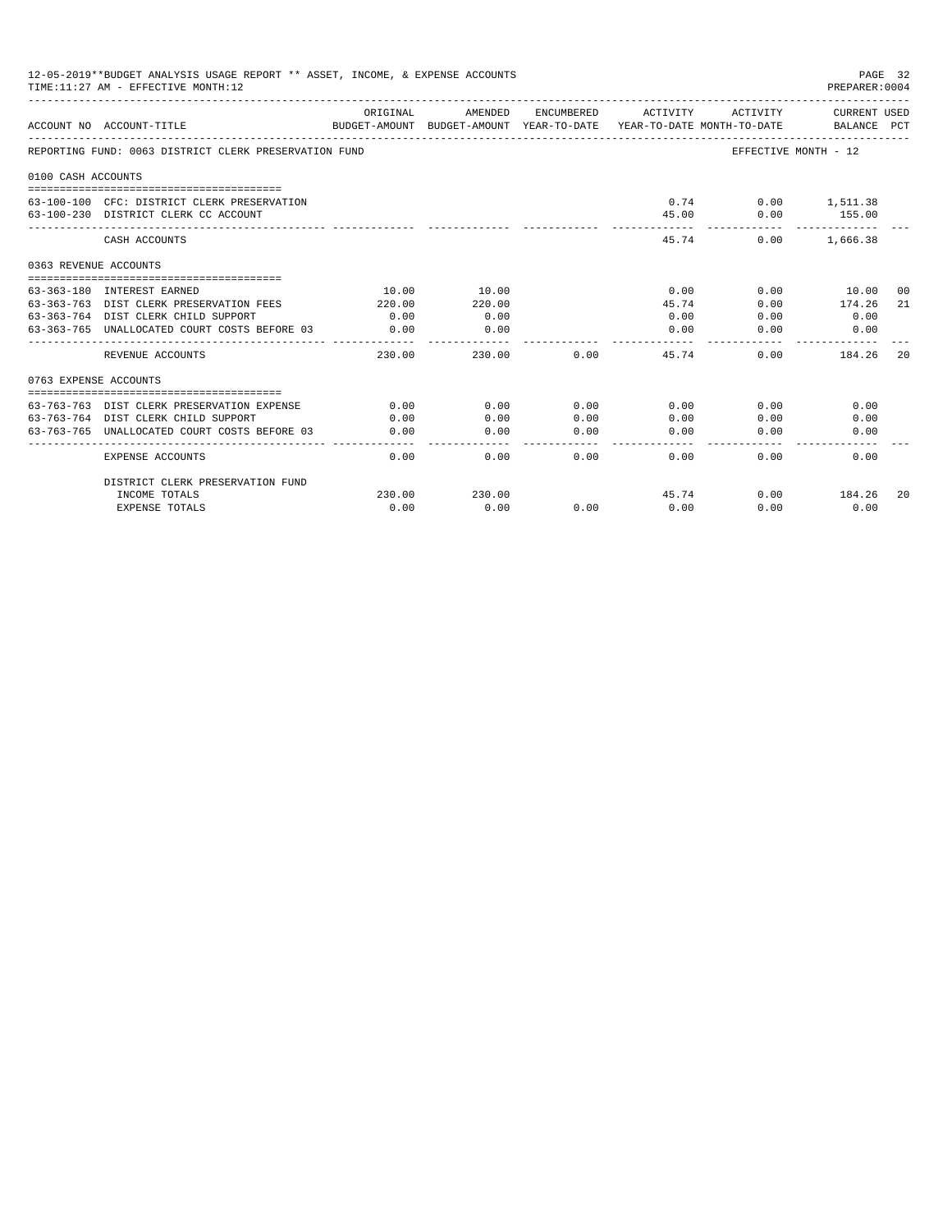12-05-2019**BUDGET ANALYSIS USAGE REPORT ** ASSET, INCOME, & EXPENSE ACCOUNTS

TIME:11:27 AM - EFFECTIVE MONTH:12

PREPARER:0004

| ACCOUNT NO | ACCOUNT-TITLE | ORIGINAL BUDGET-AMOUNT | AMENDED BUDGET-AMOUNT | ENCUMBERED YEAR-TO-DATE | ACTIVITY YEAR-TO-DATE | ACTIVITY MONTH-TO-DATE | CURRENT USED BALANCE | PCT |
|---|---|---|---|---|---|---|---|---|
| REPORTING FUND: 0063 DISTRICT CLERK PRESERVATION FUND | | | | | | EFFECTIVE MONTH - 12 | | |
| 0100 CASH ACCOUNTS | | | | | | | | |
| 63-100-100 | CFC: DISTRICT CLERK PRESERVATION | | | | 0.74 | 0.00 | 1,511.38 | |
| 63-100-230 | DISTRICT CLERK CC ACCOUNT | | | | 45.00 | 0.00 | 155.00 | |
| | CASH ACCOUNTS | | | | 45.74 | 0.00 | 1,666.38 | |
| 0363 REVENUE ACCOUNTS | | | | | | | | |
| 63-363-180 | INTEREST EARNED | 10.00 | 10.00 | | 0.00 | 0.00 | 10.00 | 00 |
| 63-363-763 | DIST CLERK PRESERVATION FEES | 220.00 | 220.00 | | 45.74 | 0.00 | 174.26 | 21 |
| 63-363-764 | DIST CLERK CHILD SUPPORT | 0.00 | 0.00 | | 0.00 | 0.00 | 0.00 | |
| 63-363-765 | UNALLOCATED COURT COSTS BEFORE 03 | 0.00 | 0.00 | | 0.00 | 0.00 | 0.00 | |
| | REVENUE ACCOUNTS | 230.00 | 230.00 | 0.00 | 45.74 | 0.00 | 184.26 | 20 |
| 0763 EXPENSE ACCOUNTS | | | | | | | | |
| 63-763-763 | DIST CLERK PRESERVATION EXPENSE | 0.00 | 0.00 | 0.00 | 0.00 | 0.00 | 0.00 | |
| 63-763-764 | DIST CLERK CHILD SUPPORT | 0.00 | 0.00 | 0.00 | 0.00 | 0.00 | 0.00 | |
| 63-763-765 | UNALLOCATED COURT COSTS BEFORE 03 | 0.00 | 0.00 | 0.00 | 0.00 | 0.00 | 0.00 | |
| | EXPENSE ACCOUNTS | 0.00 | 0.00 | 0.00 | 0.00 | 0.00 | 0.00 | |
| | DISTRICT CLERK PRESERVATION FUND | | | | | | | |
| | INCOME TOTALS | 230.00 | 230.00 | | 45.74 | 0.00 | 184.26 | 20 |
| | EXPENSE TOTALS | 0.00 | 0.00 | 0.00 | 0.00 | 0.00 | 0.00 | |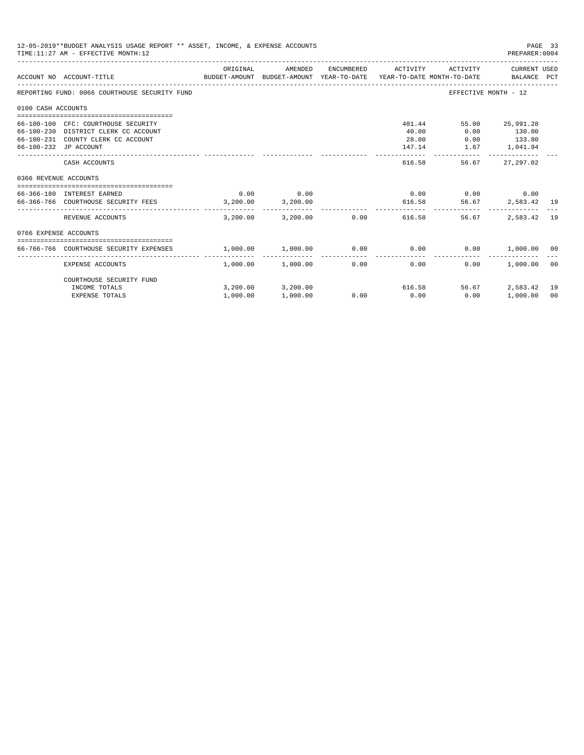12-05-2019**BUDGET ANALYSIS USAGE REPORT ** ASSET, INCOME, & EXPENSE ACCOUNTS
TIME:11:27 AM - EFFECTIVE MONTH:12

PREPARER:0004

| ACCOUNT NO | ACCOUNT-TITLE | ORIGINAL BUDGET-AMOUNT | AMENDED BUDGET-AMOUNT | ENCUMBERED YEAR-TO-DATE | ACTIVITY YEAR-TO-DATE | ACTIVITY MONTH-TO-DATE | CURRENT USED BALANCE | PCT |
|---|---|---|---|---|---|---|---|---|
| REPORTING FUND: 0066 COURTHOUSE SECURITY FUND | | | | | | | EFFECTIVE MONTH - 12 | |
| 0100 CASH ACCOUNTS | | | | | | | | |
| 66-100-100 | CFC: COURTHOUSE SECURITY | | | | 401.44 | 55.00 | 25,991.28 | |
| 66-100-230 | DISTRICT CLERK CC ACCOUNT | | | | 40.00 | 0.00 | 130.00 | |
| 66-100-231 | COUNTY CLERK CC ACCOUNT | | | | 28.00 | 0.00 | 133.80 | |
| 66-100-232 | JP ACCOUNT | | | | 147.14 | 1.67 | 1,041.94 | |
| | CASH ACCOUNTS | | | | 616.58 | 56.67 | 27,297.02 | |
| 0366 REVENUE ACCOUNTS | | | | | | | | |
| 66-366-180 | INTEREST EARNED | 0.00 | 0.00 | | 0.00 | 0.00 | 0.00 | |
| 66-366-766 | COURTHOUSE SECURITY FEES | 3,200.00 | 3,200.00 | | 616.58 | 56.67 | 2,583.42 | 19 |
| | REVENUE ACCOUNTS | 3,200.00 | 3,200.00 | 0.00 | 616.58 | 56.67 | 2,583.42 | 19 |
| 0766 EXPENSE ACCOUNTS | | | | | | | | |
| 66-766-766 | COURTHOUSE SECURITY EXPENSES | 1,000.00 | 1,000.00 | 0.00 | 0.00 | 0.00 | 1,000.00 | 00 |
| | EXPENSE ACCOUNTS | 1,000.00 | 1,000.00 | 0.00 | 0.00 | 0.00 | 1,000.00 | 00 |
| | COURTHOUSE SECURITY FUND | | | | | | | |
| | INCOME TOTALS | 3,200.00 | 3,200.00 | | 616.58 | 56.67 | 2,583.42 | 19 |
| | EXPENSE TOTALS | 1,000.00 | 1,000.00 | 0.00 | 0.00 | 0.00 | 1,000.00 | 00 |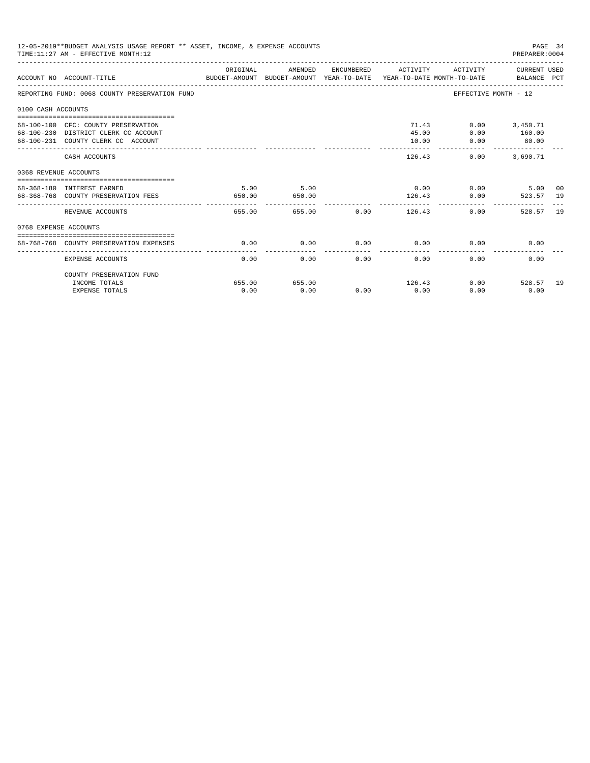12-05-2019**BUDGET ANALYSIS USAGE REPORT ** ASSET, INCOME, & EXPENSE ACCOUNTS
TIME:11:27 AM - EFFECTIVE MONTH:12

PREPARER:0004

| ACCOUNT NO | ACCOUNT-TITLE | ORIGINAL BUDGET-AMOUNT | AMENDED BUDGET-AMOUNT | ENCUMBERED YEAR-TO-DATE | ACTIVITY YEAR-TO-DATE | ACTIVITY MONTH-TO-DATE | CURRENT USED BALANCE | PCT |
|---|---|---|---|---|---|---|---|---|
| REPORTING FUND: 0068 COUNTY PRESERVATION FUND | | | | | | | EFFECTIVE MONTH - 12 | |
| 0100 CASH ACCOUNTS | | | | | | | | |
| 68-100-100 | CFC: COUNTY PRESERVATION | | | | 71.43 | 0.00 | 3,450.71 | |
| 68-100-230 | DISTRICT CLERK CC ACCOUNT | | | | 45.00 | 0.00 | 160.00 | |
| 68-100-231 | COUNTY CLERK CC ACCOUNT | | | | 10.00 | 0.00 | 80.00 | |
| | CASH ACCOUNTS | | | | 126.43 | 0.00 | 3,690.71 | |
| 0368 REVENUE ACCOUNTS | | | | | | | | |
| 68-368-180 | INTEREST EARNED | 5.00 | 5.00 | | 0.00 | 0.00 | 5.00 | 00 |
| 68-368-768 | COUNTY PRESERVATION FEES | 650.00 | 650.00 | | 126.43 | 0.00 | 523.57 | 19 |
| | REVENUE ACCOUNTS | 655.00 | 655.00 | 0.00 | 126.43 | 0.00 | 528.57 | 19 |
| 0768 EXPENSE ACCOUNTS | | | | | | | | |
| 68-768-768 | COUNTY PRESERVATION EXPENSES | 0.00 | 0.00 | 0.00 | 0.00 | 0.00 | 0.00 | |
| | EXPENSE ACCOUNTS | 0.00 | 0.00 | 0.00 | 0.00 | 0.00 | 0.00 | |
| | COUNTY PRESERVATION FUND | | | | | | | |
| | INCOME TOTALS | 655.00 | 655.00 | | 126.43 | 0.00 | 528.57 | 19 |
| | EXPENSE TOTALS | 0.00 | 0.00 | 0.00 | 0.00 | 0.00 | 0.00 | |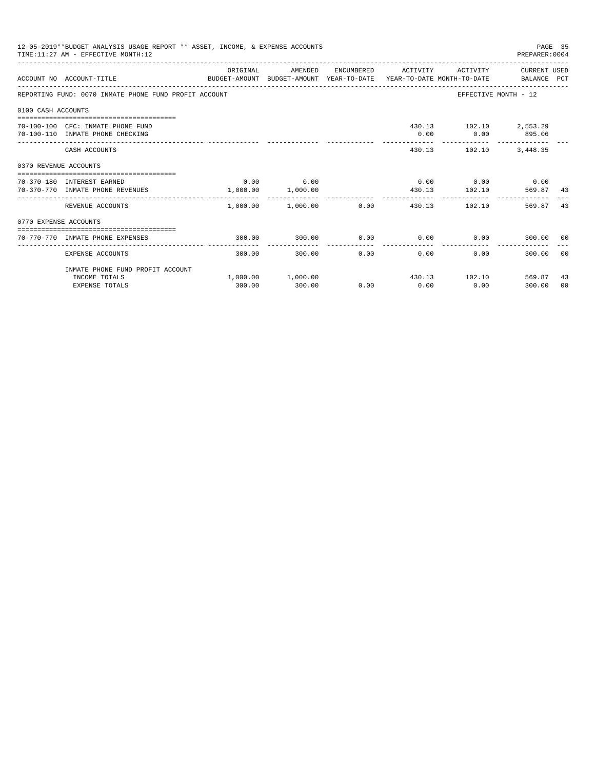12-05-2019**BUDGET ANALYSIS USAGE REPORT ** ASSET, INCOME, & EXPENSE ACCOUNTS
TIME:11:27 AM - EFFECTIVE MONTH:12

PREPARER:0004

| ACCOUNT NO | ACCOUNT-TITLE | ORIGINAL BUDGET-AMOUNT | AMENDED BUDGET-AMOUNT | ENCUMBERED YEAR-TO-DATE | ACTIVITY YEAR-TO-DATE | ACTIVITY MONTH-TO-DATE | CURRENT USED BALANCE | PCT |
|---|---|---|---|---|---|---|---|---|
| REPORTING FUND: 0070 INMATE PHONE FUND PROFIT ACCOUNT | | | | | | EFFECTIVE MONTH - 12 | | |
| 0100 CASH ACCOUNTS | | | | | | | | |
| 70-100-100 | CFC: INMATE PHONE FUND | | | | 430.13 | 102.10 | 2,553.29 | |
| 70-100-110 | INMATE PHONE CHECKING | | | | 0.00 | 0.00 | 895.06 | |
| | CASH ACCOUNTS | | | | 430.13 | 102.10 | 3,448.35 | |
| 0370 REVENUE ACCOUNTS | | | | | | | | |
| 70-370-180 | INTEREST EARNED | 0.00 | 0.00 | | 0.00 | 0.00 | 0.00 | |
| 70-370-770 | INMATE PHONE REVENUES | 1,000.00 | 1,000.00 | | 430.13 | 102.10 | 569.87 | 43 |
| | REVENUE ACCOUNTS | 1,000.00 | 1,000.00 | 0.00 | 430.13 | 102.10 | 569.87 | 43 |
| 0770 EXPENSE ACCOUNTS | | | | | | | | |
| 70-770-770 | INMATE PHONE EXPENSES | 300.00 | 300.00 | 0.00 | 0.00 | 0.00 | 300.00 | 00 |
| | EXPENSE ACCOUNTS | 300.00 | 300.00 | 0.00 | 0.00 | 0.00 | 300.00 | 00 |
| | INMATE PHONE FUND PROFIT ACCOUNT | | | | | | | |
| | INCOME TOTALS | 1,000.00 | 1,000.00 | | 430.13 | 102.10 | 569.87 | 43 |
| | EXPENSE TOTALS | 300.00 | 300.00 | 0.00 | 0.00 | 0.00 | 300.00 | 00 |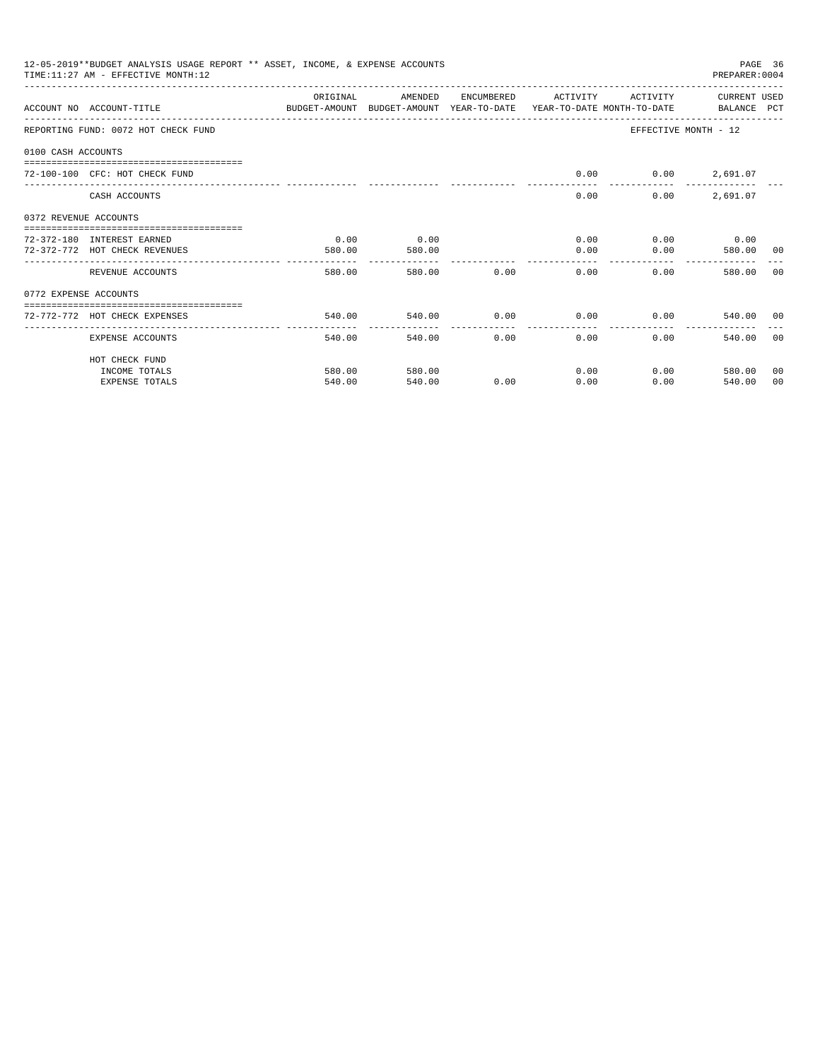12-05-2019**BUDGET ANALYSIS USAGE REPORT ** ASSET, INCOME, & EXPENSE ACCOUNTS
TIME:11:27 AM - EFFECTIVE MONTH:12

PREPARER:0004

| ACCOUNT NO | ACCOUNT-TITLE | ORIGINAL BUDGET-AMOUNT | AMENDED BUDGET-AMOUNT | ENCUMBERED YEAR-TO-DATE | ACTIVITY YEAR-TO-DATE | ACTIVITY MONTH-TO-DATE | CURRENT USED BALANCE | PCT |
|---|---|---|---|---|---|---|---|---|
| REPORTING FUND: 0072 HOT CHECK FUND | | | | | | EFFECTIVE MONTH - 12 | | |
| 0100 CASH ACCOUNTS | | | | | | | | |
| 72-100-100 | CFC: HOT CHECK FUND | | | | 0.00 | 0.00 | 2,691.07 | |
| | CASH ACCOUNTS | | | | 0.00 | 0.00 | 2,691.07 | |
| 0372 REVENUE ACCOUNTS | | | | | | | | |
| 72-372-180 | INTEREST EARNED | 0.00 | 0.00 | | 0.00 | 0.00 | 0.00 | |
| 72-372-772 | HOT CHECK REVENUES | 580.00 | 580.00 | | 0.00 | 0.00 | 580.00 | 00 |
| | REVENUE ACCOUNTS | 580.00 | 580.00 | 0.00 | 0.00 | 0.00 | 580.00 | 00 |
| 0772 EXPENSE ACCOUNTS | | | | | | | | |
| 72-772-772 | HOT CHECK EXPENSES | 540.00 | 540.00 | 0.00 | 0.00 | 0.00 | 540.00 | 00 |
| | EXPENSE ACCOUNTS | 540.00 | 540.00 | 0.00 | 0.00 | 0.00 | 540.00 | 00 |
| | HOT CHECK FUND | | | | | | | |
| | INCOME TOTALS | 580.00 | 580.00 | | 0.00 | 0.00 | 580.00 | 00 |
| | EXPENSE TOTALS | 540.00 | 540.00 | 0.00 | 0.00 | 0.00 | 540.00 | 00 |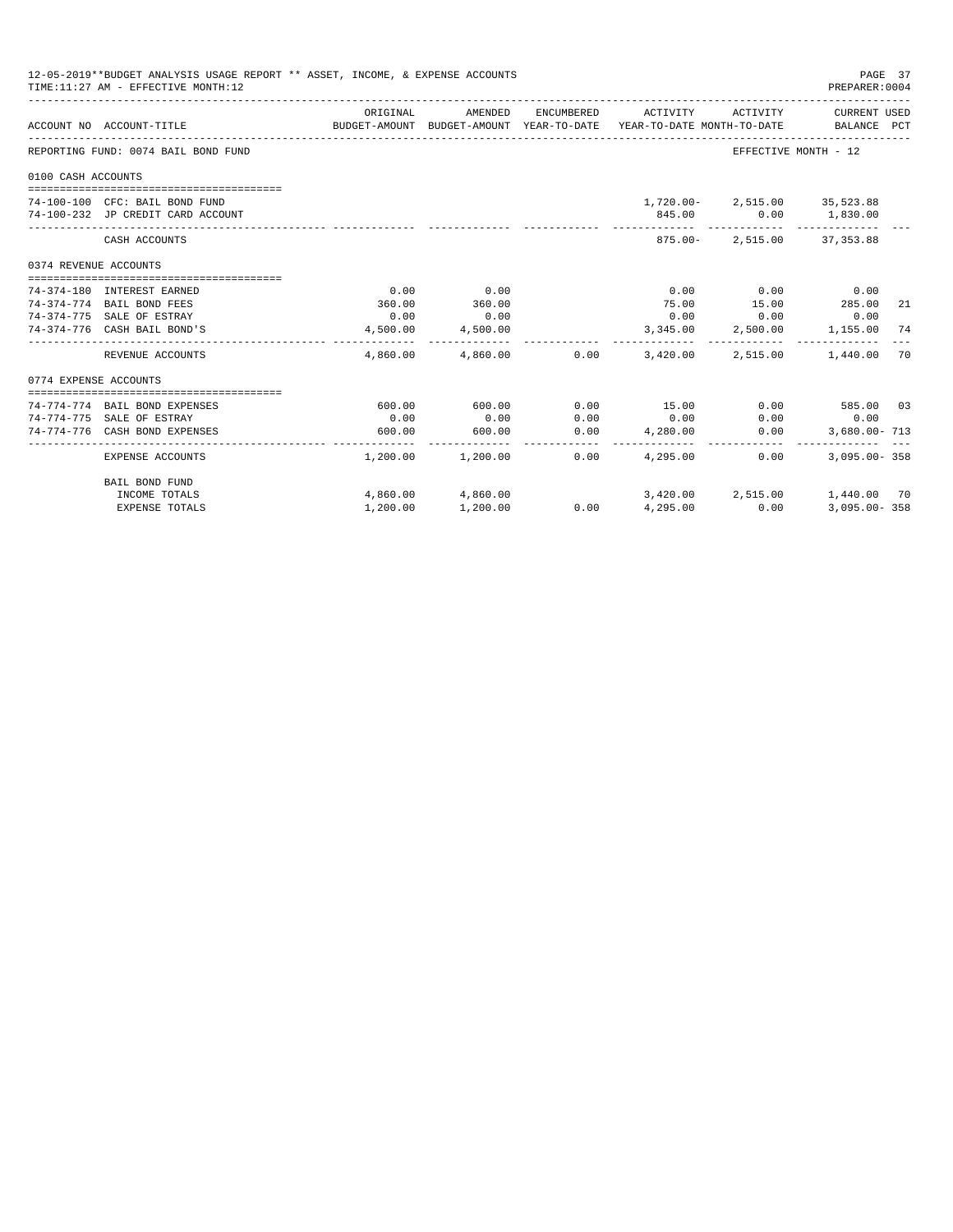12-05-2019**BUDGET ANALYSIS USAGE REPORT ** ASSET, INCOME, & EXPENSE ACCOUNTS
TIME:11:27 AM - EFFECTIVE MONTH:12

PREPARER:0004

| ACCOUNT NO | ACCOUNT-TITLE | ORIGINAL BUDGET-AMOUNT | AMENDED BUDGET-AMOUNT | ENCUMBERED YEAR-TO-DATE | ACTIVITY YEAR-TO-DATE | ACTIVITY MONTH-TO-DATE | CURRENT USED BALANCE | PCT |
|---|---|---|---|---|---|---|---|---|
| REPORTING FUND: 0074 BAIL BOND FUND | | | | | | EFFECTIVE MONTH - 12 | | |
| 0100 CASH ACCOUNTS | | | | | | | | |
| 74-100-100 | CFC: BAIL BOND FUND | | | | 1,720.00- | 2,515.00 | 35,523.88 | |
| 74-100-232 | JP CREDIT CARD ACCOUNT | | | | 845.00 | 0.00 | 1,830.00 | |
| | CASH ACCOUNTS | | | | 875.00- | 2,515.00 | 37,353.88 | |
| 0374 REVENUE ACCOUNTS | | | | | | | | |
| 74-374-180 | INTEREST EARNED | 0.00 | 0.00 | | 0.00 | 0.00 | 0.00 | |
| 74-374-774 | BAIL BOND FEES | 360.00 | 360.00 | | 75.00 | 15.00 | 285.00 | 21 |
| 74-374-775 | SALE OF ESTRAY | 0.00 | 0.00 | | 0.00 | 0.00 | 0.00 | |
| 74-374-776 | CASH BAIL BOND'S | 4,500.00 | 4,500.00 | | 3,345.00 | 2,500.00 | 1,155.00 | 74 |
| | REVENUE ACCOUNTS | 4,860.00 | 4,860.00 | 0.00 | 3,420.00 | 2,515.00 | 1,440.00 | 70 |
| 0774 EXPENSE ACCOUNTS | | | | | | | | |
| 74-774-774 | BAIL BOND EXPENSES | 600.00 | 600.00 | 0.00 | 15.00 | 0.00 | 585.00 | 03 |
| 74-774-775 | SALE OF ESTRAY | 0.00 | 0.00 | 0.00 | 0.00 | 0.00 | 0.00 | |
| 74-774-776 | CASH BOND EXPENSES | 600.00 | 600.00 | 0.00 | 4,280.00 | 0.00 | 3,680.00- | 713 |
| | EXPENSE ACCOUNTS | 1,200.00 | 1,200.00 | 0.00 | 4,295.00 | 0.00 | 3,095.00- | 358 |
| | BAIL BOND FUND | | | | | | | |
| | INCOME TOTALS | 4,860.00 | 4,860.00 | | 3,420.00 | 2,515.00 | 1,440.00 | 70 |
| | EXPENSE TOTALS | 1,200.00 | 1,200.00 | 0.00 | 4,295.00 | 0.00 | 3,095.00- | 358 |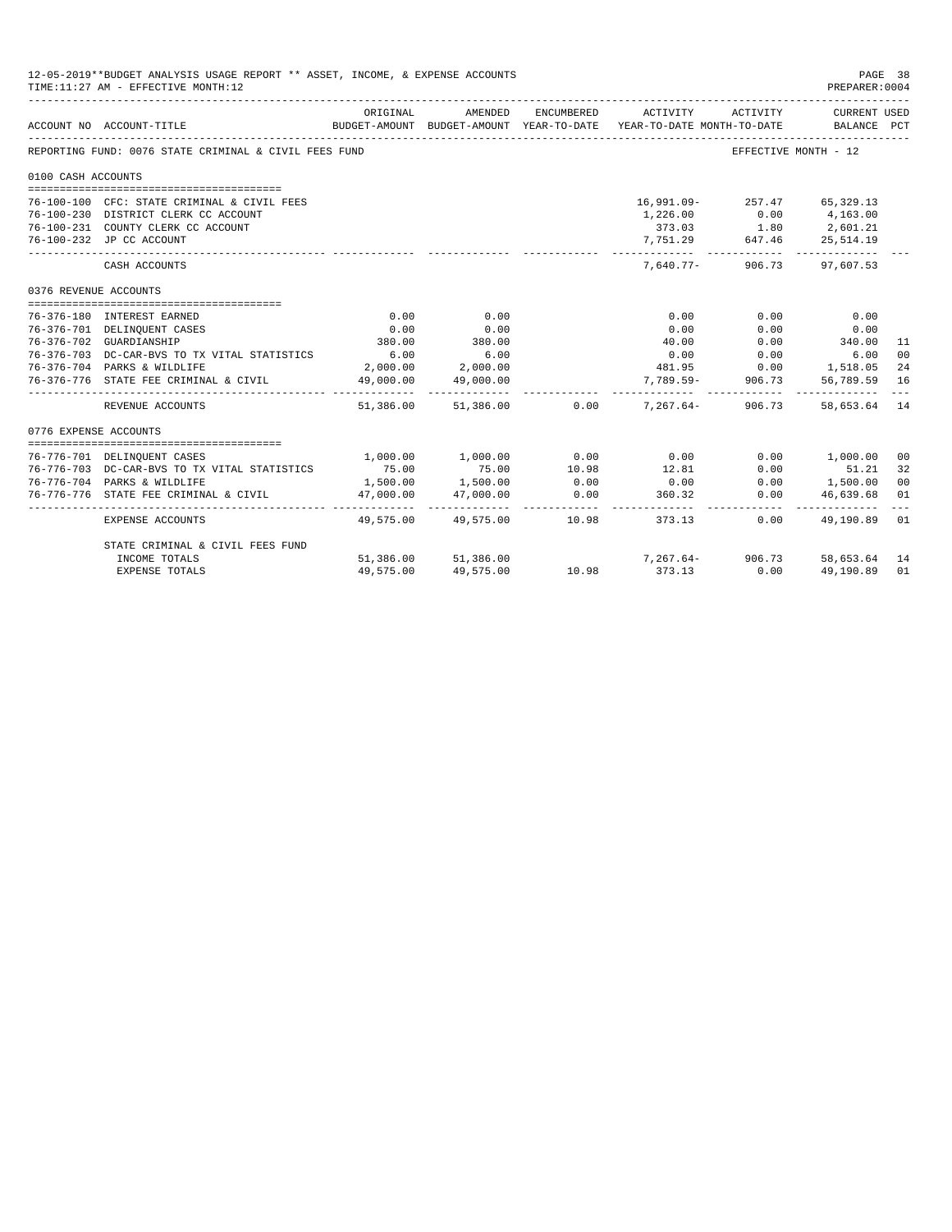12-05-2019**BUDGET ANALYSIS USAGE REPORT ** ASSET, INCOME, & EXPENSE ACCOUNTS
TIME:11:27 AM - EFFECTIVE MONTH:12
PREPARER:0004

REPORTING FUND: 0076 STATE CRIMINAL & CIVIL FEES FUND — EFFECTIVE MONTH - 12

| ACCOUNT NO | ACCOUNT-TITLE | ORIGINAL BUDGET-AMOUNT | AMENDED BUDGET-AMOUNT | ENCUMBERED YEAR-TO-DATE | ACTIVITY YEAR-TO-DATE | ACTIVITY MONTH-TO-DATE | CURRENT USED BALANCE | PCT |
|---|---|---|---|---|---|---|---|---|
| **0100 CASH ACCOUNTS** | | | | | | | | |
| 76-100-100 | CFC: STATE CRIMINAL & CIVIL FEES | | | | 16,991.09- | 257.47 | 65,329.13 | |
| 76-100-230 | DISTRICT CLERK CC ACCOUNT | | | | 1,226.00 | 0.00 | 4,163.00 | |
| 76-100-231 | COUNTY CLERK CC ACCOUNT | | | | 373.03 | 1.80 | 2,601.21 | |
| 76-100-232 | JP CC ACCOUNT | | | | 7,751.29 | 647.46 | 25,514.19 | |
| | CASH ACCOUNTS | | | | 7,640.77- | 906.73 | 97,607.53 | |
| **0376 REVENUE ACCOUNTS** | | | | | | | | |
| 76-376-180 | INTEREST EARNED | 0.00 | 0.00 | | 0.00 | 0.00 | 0.00 | |
| 76-376-701 | DELINQUENT CASES | 0.00 | 0.00 | | 0.00 | 0.00 | 0.00 | |
| 76-376-702 | GUARDIANSHIP | 380.00 | 380.00 | | 40.00 | 0.00 | 340.00 | 11 |
| 76-376-703 | DC-CAR-BVS TO TX VITAL STATISTICS | 6.00 | 6.00 | | 0.00 | 0.00 | 6.00 | 00 |
| 76-376-704 | PARKS & WILDLIFE | 2,000.00 | 2,000.00 | | 481.95 | 0.00 | 1,518.05 | 24 |
| 76-376-776 | STATE FEE CRIMINAL & CIVIL | 49,000.00 | 49,000.00 | | 7,789.59- | 906.73 | 56,789.59 | 16 |
| | REVENUE ACCOUNTS | 51,386.00 | 51,386.00 | 0.00 | 7,267.64- | 906.73 | 58,653.64 | 14 |
| **0776 EXPENSE ACCOUNTS** | | | | | | | | |
| 76-776-701 | DELINQUENT CASES | 1,000.00 | 1,000.00 | 0.00 | 0.00 | 0.00 | 1,000.00 | 00 |
| 76-776-703 | DC-CAR-BVS TO TX VITAL STATISTICS | 75.00 | 75.00 | 10.98 | 12.81 | 0.00 | 51.21 | 32 |
| 76-776-704 | PARKS & WILDLIFE | 1,500.00 | 1,500.00 | 0.00 | 0.00 | 0.00 | 1,500.00 | 00 |
| 76-776-776 | STATE FEE CRIMINAL & CIVIL | 47,000.00 | 47,000.00 | 0.00 | 360.32 | 0.00 | 46,639.68 | 01 |
| | EXPENSE ACCOUNTS | 49,575.00 | 49,575.00 | 10.98 | 373.13 | 0.00 | 49,190.89 | 01 |
| | STATE CRIMINAL & CIVIL FEES FUND | | | | | | | |
| | INCOME TOTALS | 51,386.00 | 51,386.00 | | 7,267.64- | 906.73 | 58,653.64 | 14 |
| | EXPENSE TOTALS | 49,575.00 | 49,575.00 | 10.98 | 373.13 | 0.00 | 49,190.89 | 01 |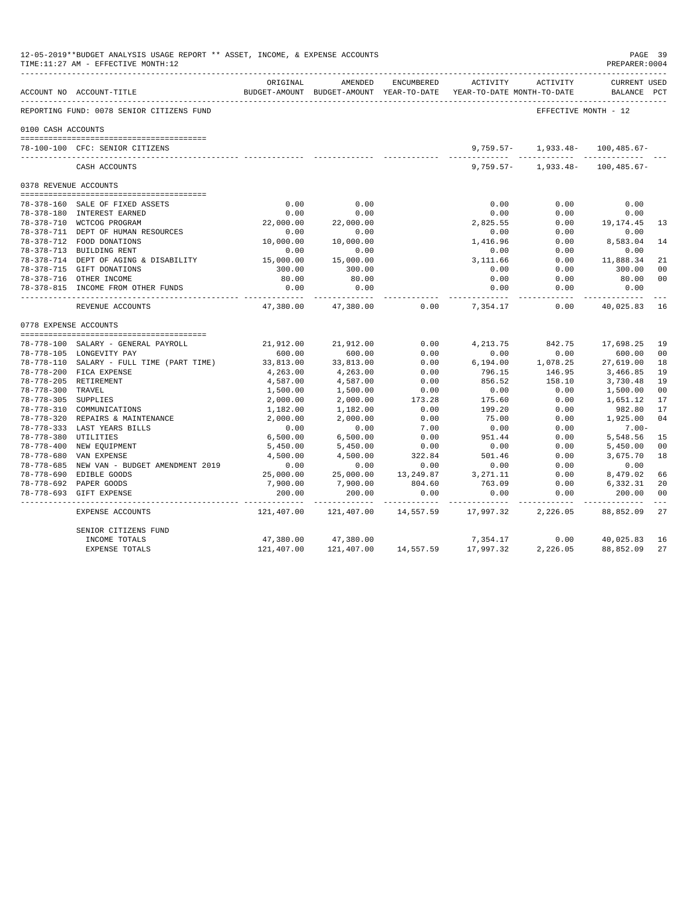12-05-2019**BUDGET ANALYSIS USAGE REPORT ** ASSET, INCOME, & EXPENSE ACCOUNTS
TIME:11:27 AM - EFFECTIVE MONTH:12

PREPARER:0004

| ACCOUNT NO | ACCOUNT-TITLE | ORIGINAL BUDGET-AMOUNT | AMENDED BUDGET-AMOUNT | ENCUMBERED YEAR-TO-DATE | ACTIVITY YEAR-TO-DATE | ACTIVITY MONTH-TO-DATE | CURRENT USED BALANCE | PCT |
|---|---|---|---|---|---|---|---|---|
| REPORTING FUND: 0078 SENIOR CITIZENS FUND | | | | | | EFFECTIVE MONTH - 12 | | |
| 0100 CASH ACCOUNTS | | | | | | | | |
| 78-100-100 | CFC: SENIOR CITIZENS | | | | 9,759.57- | 1,933.48- | 100,485.67- | |
| | CASH ACCOUNTS | | | | 9,759.57- | 1,933.48- | 100,485.67- | |
| 0378 REVENUE ACCOUNTS | | | | | | | | |
| 78-378-160 | SALE OF FIXED ASSETS | 0.00 | 0.00 | | 0.00 | 0.00 | 0.00 | |
| 78-378-180 | INTEREST EARNED | 0.00 | 0.00 | | 0.00 | 0.00 | 0.00 | |
| 78-378-710 | WCTCOG PROGRAM | 22,000.00 | 22,000.00 | | 2,825.55 | 0.00 | 19,174.45 | 13 |
| 78-378-711 | DEPT OF HUMAN RESOURCES | 0.00 | 0.00 | | 0.00 | 0.00 | 0.00 | |
| 78-378-712 | FOOD DONATIONS | 10,000.00 | 10,000.00 | | 1,416.96 | 0.00 | 8,583.04 | 14 |
| 78-378-713 | BUILDING RENT | 0.00 | 0.00 | | 0.00 | 0.00 | 0.00 | |
| 78-378-714 | DEPT OF AGING & DISABILITY | 15,000.00 | 15,000.00 | | 3,111.66 | 0.00 | 11,888.34 | 21 |
| 78-378-715 | GIFT DONATIONS | 300.00 | 300.00 | | 0.00 | 0.00 | 300.00 | 00 |
| 78-378-716 | OTHER INCOME | 80.00 | 80.00 | | 0.00 | 0.00 | 80.00 | 00 |
| 78-378-815 | INCOME FROM OTHER FUNDS | 0.00 | 0.00 | | 0.00 | 0.00 | 0.00 | |
| | REVENUE ACCOUNTS | 47,380.00 | 47,380.00 | 0.00 | 7,354.17 | 0.00 | 40,025.83 | 16 |
| 0778 EXPENSE ACCOUNTS | | | | | | | | |
| 78-778-100 | SALARY - GENERAL PAYROLL | 21,912.00 | 21,912.00 | 0.00 | 4,213.75 | 842.75 | 17,698.25 | 19 |
| 78-778-105 | LONGEVITY PAY | 600.00 | 600.00 | 0.00 | 0.00 | 0.00 | 600.00 | 00 |
| 78-778-110 | SALARY - FULL TIME (PART TIME) | 33,813.00 | 33,813.00 | 0.00 | 6,194.00 | 1,078.25 | 27,619.00 | 18 |
| 78-778-200 | FICA EXPENSE | 4,263.00 | 4,263.00 | 0.00 | 796.15 | 146.95 | 3,466.85 | 19 |
| 78-778-205 | RETIREMENT | 4,587.00 | 4,587.00 | 0.00 | 856.52 | 158.10 | 3,730.48 | 19 |
| 78-778-300 | TRAVEL | 1,500.00 | 1,500.00 | 0.00 | 0.00 | 0.00 | 1,500.00 | 00 |
| 78-778-305 | SUPPLIES | 2,000.00 | 2,000.00 | 173.28 | 175.60 | 0.00 | 1,651.12 | 17 |
| 78-778-310 | COMMUNICATIONS | 1,182.00 | 1,182.00 | 0.00 | 199.20 | 0.00 | 982.80 | 17 |
| 78-778-320 | REPAIRS & MAINTENANCE | 2,000.00 | 2,000.00 | 0.00 | 75.00 | 0.00 | 1,925.00 | 04 |
| 78-778-333 | LAST YEARS BILLS | 0.00 | 0.00 | 7.00 | 0.00 | 0.00 | 7.00- | |
| 78-778-380 | UTILITIES | 6,500.00 | 6,500.00 | 0.00 | 951.44 | 0.00 | 5,548.56 | 15 |
| 78-778-400 | NEW EQUIPMENT | 5,450.00 | 5,450.00 | 0.00 | 0.00 | 0.00 | 5,450.00 | 00 |
| 78-778-680 | VAN EXPENSE | 4,500.00 | 4,500.00 | 322.84 | 501.46 | 0.00 | 3,675.70 | 18 |
| 78-778-685 | NEW VAN - BUDGET AMENDMENT 2019 | 0.00 | 0.00 | 0.00 | 0.00 | 0.00 | 0.00 | |
| 78-778-690 | EDIBLE GOODS | 25,000.00 | 25,000.00 | 13,249.87 | 3,271.11 | 0.00 | 8,479.02 | 66 |
| 78-778-692 | PAPER GOODS | 7,900.00 | 7,900.00 | 804.60 | 763.09 | 0.00 | 6,332.31 | 20 |
| 78-778-693 | GIFT EXPENSE | 200.00 | 200.00 | 0.00 | 0.00 | 0.00 | 200.00 | 00 |
| | EXPENSE ACCOUNTS | 121,407.00 | 121,407.00 | 14,557.59 | 17,997.32 | 2,226.05 | 88,852.09 | 27 |
| | SENIOR CITIZENS FUND | | | | | | | |
| | INCOME TOTALS | 47,380.00 | 47,380.00 | | 7,354.17 | 0.00 | 40,025.83 | 16 |
| | EXPENSE TOTALS | 121,407.00 | 121,407.00 | 14,557.59 | 17,997.32 | 2,226.05 | 88,852.09 | 27 |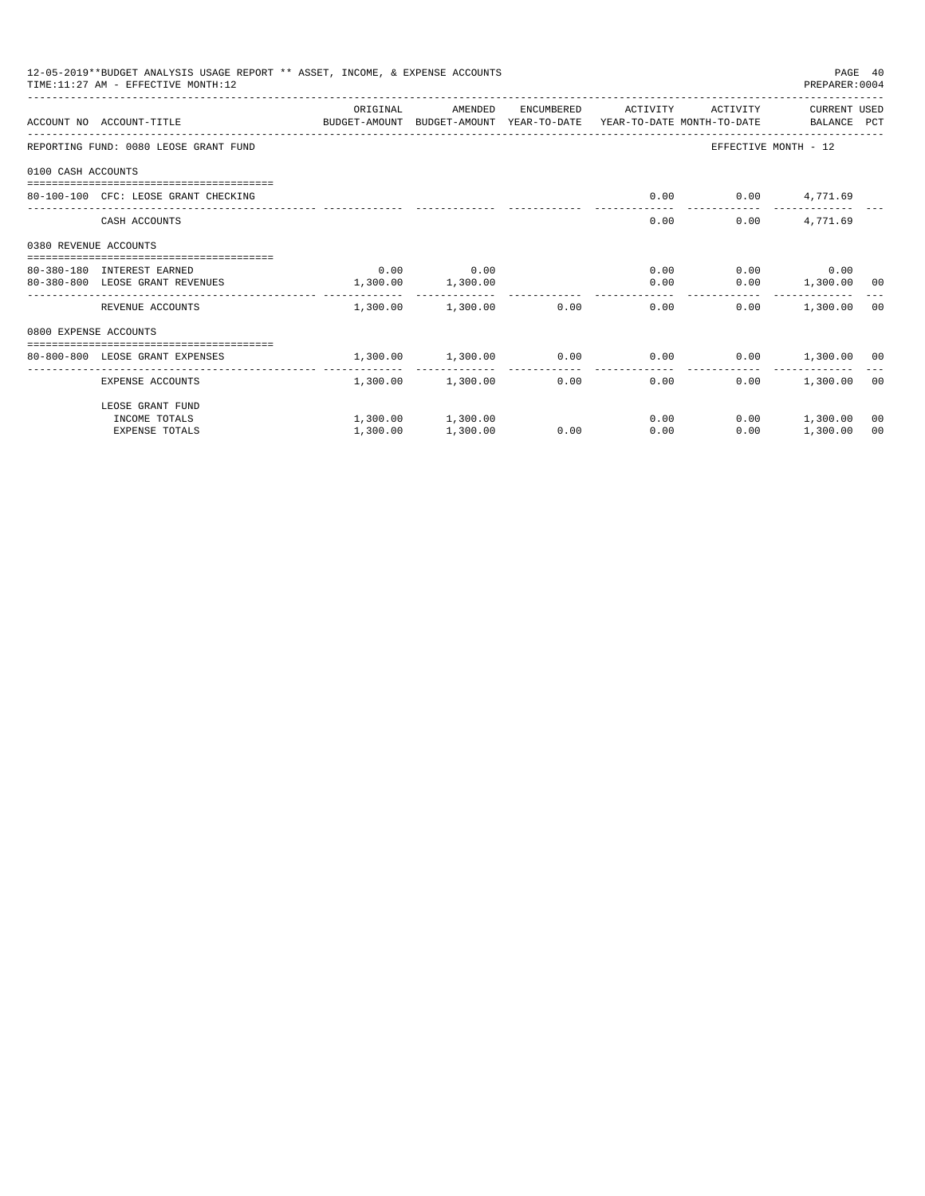12-05-2019**BUDGET ANALYSIS USAGE REPORT ** ASSET, INCOME, & EXPENSE ACCOUNTS
TIME:11:27 AM - EFFECTIVE MONTH:12

PREPARER:0004

| ACCOUNT NO | ACCOUNT-TITLE | ORIGINAL BUDGET-AMOUNT | AMENDED BUDGET-AMOUNT | ENCUMBERED YEAR-TO-DATE | ACTIVITY YEAR-TO-DATE | ACTIVITY MONTH-TO-DATE | CURRENT BALANCE | USED PCT |
|---|---|---|---|---|---|---|---|---|
| REPORTING FUND: 0080 LEOSE GRANT FUND | | | | | | EFFECTIVE MONTH - 12 | | |
| 0100 CASH ACCOUNTS | | | | | | | | |
| 80-100-100 | CFC: LEOSE GRANT CHECKING | | | | 0.00 | 0.00 | 4,771.69 | |
| | CASH ACCOUNTS | | | | 0.00 | 0.00 | 4,771.69 | |
| 0380 REVENUE ACCOUNTS | | | | | | | | |
| 80-380-180 | INTEREST EARNED | 0.00 | 0.00 | | 0.00 | 0.00 | 0.00 | |
| 80-380-800 | LEOSE GRANT REVENUES | 1,300.00 | 1,300.00 | | 0.00 | 0.00 | 1,300.00 | 00 |
| | REVENUE ACCOUNTS | 1,300.00 | 1,300.00 | 0.00 | 0.00 | 0.00 | 1,300.00 | 00 |
| 0800 EXPENSE ACCOUNTS | | | | | | | | |
| 80-800-800 | LEOSE GRANT EXPENSES | 1,300.00 | 1,300.00 | 0.00 | 0.00 | 0.00 | 1,300.00 | 00 |
| | EXPENSE ACCOUNTS | 1,300.00 | 1,300.00 | 0.00 | 0.00 | 0.00 | 1,300.00 | 00 |
| | LEOSE GRANT FUND | | | | | | | |
| | INCOME TOTALS | 1,300.00 | 1,300.00 | | 0.00 | 0.00 | 1,300.00 | 00 |
| | EXPENSE TOTALS | 1,300.00 | 1,300.00 | 0.00 | 0.00 | 0.00 | 1,300.00 | 00 |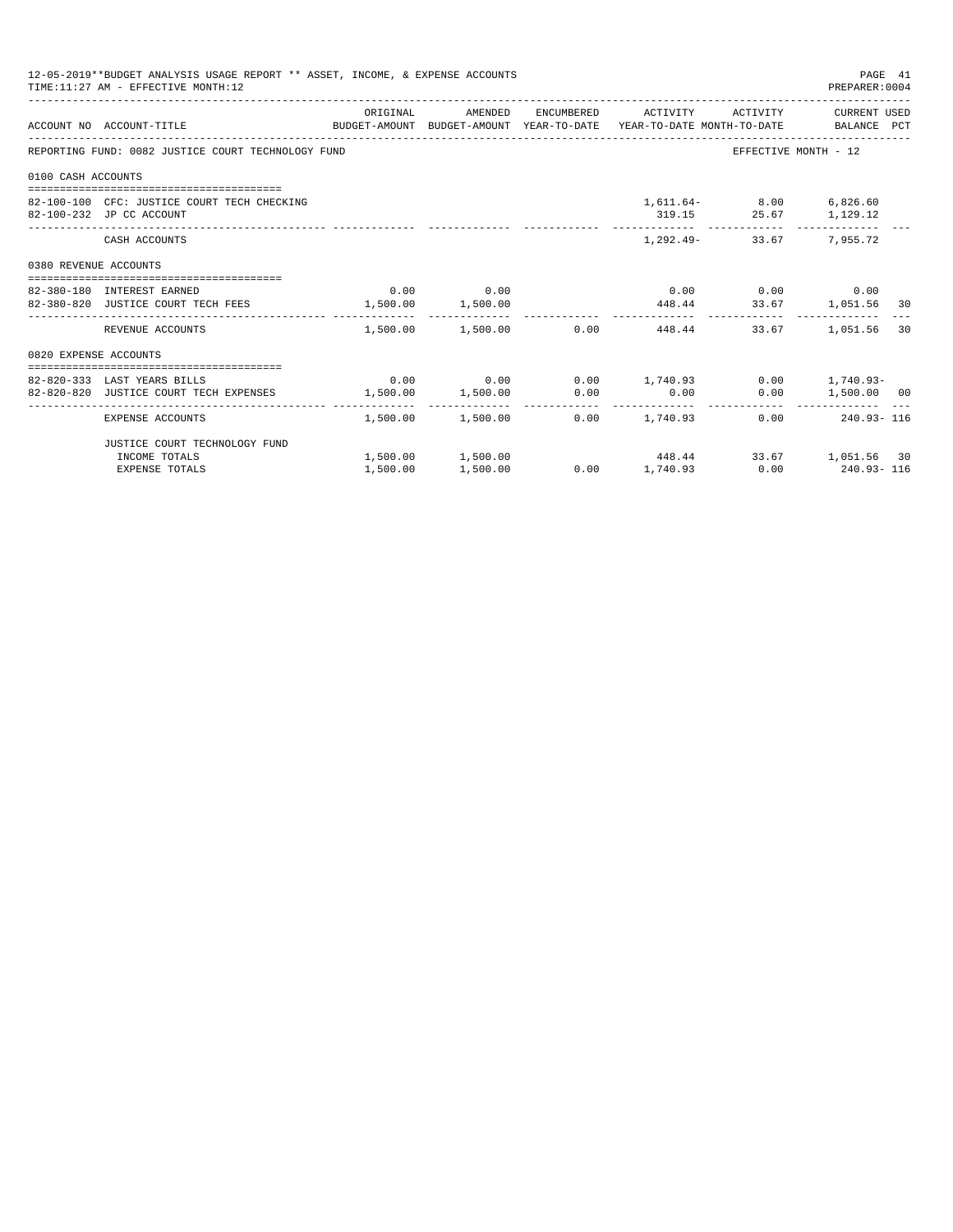12-05-2019**BUDGET ANALYSIS USAGE REPORT ** ASSET, INCOME, & EXPENSE ACCOUNTS
TIME:11:27 AM - EFFECTIVE MONTH:12

PREPARER:0004

REPORTING FUND: 0082 JUSTICE COURT TECHNOLOGY FUND — EFFECTIVE MONTH - 12

| ACCOUNT NO | ACCOUNT-TITLE | ORIGINAL BUDGET-AMOUNT | AMENDED BUDGET-AMOUNT | ENCUMBERED YEAR-TO-DATE | ACTIVITY YEAR-TO-DATE | ACTIVITY MONTH-TO-DATE | CURRENT USED BALANCE | PCT |
|---|---|---|---|---|---|---|---|---|
| **0100 CASH ACCOUNTS** | | | | | | | | |
| 82-100-100 | CFC: JUSTICE COURT TECH CHECKING | | | | 1,611.64- | 8.00 | 6,826.60 | |
| 82-100-232 | JP CC ACCOUNT | | | | 319.15 | 25.67 | 1,129.12 | |
| | CASH ACCOUNTS | | | | 1,292.49- | 33.67 | 7,955.72 | |
| **0380 REVENUE ACCOUNTS** | | | | | | | | |
| 82-380-180 | INTEREST EARNED | 0.00 | 0.00 | | 0.00 | 0.00 | 0.00 | |
| 82-380-820 | JUSTICE COURT TECH FEES | 1,500.00 | 1,500.00 | | 448.44 | 33.67 | 1,051.56 | 30 |
| | REVENUE ACCOUNTS | 1,500.00 | 1,500.00 | 0.00 | 448.44 | 33.67 | 1,051.56 | 30 |
| **0820 EXPENSE ACCOUNTS** | | | | | | | | |
| 82-820-333 | LAST YEARS BILLS | 0.00 | 0.00 | 0.00 | 1,740.93 | 0.00 | 1,740.93- | |
| 82-820-820 | JUSTICE COURT TECH EXPENSES | 1,500.00 | 1,500.00 | 0.00 | 0.00 | 0.00 | 1,500.00 | 00 |
| | EXPENSE ACCOUNTS | 1,500.00 | 1,500.00 | 0.00 | 1,740.93 | 0.00 | 240.93- | 116 |
| | JUSTICE COURT TECHNOLOGY FUND | | | | | | | |
| | INCOME TOTALS | 1,500.00 | 1,500.00 | | 448.44 | 33.67 | 1,051.56 | 30 |
| | EXPENSE TOTALS | 1,500.00 | 1,500.00 | 0.00 | 1,740.93 | 0.00 | 240.93- | 116 |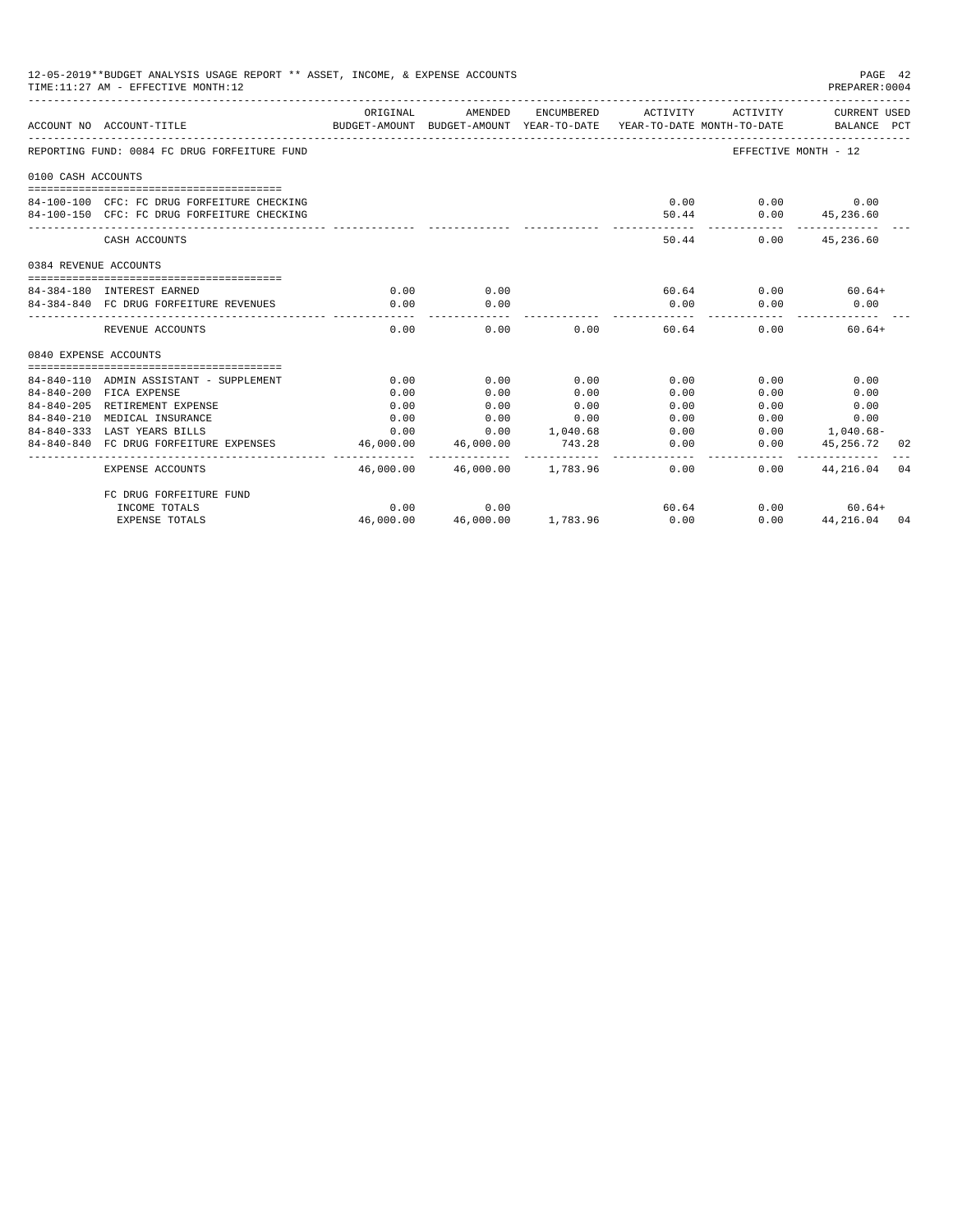12-05-2019**BUDGET ANALYSIS USAGE REPORT ** ASSET, INCOME, & EXPENSE ACCOUNTS
TIME:11:27 AM - EFFECTIVE MONTH:12

PREPARER:0004

| ACCOUNT NO | ACCOUNT-TITLE | ORIGINAL BUDGET-AMOUNT | AMENDED BUDGET-AMOUNT | ENCUMBERED YEAR-TO-DATE | ACTIVITY YEAR-TO-DATE | ACTIVITY MONTH-TO-DATE | CURRENT USED BALANCE | PCT |
|---|---|---|---|---|---|---|---|---|
| REPORTING FUND: 0084 FC DRUG FORFEITURE FUND | | | | | | EFFECTIVE MONTH - 12 | | |
| 0100 CASH ACCOUNTS | | | | | | | | |
| 84-100-100 | CFC: FC DRUG FORFEITURE CHECKING | | | | 0.00 | 0.00 | 0.00 | |
| 84-100-150 | CFC: FC DRUG FORFEITURE CHECKING | | | | 50.44 | 0.00 | 45,236.60 | |
| | CASH ACCOUNTS | | | | 50.44 | 0.00 | 45,236.60 | |
| 0384 REVENUE ACCOUNTS | | | | | | | | |
| 84-384-180 | INTEREST EARNED | 0.00 | 0.00 | | 60.64 | 0.00 | 60.64+ | |
| 84-384-840 | FC DRUG FORFEITURE REVENUES | 0.00 | 0.00 | | 0.00 | 0.00 | 0.00 | |
| | REVENUE ACCOUNTS | 0.00 | 0.00 | 0.00 | 60.64 | 0.00 | 60.64+ | |
| 0840 EXPENSE ACCOUNTS | | | | | | | | |
| 84-840-110 | ADMIN ASSISTANT - SUPPLEMENT | 0.00 | 0.00 | 0.00 | 0.00 | 0.00 | 0.00 | |
| 84-840-200 | FICA EXPENSE | 0.00 | 0.00 | 0.00 | 0.00 | 0.00 | 0.00 | |
| 84-840-205 | RETIREMENT EXPENSE | 0.00 | 0.00 | 0.00 | 0.00 | 0.00 | 0.00 | |
| 84-840-210 | MEDICAL INSURANCE | 0.00 | 0.00 | 0.00 | 0.00 | 0.00 | 0.00 | |
| 84-840-333 | LAST YEARS BILLS | 0.00 | 0.00 | 1,040.68 | 0.00 | 0.00 | 1,040.68- | |
| 84-840-840 | FC DRUG FORFEITURE EXPENSES | 46,000.00 | 46,000.00 | 743.28 | 0.00 | 0.00 | 45,256.72 | 02 |
| | EXPENSE ACCOUNTS | 46,000.00 | 46,000.00 | 1,783.96 | 0.00 | 0.00 | 44,216.04 | 04 |
| | FC DRUG FORFEITURE FUND | | | | | | | |
| | INCOME TOTALS | 0.00 | 0.00 | | 60.64 | 0.00 | 60.64+ | |
| | EXPENSE TOTALS | 46,000.00 | 46,000.00 | 1,783.96 | 0.00 | 0.00 | 44,216.04 | 04 |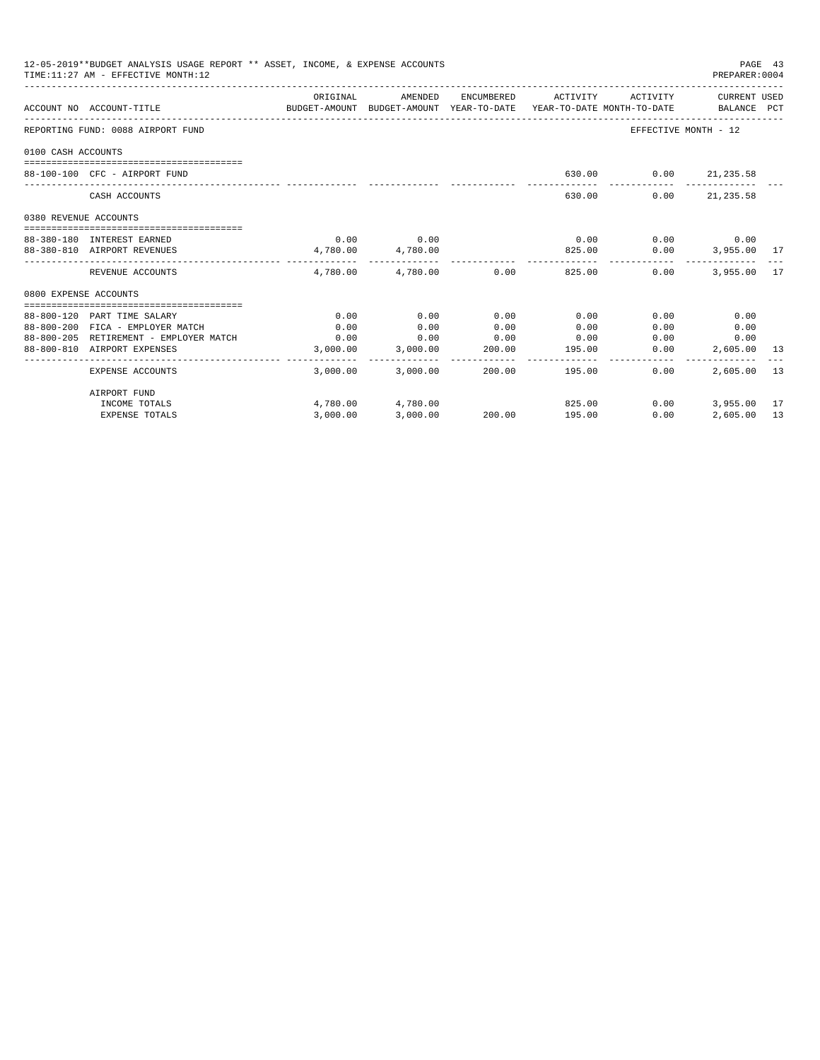12-05-2019**BUDGET ANALYSIS USAGE REPORT ** ASSET, INCOME, & EXPENSE ACCOUNTS
TIME:11:27 AM - EFFECTIVE MONTH:12

| ACCOUNT NO | ACCOUNT-TITLE | ORIGINAL BUDGET-AMOUNT | AMENDED BUDGET-AMOUNT | ENCUMBERED YEAR-TO-DATE | ACTIVITY YEAR-TO-DATE | ACTIVITY MONTH-TO-DATE | CURRENT USED BALANCE | PCT |
|---|---|---|---|---|---|---|---|---|
| REPORTING FUND: 0088 AIRPORT FUND | | | | | | | EFFECTIVE MONTH - 12 | |
| 0100 CASH ACCOUNTS | | | | | | | | |
| 88-100-100 | CFC - AIRPORT FUND | | | | 630.00 | 0.00 | 21,235.58 | |
| | CASH ACCOUNTS | | | | 630.00 | 0.00 | 21,235.58 | |
| 0380 REVENUE ACCOUNTS | | | | | | | | |
| 88-380-180 | INTEREST EARNED | 0.00 | 0.00 | | 0.00 | 0.00 | 0.00 | |
| 88-380-810 | AIRPORT REVENUES | 4,780.00 | 4,780.00 | | 825.00 | 0.00 | 3,955.00 | 17 |
| | REVENUE ACCOUNTS | 4,780.00 | 4,780.00 | 0.00 | 825.00 | 0.00 | 3,955.00 | 17 |
| 0800 EXPENSE ACCOUNTS | | | | | | | | |
| 88-800-120 | PART TIME SALARY | 0.00 | 0.00 | 0.00 | 0.00 | 0.00 | 0.00 | |
| 88-800-200 | FICA - EMPLOYER MATCH | 0.00 | 0.00 | 0.00 | 0.00 | 0.00 | 0.00 | |
| 88-800-205 | RETIREMENT - EMPLOYER MATCH | 0.00 | 0.00 | 0.00 | 0.00 | 0.00 | 0.00 | |
| 88-800-810 | AIRPORT EXPENSES | 3,000.00 | 3,000.00 | 200.00 | 195.00 | 0.00 | 2,605.00 | 13 |
| | EXPENSE ACCOUNTS | 3,000.00 | 3,000.00 | 200.00 | 195.00 | 0.00 | 2,605.00 | 13 |
| | AIRPORT FUND | | | | | | | |
| | INCOME TOTALS | 4,780.00 | 4,780.00 | | 825.00 | 0.00 | 3,955.00 | 17 |
| | EXPENSE TOTALS | 3,000.00 | 3,000.00 | 200.00 | 195.00 | 0.00 | 2,605.00 | 13 |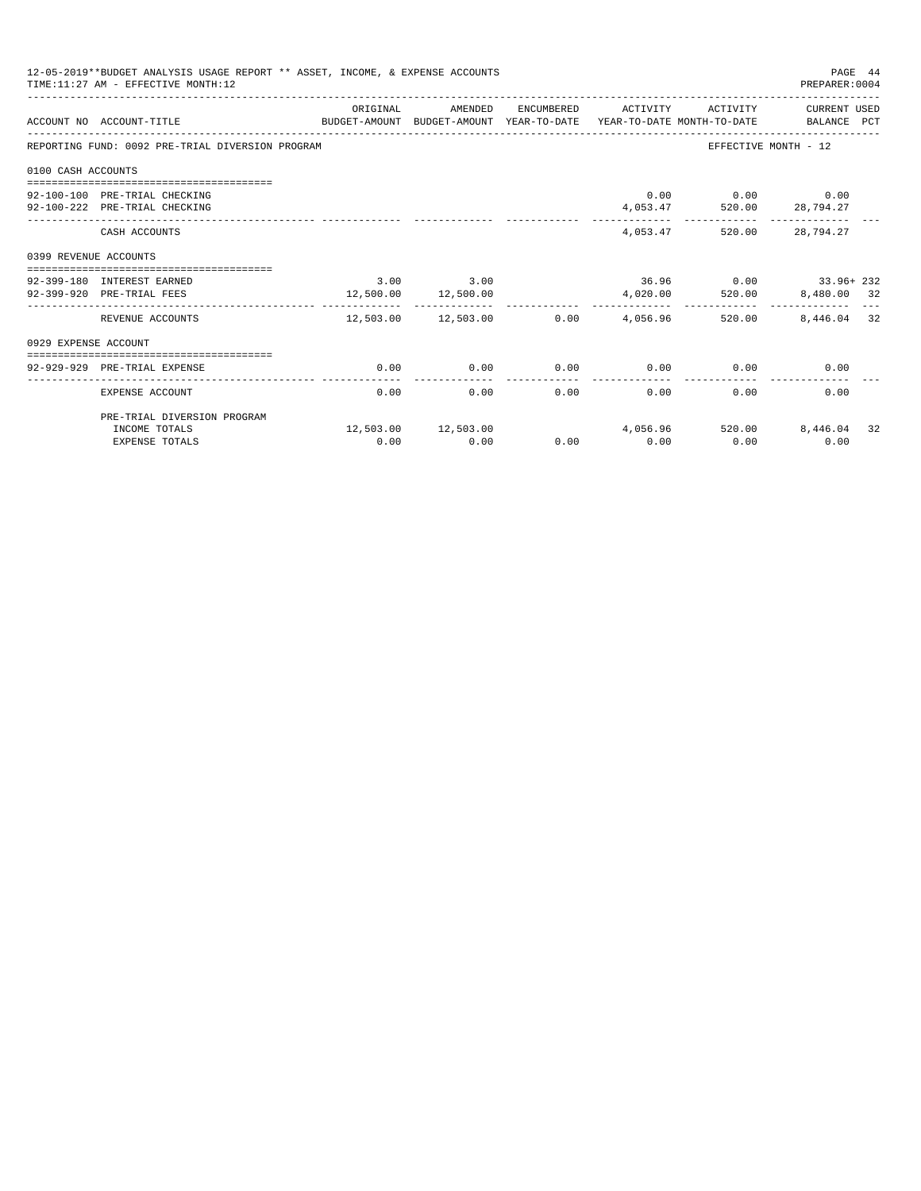12-05-2019**BUDGET ANALYSIS USAGE REPORT ** ASSET, INCOME, & EXPENSE ACCOUNTS
TIME:11:27 AM - EFFECTIVE MONTH:12
PREPARER:0004

| ACCOUNT NO | ACCOUNT-TITLE | ORIGINAL BUDGET-AMOUNT | AMENDED BUDGET-AMOUNT | ENCUMBERED YEAR-TO-DATE | ACTIVITY YEAR-TO-DATE | ACTIVITY MONTH-TO-DATE | CURRENT USED BALANCE | PCT |
|---|---|---|---|---|---|---|---|---|
| REPORTING FUND: 0092 PRE-TRIAL DIVERSION PROGRAM | | | | | | EFFECTIVE MONTH - 12 | | |
| 0100 CASH ACCOUNTS | | | | | | | | |
| 92-100-100 | PRE-TRIAL CHECKING | | | | 0.00 | 0.00 | 0.00 | |
| 92-100-222 | PRE-TRIAL CHECKING | | | | 4,053.47 | 520.00 | 28,794.27 | |
| | CASH ACCOUNTS | | | | 4,053.47 | 520.00 | 28,794.27 | |
| 0399 REVENUE ACCOUNTS | | | | | | | | |
| 92-399-180 | INTEREST EARNED | 3.00 | 3.00 | | 36.96 | 0.00 | 33.96+ | 232 |
| 92-399-920 | PRE-TRIAL FEES | 12,500.00 | 12,500.00 | | 4,020.00 | 520.00 | 8,480.00 | 32 |
| | REVENUE ACCOUNTS | 12,503.00 | 12,503.00 | 0.00 | 4,056.96 | 520.00 | 8,446.04 | 32 |
| 0929 EXPENSE ACCOUNT | | | | | | | | |
| 92-929-929 | PRE-TRIAL EXPENSE | 0.00 | 0.00 | 0.00 | 0.00 | 0.00 | 0.00 | |
| | EXPENSE ACCOUNT | 0.00 | 0.00 | 0.00 | 0.00 | 0.00 | 0.00 | |
| | PRE-TRIAL DIVERSION PROGRAM | | | | | | | |
| | INCOME TOTALS | 12,503.00 | 12,503.00 | | 4,056.96 | 520.00 | 8,446.04 | 32 |
| | EXPENSE TOTALS | 0.00 | 0.00 | 0.00 | 0.00 | 0.00 | 0.00 | |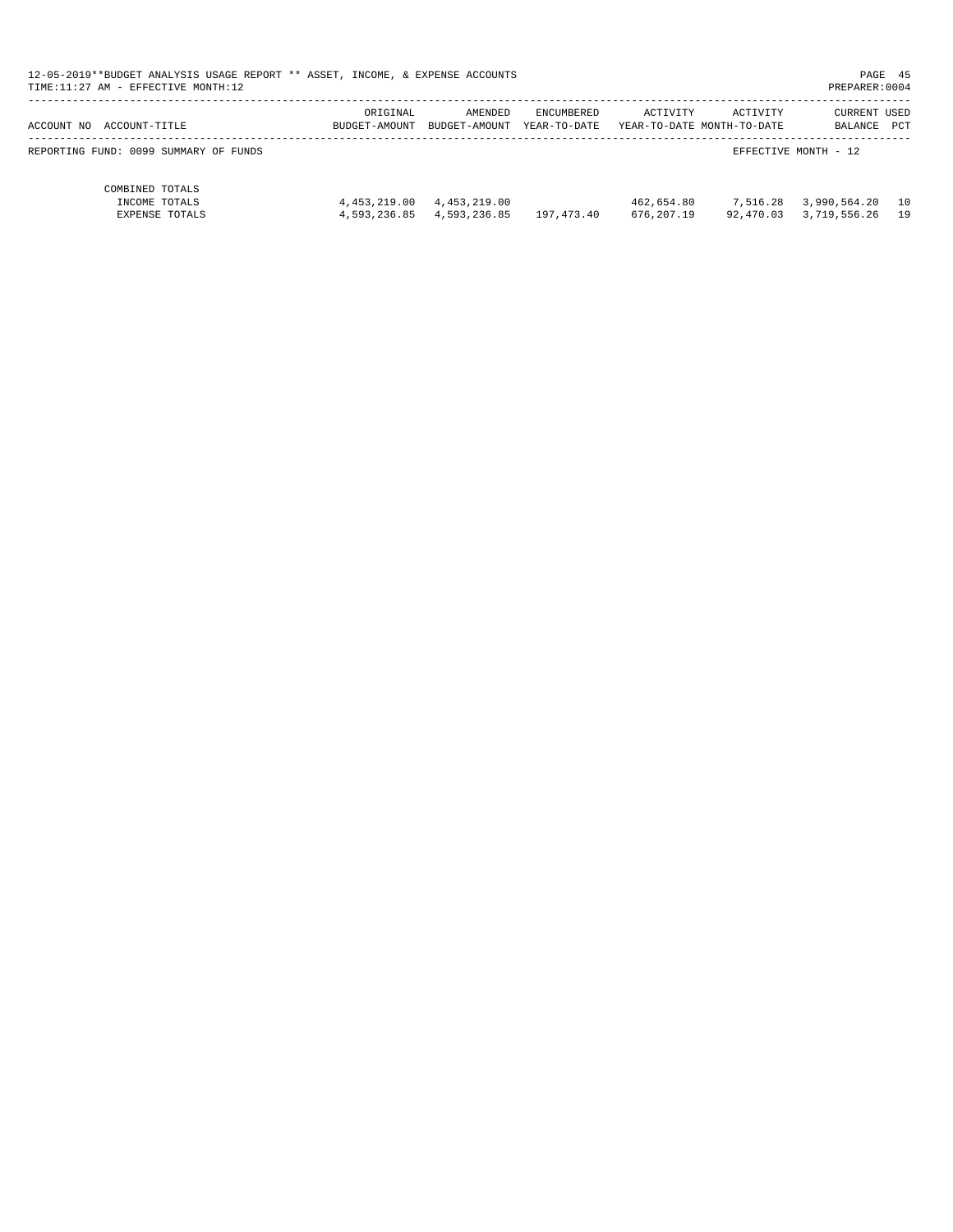12-05-2019**BUDGET ANALYSIS USAGE REPORT ** ASSET, INCOME, & EXPENSE ACCOUNTS

TIME:11:27 AM - EFFECTIVE MONTH:12

PREPARER:0004

| ACCOUNT NO ACCOUNT-TITLE | ORIGINAL BUDGET-AMOUNT | AMENDED BUDGET-AMOUNT | ENCUMBERED YEAR-TO-DATE | ACTIVITY YEAR-TO-DATE | ACTIVITY MONTH-TO-DATE | CURRENT BALANCE | USED PCT |
|---|---|---|---|---|---|---|---|
| REPORTING FUND: 0099 SUMMARY OF FUNDS | | | | | EFFECTIVE MONTH - 12 | | |
| COMBINED TOTALS | | | | | | | |
| INCOME TOTALS | 4,453,219.00 | 4,453,219.00 | | 462,654.80 | 7,516.28 | 3,990,564.20 | 10 |
| EXPENSE TOTALS | 4,593,236.85 | 4,593,236.85 | 197,473.40 | 676,207.19 | 92,470.03 | 3,719,556.26 | 19 |